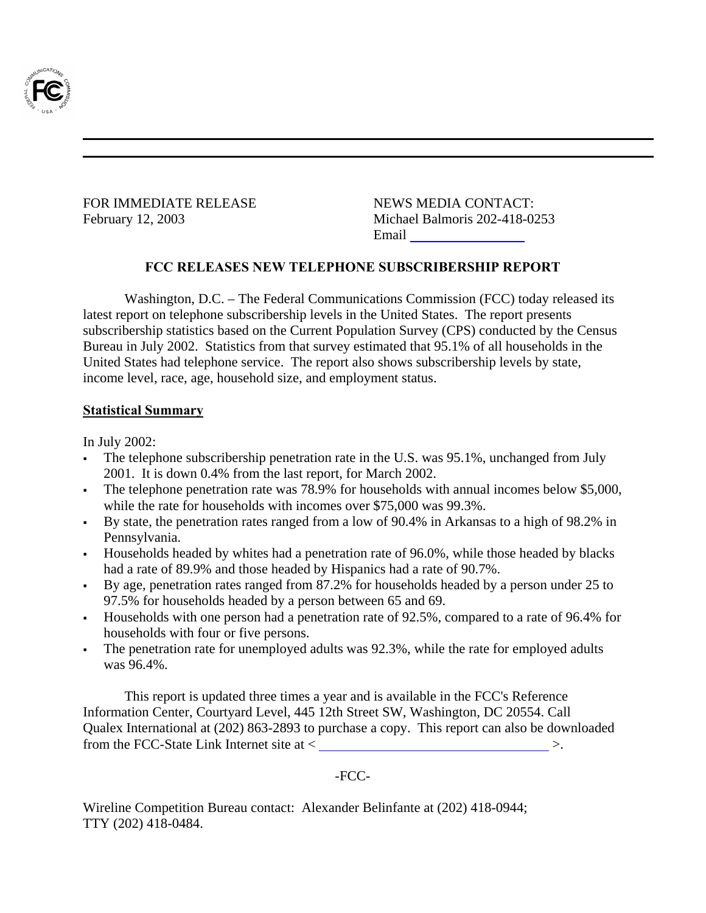FOR IMMEDIATE RELEASE
February 12, 2003

NEWS MEDIA CONTACT:
Michael Balmoris 202-418-0253
Email

## FCC RELEASES NEW TELEPHONE SUBSCRIBERSHIP REPORT

Washington, D.C. – The Federal Communications Commission (FCC) today released its latest report on telephone subscribership levels in the United States. The report presents subscribership statistics based on the Current Population Survey (CPS) conducted by the Census Bureau in July 2002. Statistics from that survey estimated that 95.1% of all households in the United States had telephone service. The report also shows subscribership levels by state, income level, race, age, household size, and employment status.

### Statistical Summary

In July 2002:

- The telephone subscribership penetration rate in the U.S. was 95.1%, unchanged from July 2001. It is down 0.4% from the last report, for March 2002.
- The telephone penetration rate was 78.9% for households with annual incomes below $5,000, while the rate for households with incomes over $75,000 was 99.3%.
- By state, the penetration rates ranged from a low of 90.4% in Arkansas to a high of 98.2% in Pennsylvania.
- Households headed by whites had a penetration rate of 96.0%, while those headed by blacks had a rate of 89.9% and those headed by Hispanics had a rate of 90.7%.
- By age, penetration rates ranged from 87.2% for households headed by a person under 25 to 97.5% for households headed by a person between 65 and 69.
- Households with one person had a penetration rate of 92.5%, compared to a rate of 96.4% for households with four or five persons.
- The penetration rate for unemployed adults was 92.3%, while the rate for employed adults was 96.4%.

This report is updated three times a year and is available in the FCC's Reference Information Center, Courtyard Level, 445 12th Street SW, Washington, DC 20554. Call Qualex International at (202) 863-2893 to purchase a copy. This report can also be downloaded from the FCC-State Link Internet site at < >.

-FCC-

Wireline Competition Bureau contact: Alexander Belinfante at (202) 418-0944;
TTY (202) 418-0484.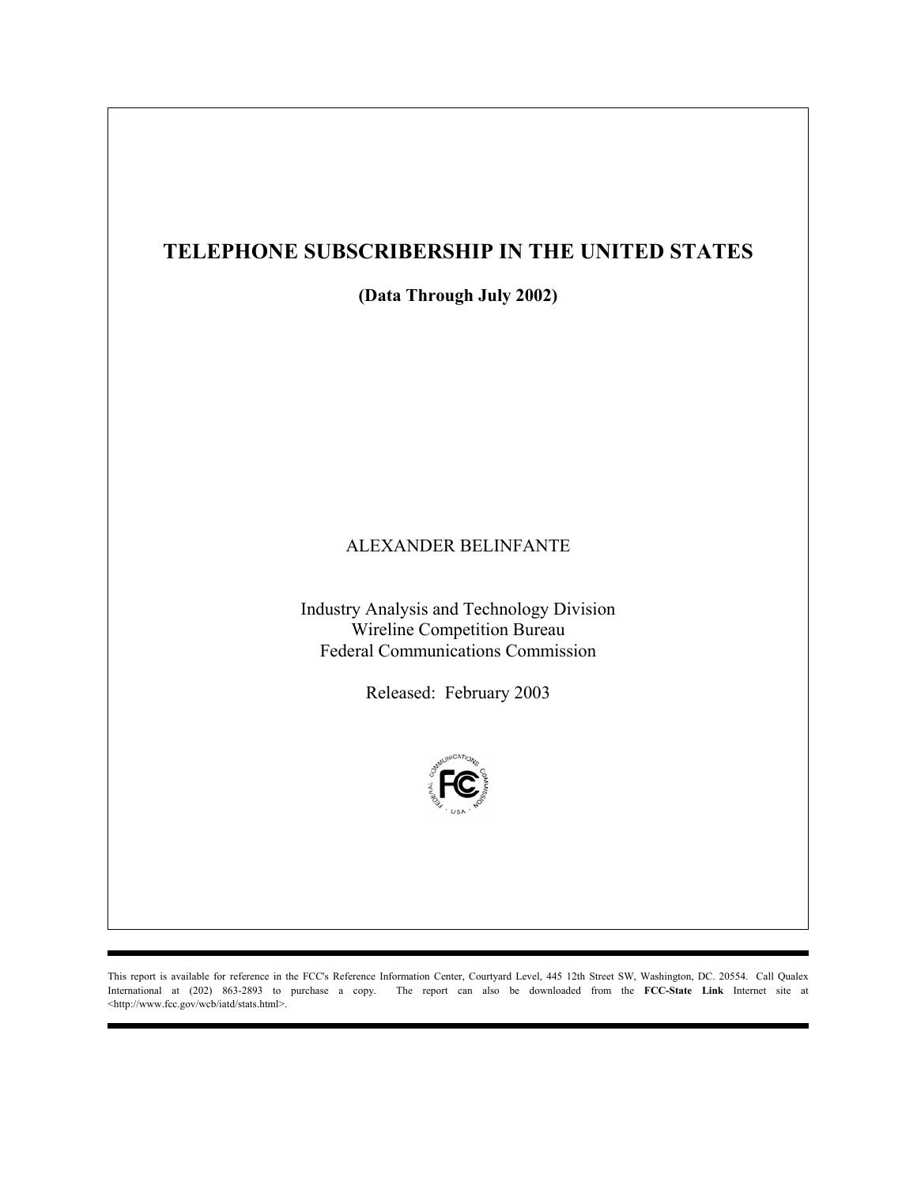# TELEPHONE SUBSCRIBERSHIP IN THE UNITED STATES

**(Data Through July 2002)**

ALEXANDER BELINFANTE

Industry Analysis and Technology Division
Wireline Competition Bureau
Federal Communications Commission

Released: February 2003

This report is available for reference in the FCC's Reference Information Center, Courtyard Level, 445 12th Street SW, Washington, DC. 20554. Call Qualex International at (202) 863-2893 to purchase a copy. The report can also be downloaded from the **FCC-State Link** Internet site at <http://www.fcc.gov/wcb/iatd/stats.html>.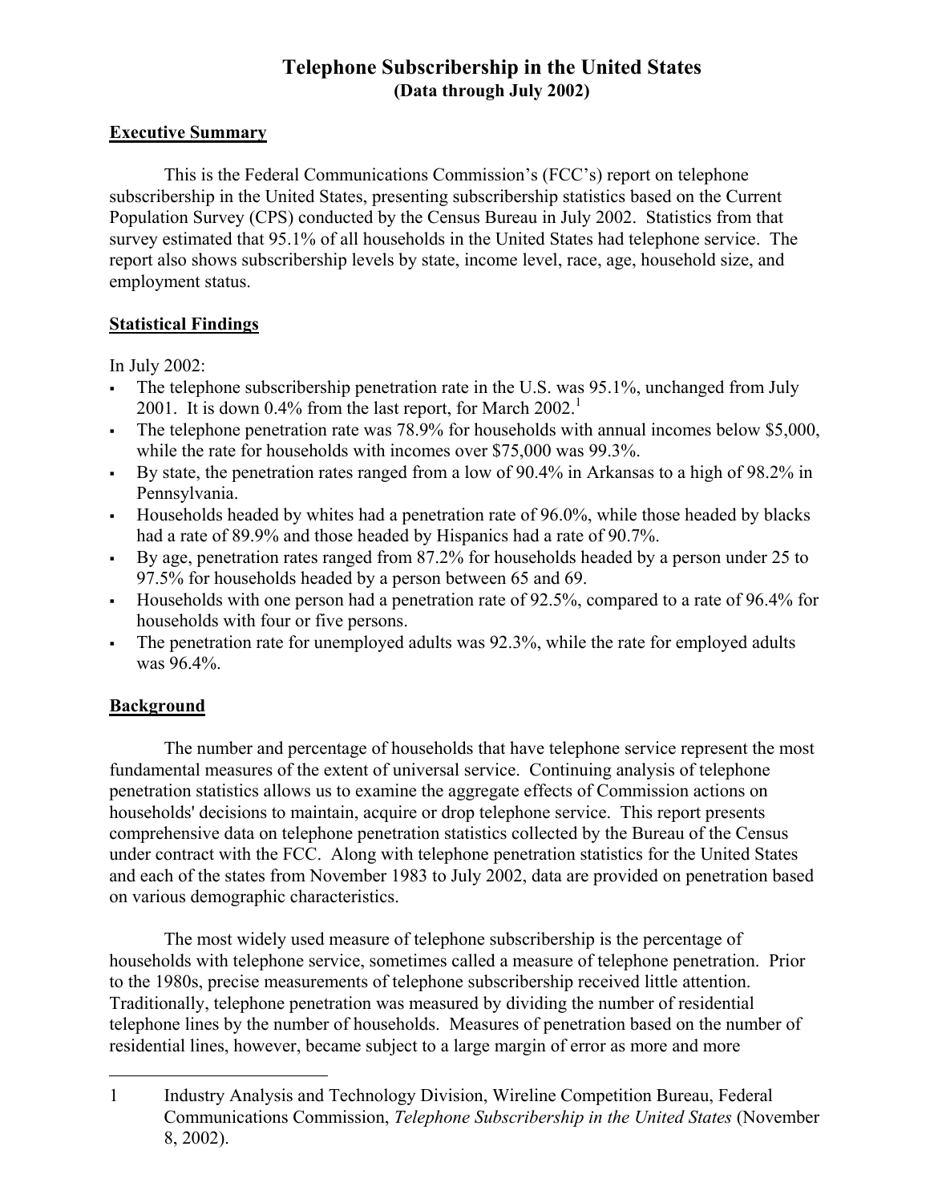# Telephone Subscribership in the United States
### (Data through July 2002)

## Executive Summary

This is the Federal Communications Commission's (FCC's) report on telephone subscribership in the United States, presenting subscribership statistics based on the Current Population Survey (CPS) conducted by the Census Bureau in July 2002. Statistics from that survey estimated that 95.1% of all households in the United States had telephone service. The report also shows subscribership levels by state, income level, race, age, household size, and employment status.

## Statistical Findings

In July 2002:

- The telephone subscribership penetration rate in the U.S. was 95.1%, unchanged from July 2001. It is down 0.4% from the last report, for March 2002.[1]
- The telephone penetration rate was 78.9% for households with annual incomes below $5,000, while the rate for households with incomes over $75,000 was 99.3%.
- By state, the penetration rates ranged from a low of 90.4% in Arkansas to a high of 98.2% in Pennsylvania.
- Households headed by whites had a penetration rate of 96.0%, while those headed by blacks had a rate of 89.9% and those headed by Hispanics had a rate of 90.7%.
- By age, penetration rates ranged from 87.2% for households headed by a person under 25 to 97.5% for households headed by a person between 65 and 69.
- Households with one person had a penetration rate of 92.5%, compared to a rate of 96.4% for households with four or five persons.
- The penetration rate for unemployed adults was 92.3%, while the rate for employed adults was 96.4%.

## Background

The number and percentage of households that have telephone service represent the most fundamental measures of the extent of universal service. Continuing analysis of telephone penetration statistics allows us to examine the aggregate effects of Commission actions on households' decisions to maintain, acquire or drop telephone service. This report presents comprehensive data on telephone penetration statistics collected by the Bureau of the Census under contract with the FCC. Along with telephone penetration statistics for the United States and each of the states from November 1983 to July 2002, data are provided on penetration based on various demographic characteristics.

The most widely used measure of telephone subscribership is the percentage of households with telephone service, sometimes called a measure of telephone penetration. Prior to the 1980s, precise measurements of telephone subscribership received little attention. Traditionally, telephone penetration was measured by dividing the number of residential telephone lines by the number of households. Measures of penetration based on the number of residential lines, however, became subject to a large margin of error as more and more

---

1 Industry Analysis and Technology Division, Wireline Competition Bureau, Federal Communications Commission, *Telephone Subscribership in the United States* (November 8, 2002).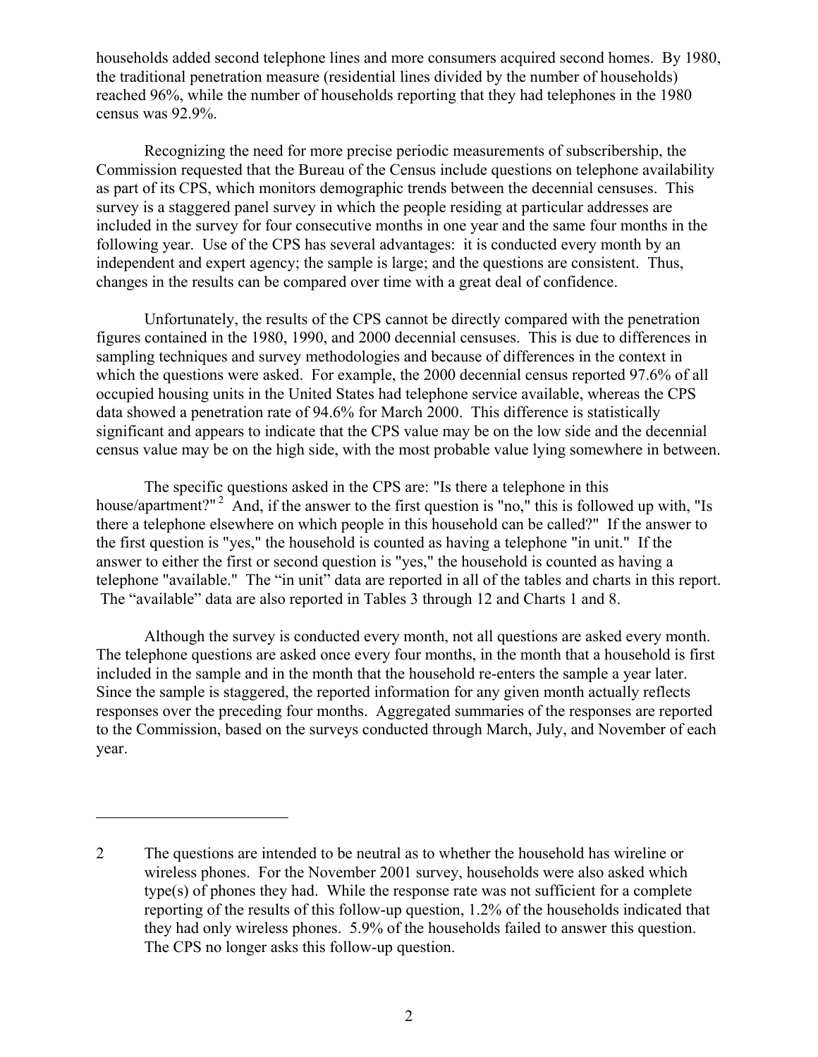households added second telephone lines and more consumers acquired second homes. By 1980, the traditional penetration measure (residential lines divided by the number of households) reached 96%, while the number of households reporting that they had telephones in the 1980 census was 92.9%.

Recognizing the need for more precise periodic measurements of subscribership, the Commission requested that the Bureau of the Census include questions on telephone availability as part of its CPS, which monitors demographic trends between the decennial censuses. This survey is a staggered panel survey in which the people residing at particular addresses are included in the survey for four consecutive months in one year and the same four months in the following year. Use of the CPS has several advantages: it is conducted every month by an independent and expert agency; the sample is large; and the questions are consistent. Thus, changes in the results can be compared over time with a great deal of confidence.

Unfortunately, the results of the CPS cannot be directly compared with the penetration figures contained in the 1980, 1990, and 2000 decennial censuses. This is due to differences in sampling techniques and survey methodologies and because of differences in the context in which the questions were asked. For example, the 2000 decennial census reported 97.6% of all occupied housing units in the United States had telephone service available, whereas the CPS data showed a penetration rate of 94.6% for March 2000. This difference is statistically significant and appears to indicate that the CPS value may be on the low side and the decennial census value may be on the high side, with the most probable value lying somewhere in between.

The specific questions asked in the CPS are: "Is there a telephone in this house/apartment?"[2] And, if the answer to the first question is "no," this is followed up with, "Is there a telephone elsewhere on which people in this household can be called?" If the answer to the first question is "yes," the household is counted as having a telephone "in unit." If the answer to either the first or second question is "yes," the household is counted as having a telephone "available." The "in unit" data are reported in all of the tables and charts in this report. The "available" data are also reported in Tables 3 through 12 and Charts 1 and 8.

Although the survey is conducted every month, not all questions are asked every month. The telephone questions are asked once every four months, in the month that a household is first included in the sample and in the month that the household re-enters the sample a year later. Since the sample is staggered, the reported information for any given month actually reflects responses over the preceding four months. Aggregated summaries of the responses are reported to the Commission, based on the surveys conducted through March, July, and November of each year.

---

2 The questions are intended to be neutral as to whether the household has wireline or wireless phones. For the November 2001 survey, households were also asked which type(s) of phones they had. While the response rate was not sufficient for a complete reporting of the results of this follow-up question, 1.2% of the households indicated that they had only wireless phones. 5.9% of the households failed to answer this question. The CPS no longer asks this follow-up question.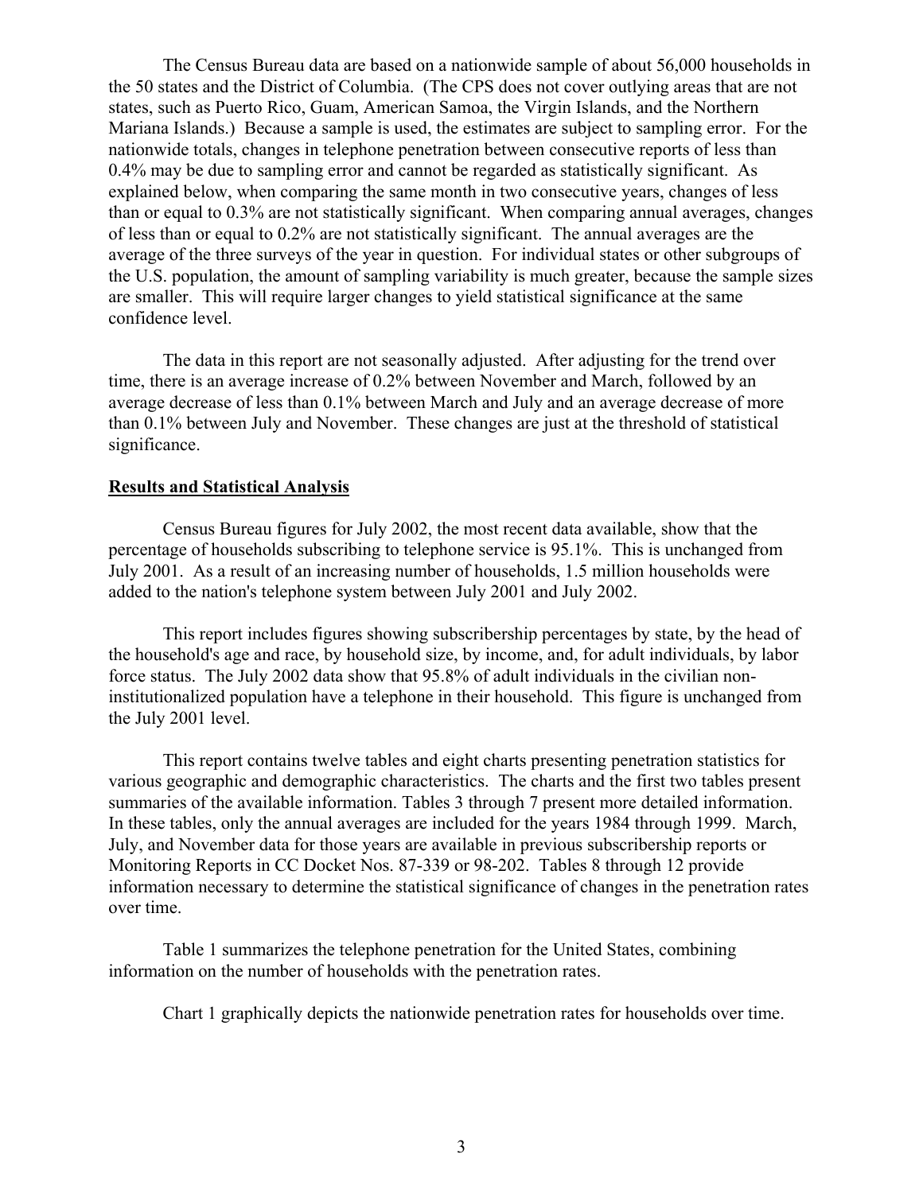The Census Bureau data are based on a nationwide sample of about 56,000 households in the 50 states and the District of Columbia. (The CPS does not cover outlying areas that are not states, such as Puerto Rico, Guam, American Samoa, the Virgin Islands, and the Northern Mariana Islands.) Because a sample is used, the estimates are subject to sampling error. For the nationwide totals, changes in telephone penetration between consecutive reports of less than 0.4% may be due to sampling error and cannot be regarded as statistically significant. As explained below, when comparing the same month in two consecutive years, changes of less than or equal to 0.3% are not statistically significant. When comparing annual averages, changes of less than or equal to 0.2% are not statistically significant. The annual averages are the average of the three surveys of the year in question. For individual states or other subgroups of the U.S. population, the amount of sampling variability is much greater, because the sample sizes are smaller. This will require larger changes to yield statistical significance at the same confidence level.

The data in this report are not seasonally adjusted. After adjusting for the trend over time, there is an average increase of 0.2% between November and March, followed by an average decrease of less than 0.1% between March and July and an average decrease of more than 0.1% between July and November. These changes are just at the threshold of statistical significance.

## Results and Statistical Analysis

Census Bureau figures for July 2002, the most recent data available, show that the percentage of households subscribing to telephone service is 95.1%. This is unchanged from July 2001. As a result of an increasing number of households, 1.5 million households were added to the nation's telephone system between July 2001 and July 2002.

This report includes figures showing subscribership percentages by state, by the head of the household's age and race, by household size, by income, and, for adult individuals, by labor force status. The July 2002 data show that 95.8% of adult individuals in the civilian non-institutionalized population have a telephone in their household. This figure is unchanged from the July 2001 level.

This report contains twelve tables and eight charts presenting penetration statistics for various geographic and demographic characteristics. The charts and the first two tables present summaries of the available information. Tables 3 through 7 present more detailed information. In these tables, only the annual averages are included for the years 1984 through 1999. March, July, and November data for those years are available in previous subscribership reports or Monitoring Reports in CC Docket Nos. 87-339 or 98-202. Tables 8 through 12 provide information necessary to determine the statistical significance of changes in the penetration rates over time.

Table 1 summarizes the telephone penetration for the United States, combining information on the number of households with the penetration rates.

Chart 1 graphically depicts the nationwide penetration rates for households over time.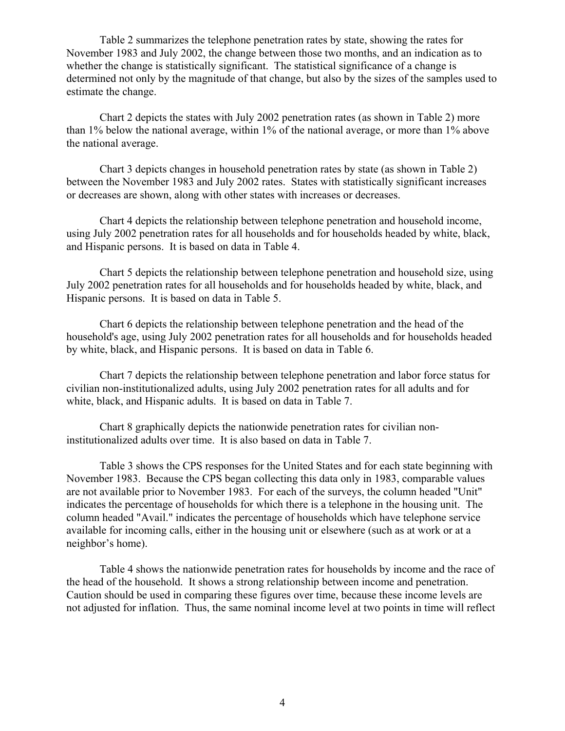Table 2 summarizes the telephone penetration rates by state, showing the rates for November 1983 and July 2002, the change between those two months, and an indication as to whether the change is statistically significant. The statistical significance of a change is determined not only by the magnitude of that change, but also by the sizes of the samples used to estimate the change.

Chart 2 depicts the states with July 2002 penetration rates (as shown in Table 2) more than 1% below the national average, within 1% of the national average, or more than 1% above the national average.

Chart 3 depicts changes in household penetration rates by state (as shown in Table 2) between the November 1983 and July 2002 rates. States with statistically significant increases or decreases are shown, along with other states with increases or decreases.

Chart 4 depicts the relationship between telephone penetration and household income, using July 2002 penetration rates for all households and for households headed by white, black, and Hispanic persons. It is based on data in Table 4.

Chart 5 depicts the relationship between telephone penetration and household size, using July 2002 penetration rates for all households and for households headed by white, black, and Hispanic persons. It is based on data in Table 5.

Chart 6 depicts the relationship between telephone penetration and the head of the household's age, using July 2002 penetration rates for all households and for households headed by white, black, and Hispanic persons. It is based on data in Table 6.

Chart 7 depicts the relationship between telephone penetration and labor force status for civilian non-institutionalized adults, using July 2002 penetration rates for all adults and for white, black, and Hispanic adults. It is based on data in Table 7.

Chart 8 graphically depicts the nationwide penetration rates for civilian non-institutionalized adults over time. It is also based on data in Table 7.

Table 3 shows the CPS responses for the United States and for each state beginning with November 1983. Because the CPS began collecting this data only in 1983, comparable values are not available prior to November 1983. For each of the surveys, the column headed "Unit" indicates the percentage of households for which there is a telephone in the housing unit. The column headed "Avail." indicates the percentage of households which have telephone service available for incoming calls, either in the housing unit or elsewhere (such as at work or at a neighbor's home).

Table 4 shows the nationwide penetration rates for households by income and the race of the head of the household. It shows a strong relationship between income and penetration. Caution should be used in comparing these figures over time, because these income levels are not adjusted for inflation. Thus, the same nominal income level at two points in time will reflect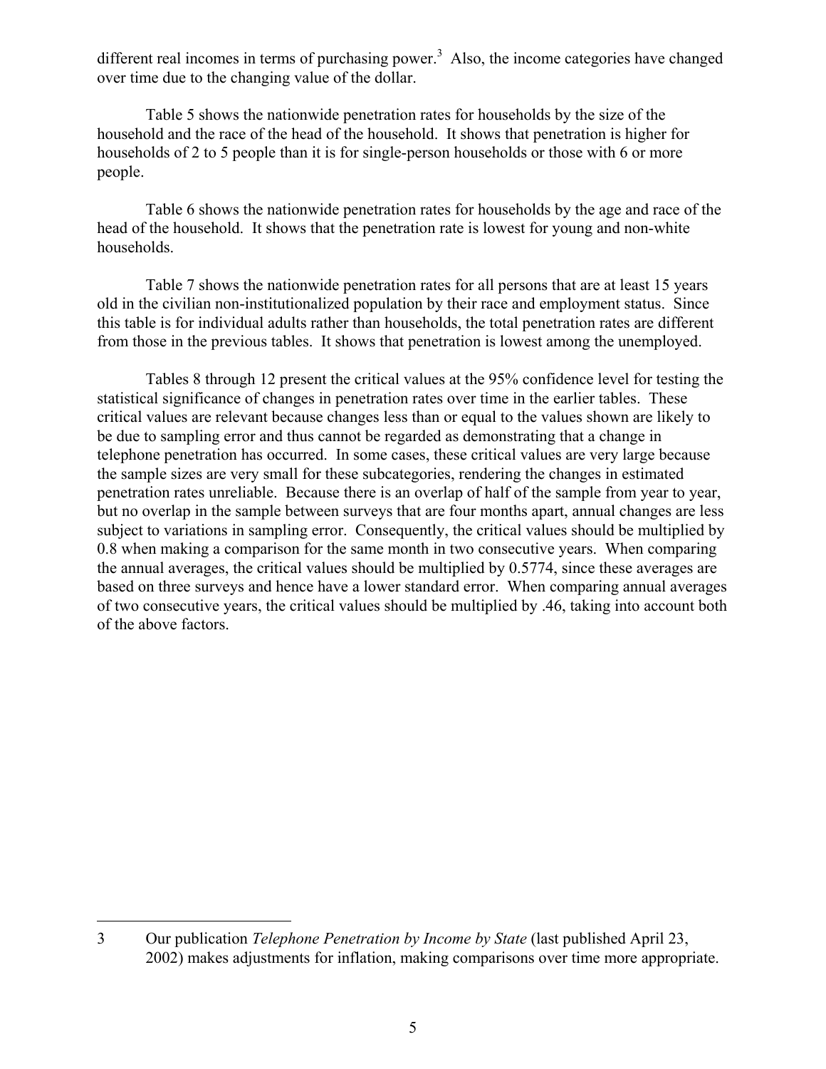different real incomes in terms of purchasing power.[3] Also, the income categories have changed over time due to the changing value of the dollar.

Table 5 shows the nationwide penetration rates for households by the size of the household and the race of the head of the household. It shows that penetration is higher for households of 2 to 5 people than it is for single-person households or those with 6 or more people.

Table 6 shows the nationwide penetration rates for households by the age and race of the head of the household. It shows that the penetration rate is lowest for young and non-white households.

Table 7 shows the nationwide penetration rates for all persons that are at least 15 years old in the civilian non-institutionalized population by their race and employment status. Since this table is for individual adults rather than households, the total penetration rates are different from those in the previous tables. It shows that penetration is lowest among the unemployed.

Tables 8 through 12 present the critical values at the 95% confidence level for testing the statistical significance of changes in penetration rates over time in the earlier tables. These critical values are relevant because changes less than or equal to the values shown are likely to be due to sampling error and thus cannot be regarded as demonstrating that a change in telephone penetration has occurred. In some cases, these critical values are very large because the sample sizes are very small for these subcategories, rendering the changes in estimated penetration rates unreliable. Because there is an overlap of half of the sample from year to year, but no overlap in the sample between surveys that are four months apart, annual changes are less subject to variations in sampling error. Consequently, the critical values should be multiplied by 0.8 when making a comparison for the same month in two consecutive years. When comparing the annual averages, the critical values should be multiplied by 0.5774, since these averages are based on three surveys and hence have a lower standard error. When comparing annual averages of two consecutive years, the critical values should be multiplied by .46, taking into account both of the above factors.

---

3 Our publication *Telephone Penetration by Income by State* (last published April 23, 2002) makes adjustments for inflation, making comparisons over time more appropriate.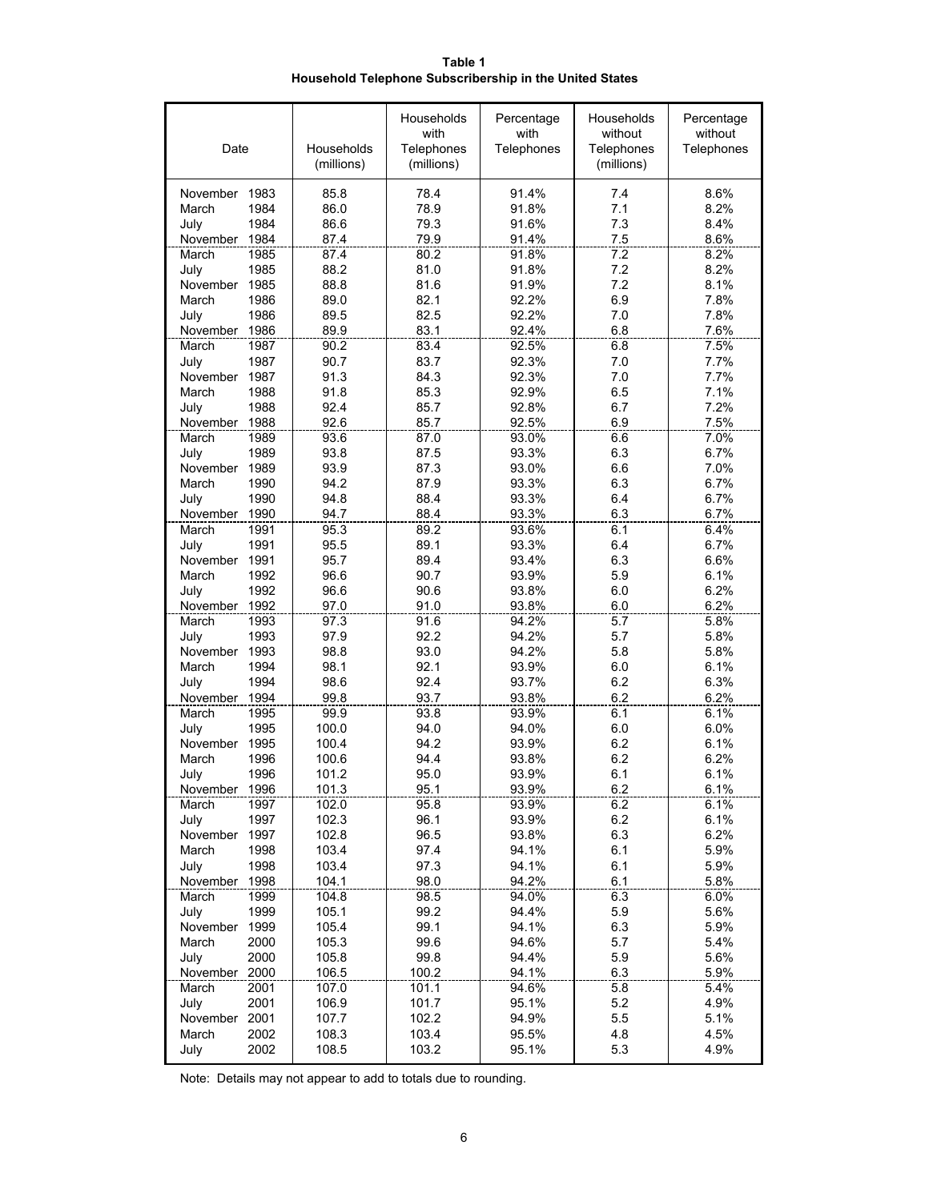**Table 1**
**Household Telephone Subscribership in the United States**

| Date | Households (millions) | Households with Telephones (millions) | Percentage with Telephones | Households without Telephones (millions) | Percentage without Telephones |
|---|---|---|---|---|---|
| November 1983 | 85.8 | 78.4 | 91.4% | 7.4 | 8.6% |
| March 1984 | 86.0 | 78.9 | 91.8% | 7.1 | 8.2% |
| July 1984 | 86.6 | 79.3 | 91.6% | 7.3 | 8.4% |
| November 1984 | 87.4 | 79.9 | 91.4% | 7.5 | 8.6% |
| March 1985 | 87.4 | 80.2 | 91.8% | 7.2 | 8.2% |
| July 1985 | 88.2 | 81.0 | 91.8% | 7.2 | 8.2% |
| November 1985 | 88.8 | 81.6 | 91.9% | 7.2 | 8.1% |
| March 1986 | 89.0 | 82.1 | 92.2% | 6.9 | 7.8% |
| July 1986 | 89.5 | 82.5 | 92.2% | 7.0 | 7.8% |
| November 1986 | 89.9 | 83.1 | 92.4% | 6.8 | 7.6% |
| March 1987 | 90.2 | 83.4 | 92.5% | 6.8 | 7.5% |
| July 1987 | 90.7 | 83.7 | 92.3% | 7.0 | 7.7% |
| November 1987 | 91.3 | 84.3 | 92.3% | 7.0 | 7.7% |
| March 1988 | 91.8 | 85.3 | 92.9% | 6.5 | 7.1% |
| July 1988 | 92.4 | 85.7 | 92.8% | 6.7 | 7.2% |
| November 1988 | 92.6 | 85.7 | 92.5% | 6.9 | 7.5% |
| March 1989 | 93.6 | 87.0 | 93.0% | 6.6 | 7.0% |
| July 1989 | 93.8 | 87.5 | 93.3% | 6.3 | 6.7% |
| November 1989 | 93.9 | 87.3 | 93.0% | 6.6 | 7.0% |
| March 1990 | 94.2 | 87.9 | 93.3% | 6.3 | 6.7% |
| July 1990 | 94.8 | 88.4 | 93.3% | 6.4 | 6.7% |
| November 1990 | 94.7 | 88.4 | 93.3% | 6.3 | 6.7% |
| March 1991 | 95.3 | 89.2 | 93.6% | 6.1 | 6.4% |
| July 1991 | 95.5 | 89.1 | 93.3% | 6.4 | 6.7% |
| November 1991 | 95.7 | 89.4 | 93.4% | 6.3 | 6.6% |
| March 1992 | 96.6 | 90.7 | 93.9% | 5.9 | 6.1% |
| July 1992 | 96.6 | 90.6 | 93.8% | 6.0 | 6.2% |
| November 1992 | 97.0 | 91.0 | 93.8% | 6.0 | 6.2% |
| March 1993 | 97.3 | 91.6 | 94.2% | 5.7 | 5.8% |
| July 1993 | 97.9 | 92.2 | 94.2% | 5.7 | 5.8% |
| November 1993 | 98.8 | 93.0 | 94.2% | 5.8 | 5.8% |
| March 1994 | 98.1 | 92.1 | 93.9% | 6.0 | 6.1% |
| July 1994 | 98.6 | 92.4 | 93.7% | 6.2 | 6.3% |
| November 1994 | 99.8 | 93.7 | 93.8% | 6.2 | 6.2% |
| March 1995 | 99.9 | 93.8 | 93.9% | 6.1 | 6.1% |
| July 1995 | 100.0 | 94.0 | 94.0% | 6.0 | 6.0% |
| November 1995 | 100.4 | 94.2 | 93.9% | 6.2 | 6.1% |
| March 1996 | 100.6 | 94.4 | 93.8% | 6.2 | 6.2% |
| July 1996 | 101.2 | 95.0 | 93.9% | 6.1 | 6.1% |
| November 1996 | 101.3 | 95.1 | 93.9% | 6.2 | 6.1% |
| March 1997 | 102.0 | 95.8 | 93.9% | 6.2 | 6.1% |
| July 1997 | 102.3 | 96.1 | 93.9% | 6.2 | 6.1% |
| November 1997 | 102.8 | 96.5 | 93.8% | 6.3 | 6.2% |
| March 1998 | 103.4 | 97.4 | 94.1% | 6.1 | 5.9% |
| July 1998 | 103.4 | 97.3 | 94.1% | 6.1 | 5.9% |
| November 1998 | 104.1 | 98.0 | 94.2% | 6.1 | 5.8% |
| March 1999 | 104.8 | 98.5 | 94.0% | 6.3 | 6.0% |
| July 1999 | 105.1 | 99.2 | 94.4% | 5.9 | 5.6% |
| November 1999 | 105.4 | 99.1 | 94.1% | 6.3 | 5.9% |
| March 2000 | 105.3 | 99.6 | 94.6% | 5.7 | 5.4% |
| July 2000 | 105.8 | 99.8 | 94.4% | 5.9 | 5.6% |
| November 2000 | 106.5 | 100.2 | 94.1% | 6.3 | 5.9% |
| March 2001 | 107.0 | 101.1 | 94.6% | 5.8 | 5.4% |
| July 2001 | 106.9 | 101.7 | 95.1% | 5.2 | 4.9% |
| November 2001 | 107.7 | 102.2 | 94.9% | 5.5 | 5.1% |
| March 2002 | 108.3 | 103.4 | 95.5% | 4.8 | 4.5% |
| July 2002 | 108.5 | 103.2 | 95.1% | 5.3 | 4.9% |

Note: Details may not appear to add to totals due to rounding.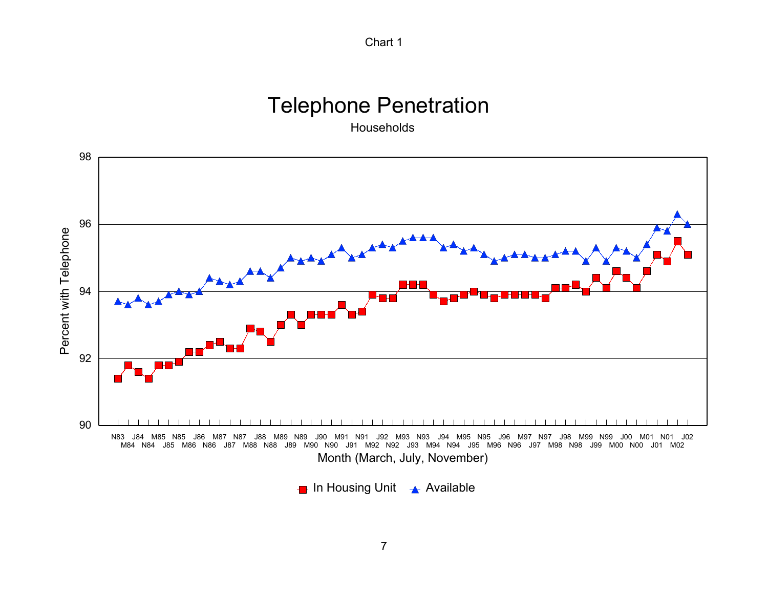Chart 1

# Telephone Penetration

Households

Percent with Telephone

98
96
94
92
90

N83 M84 J84 N84 M85 J85 N85 M86 J86 N86 M87 J87 N87 M88 J88 N88 M89 J89 N89 M90 J90 N90 M91 J91 N91 M92 J92 N92 M93 J93 N93 M94 J94 N94 M95 J95 N95 M96 J96 N96 M97 J97 N97 M98 J98 N98 M99 J99 N99 M00 J00 N00 M01 J01 N01 M02 J02

Month (March, July, November)

In Housing Unit    Available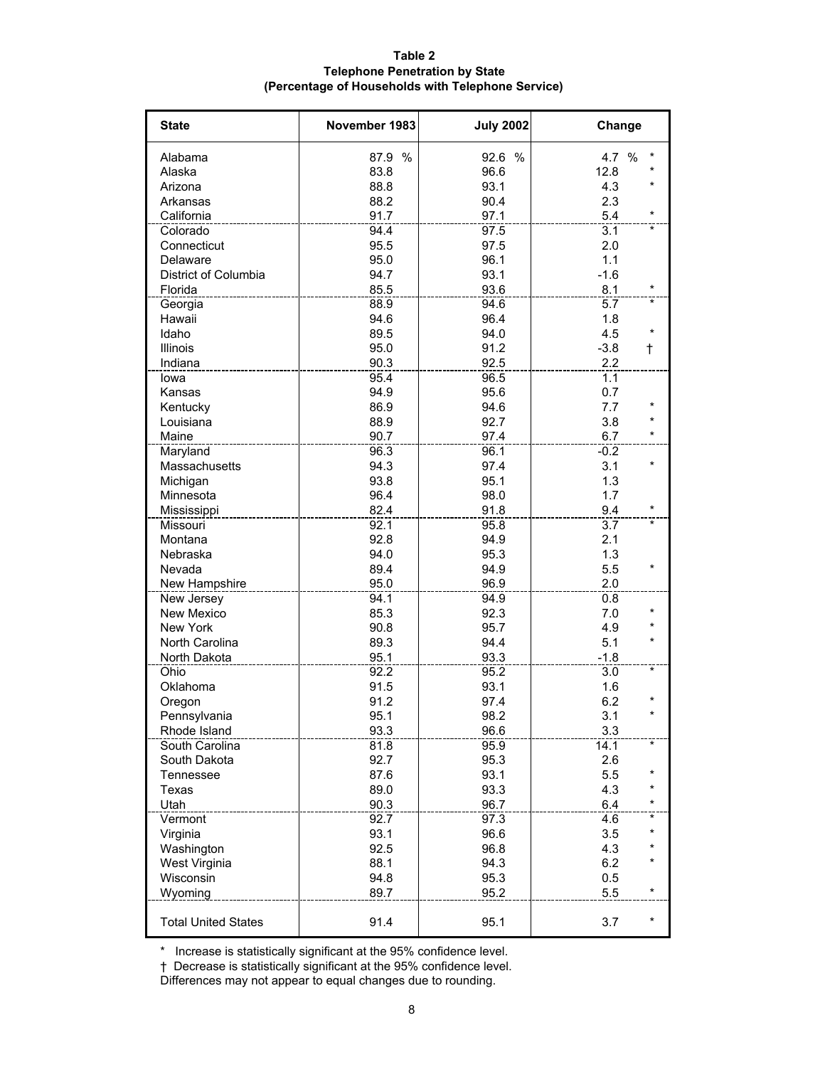**Table 2**
**Telephone Penetration by State**
**(Percentage of Households with Telephone Service)**

| State | November 1983 | July 2002 | Change | |
|---|---|---|---|---|
| Alabama | 87.9 % | 92.6 % | 4.7 % | * |
| Alaska | 83.8 | 96.6 | 12.8 | * |
| Arizona | 88.8 | 93.1 | 4.3 | * |
| Arkansas | 88.2 | 90.4 | 2.3 | |
| California | 91.7 | 97.1 | 5.4 | * |
| Colorado | 94.4 | 97.5 | 3.1 | * |
| Connecticut | 95.5 | 97.5 | 2.0 | |
| Delaware | 95.0 | 96.1 | 1.1 | |
| District of Columbia | 94.7 | 93.1 | -1.6 | |
| Florida | 85.5 | 93.6 | 8.1 | * |
| Georgia | 88.9 | 94.6 | 5.7 | * |
| Hawaii | 94.6 | 96.4 | 1.8 | |
| Idaho | 89.5 | 94.0 | 4.5 | * |
| Illinois | 95.0 | 91.2 | -3.8 | † |
| Indiana | 90.3 | 92.5 | 2.2 | |
| Iowa | 95.4 | 96.5 | 1.1 | |
| Kansas | 94.9 | 95.6 | 0.7 | |
| Kentucky | 86.9 | 94.6 | 7.7 | * |
| Louisiana | 88.9 | 92.7 | 3.8 | * |
| Maine | 90.7 | 97.4 | 6.7 | * |
| Maryland | 96.3 | 96.1 | -0.2 | |
| Massachusetts | 94.3 | 97.4 | 3.1 | * |
| Michigan | 93.8 | 95.1 | 1.3 | |
| Minnesota | 96.4 | 98.0 | 1.7 | |
| Mississippi | 82.4 | 91.8 | 9.4 | * |
| Missouri | 92.1 | 95.8 | 3.7 | * |
| Montana | 92.8 | 94.9 | 2.1 | |
| Nebraska | 94.0 | 95.3 | 1.3 | |
| Nevada | 89.4 | 94.9 | 5.5 | * |
| New Hampshire | 95.0 | 96.9 | 2.0 | |
| New Jersey | 94.1 | 94.9 | 0.8 | |
| New Mexico | 85.3 | 92.3 | 7.0 | * |
| New York | 90.8 | 95.7 | 4.9 | * |
| North Carolina | 89.3 | 94.4 | 5.1 | * |
| North Dakota | 95.1 | 93.3 | -1.8 | |
| Ohio | 92.2 | 95.2 | 3.0 | * |
| Oklahoma | 91.5 | 93.1 | 1.6 | |
| Oregon | 91.2 | 97.4 | 6.2 | * |
| Pennsylvania | 95.1 | 98.2 | 3.1 | * |
| Rhode Island | 93.3 | 96.6 | 3.3 | |
| South Carolina | 81.8 | 95.9 | 14.1 | * |
| South Dakota | 92.7 | 95.3 | 2.6 | |
| Tennessee | 87.6 | 93.1 | 5.5 | * |
| Texas | 89.0 | 93.3 | 4.3 | * |
| Utah | 90.3 | 96.7 | 6.4 | * |
| Vermont | 92.7 | 97.3 | 4.6 | * |
| Virginia | 93.1 | 96.6 | 3.5 | * |
| Washington | 92.5 | 96.8 | 4.3 | * |
| West Virginia | 88.1 | 94.3 | 6.2 | * |
| Wisconsin | 94.8 | 95.3 | 0.5 | |
| Wyoming | 89.7 | 95.2 | 5.5 | * |
| Total United States | 91.4 | 95.1 | 3.7 | * |

\* Increase is statistically significant at the 95% confidence level.
† Decrease is statistically significant at the 95% confidence level.
Differences may not appear to equal changes due to rounding.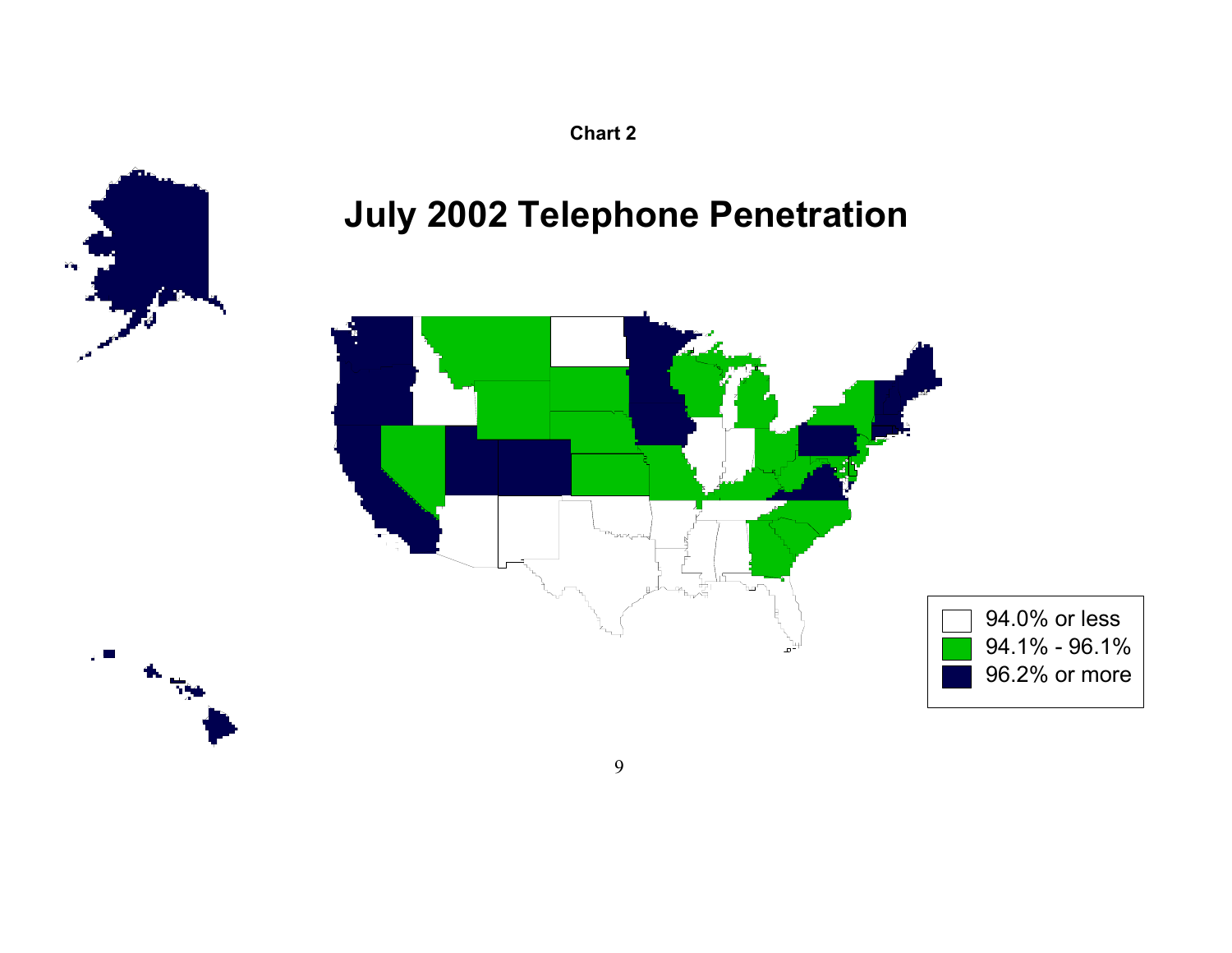**Chart 2**

# July 2002 Telephone Penetration

- 94.0% or less
- 94.1% - 96.1%
- 96.2% or more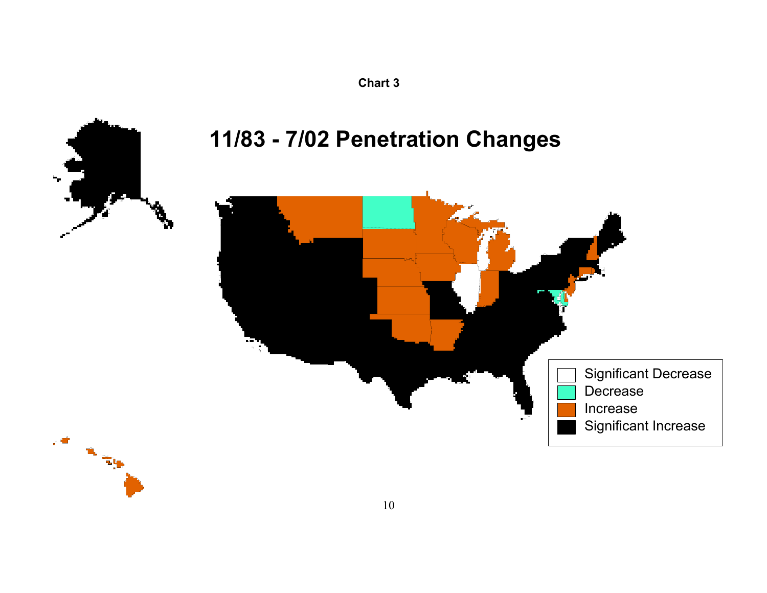**Chart 3**

# 11/83 - 7/02 Penetration Changes

- Significant Decrease
- Decrease
- Increase
- Significant Increase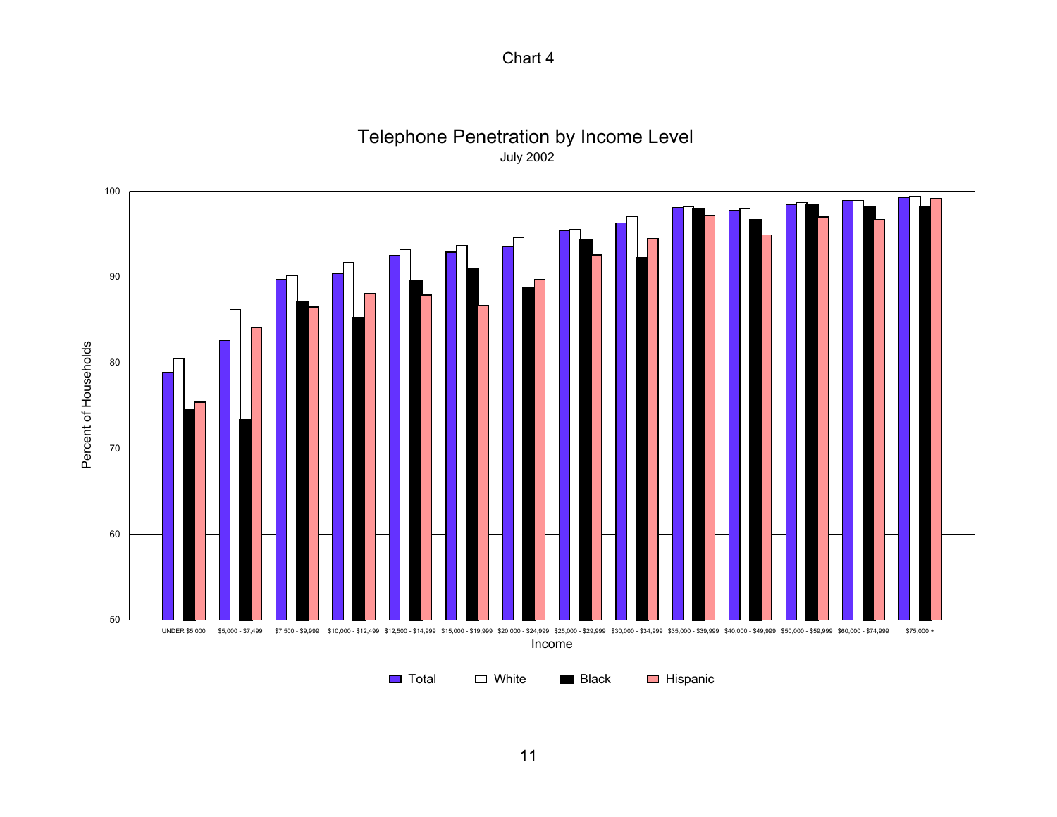Chart 4

## Telephone Penetration by Income Level

July 2002

Percent of Households

100

90

80

70

60

50

UNDER $5,000 | $5,000 - $7,499 | $7,500 - $9,999 | $10,000 - $12,499 | $12,500 - $14,999 | $15,000 - $19,999 | $20,000 - $24,999 | $25,000 - $29,999 | $30,000 - $34,999 | $35,000 - $39,999 | $40,000 - $49,999 | $50,000 - $59,999 | $60,000 - $74,999 | $75,000 +

Income

Total | White | Black | Hispanic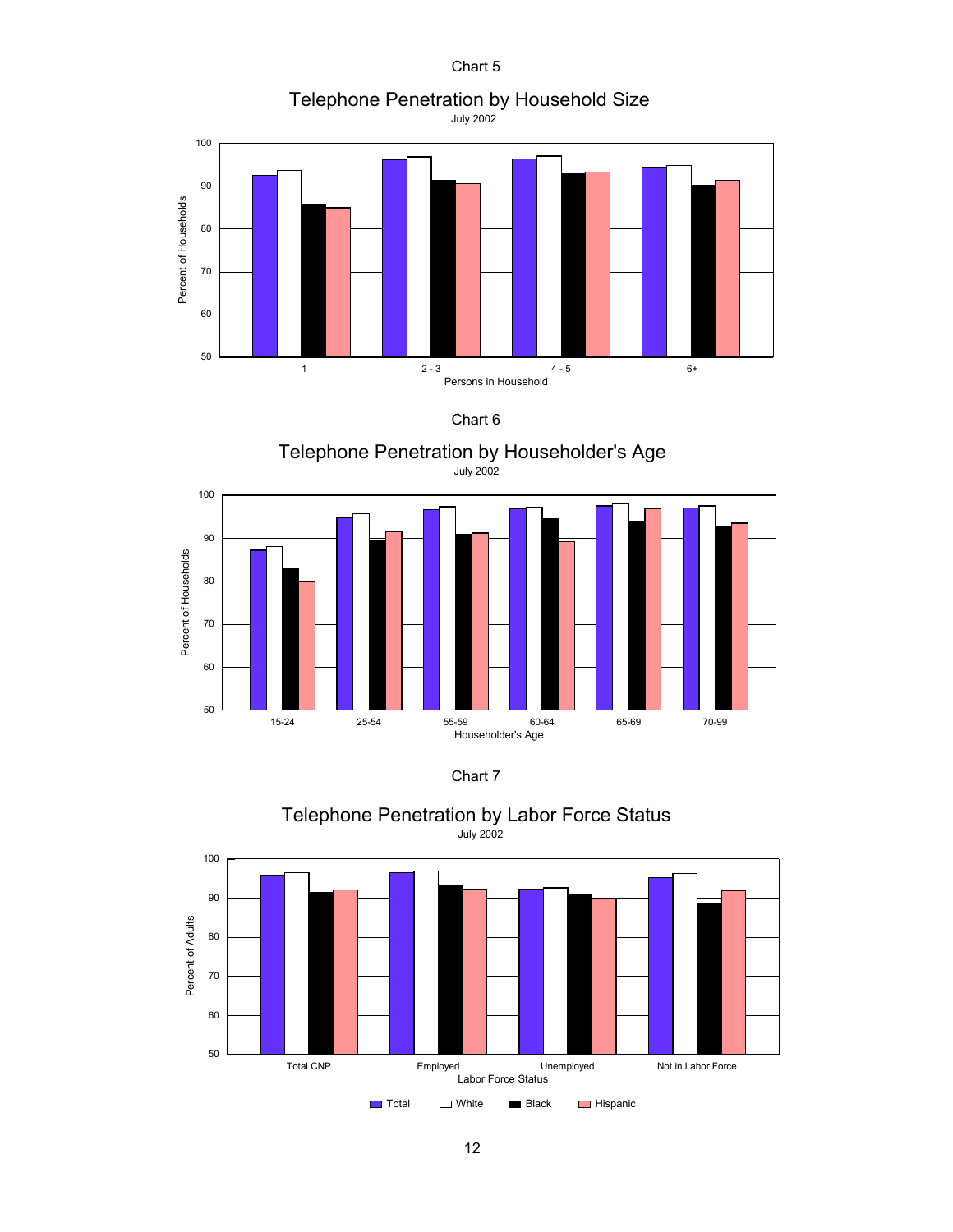Chart 5

## Telephone Penetration by Household Size

July 2002

Percent of Households

Persons in Household: 1, 2 - 3, 4 - 5, 6+

Chart 6

## Telephone Penetration by Householder's Age

July 2002

Percent of Households

Householder's Age: 15-24, 25-54, 55-59, 60-64, 65-69, 70-99

Chart 7

## Telephone Penetration by Labor Force Status

July 2002

Percent of Adults

Labor Force Status: Total CNP, Employed, Unemployed, Not in Labor Force

Total, White, Black, Hispanic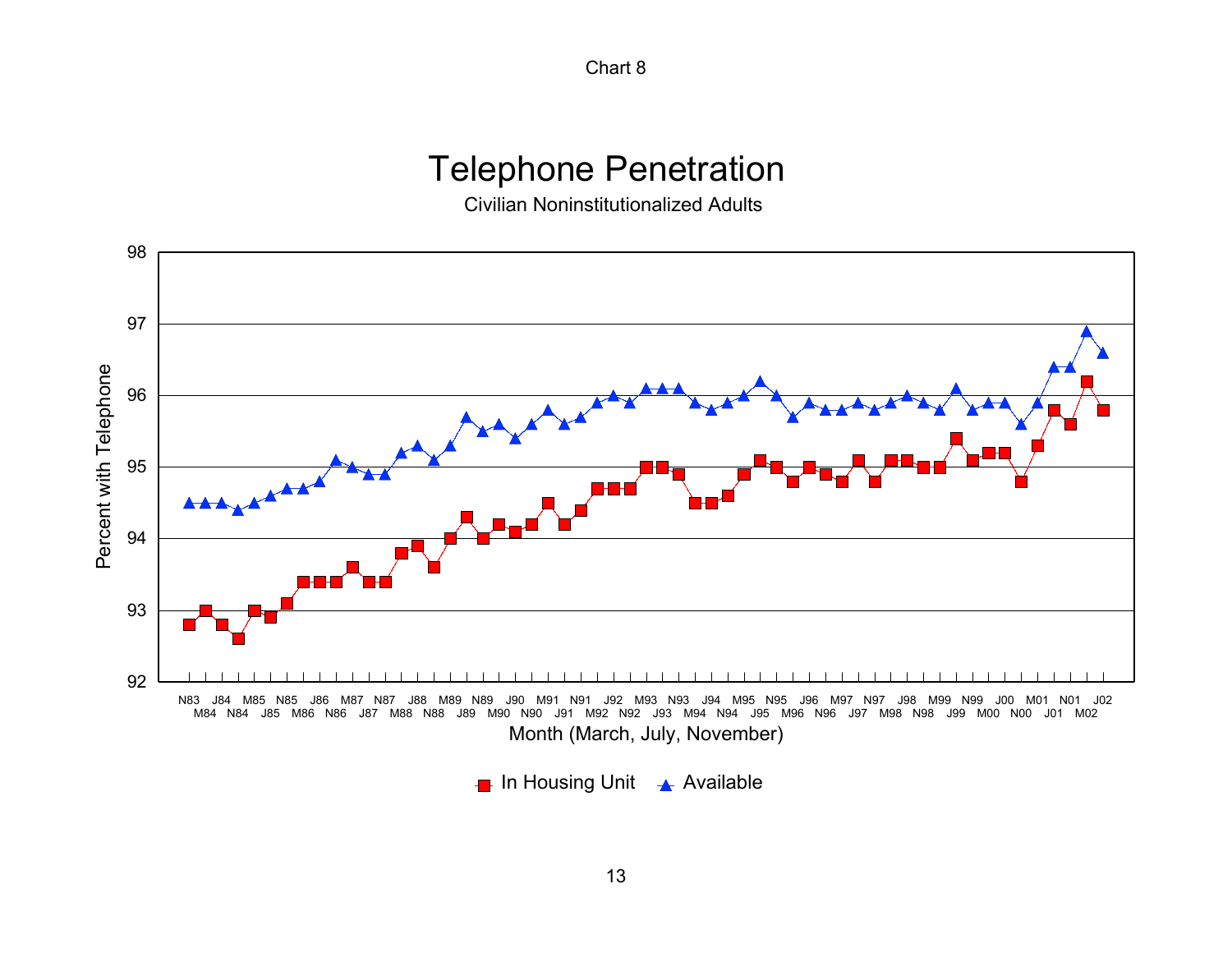Chart 8

# Telephone Penetration

Civilian Noninstitutionalized Adults

Percent with Telephone

Month (March, July, November)

In Housing Unit    Available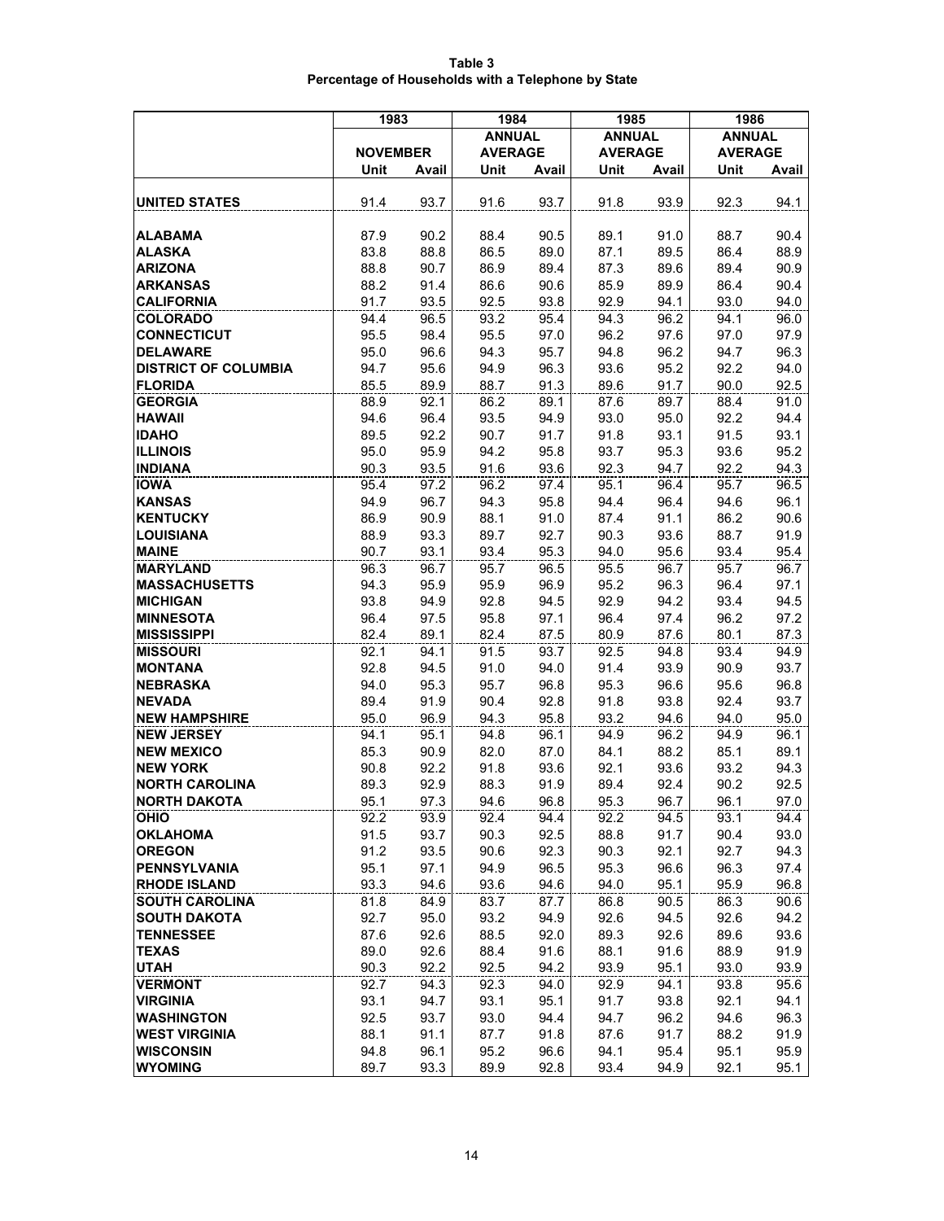**Table 3**
**Percentage of Households with a Telephone by State**

| | 1983 | | 1984 | | 1985 | | 1986 | |
|---|---|---|---|---|---|---|---|---|
| | NOVEMBER | | ANNUAL AVERAGE | | ANNUAL AVERAGE | | ANNUAL AVERAGE | |
| | Unit | Avail | Unit | Avail | Unit | Avail | Unit | Avail |
| **UNITED STATES** | 91.4 | 93.7 | 91.6 | 93.7 | 91.8 | 93.9 | 92.3 | 94.1 |
| **ALABAMA** | 87.9 | 90.2 | 88.4 | 90.5 | 89.1 | 91.0 | 88.7 | 90.4 |
| **ALASKA** | 83.8 | 88.8 | 86.5 | 89.0 | 87.1 | 89.5 | 86.4 | 88.9 |
| **ARIZONA** | 88.8 | 90.7 | 86.9 | 89.4 | 87.3 | 89.6 | 89.4 | 90.9 |
| **ARKANSAS** | 88.2 | 91.4 | 86.6 | 90.6 | 85.9 | 89.9 | 86.4 | 90.4 |
| **CALIFORNIA** | 91.7 | 93.5 | 92.5 | 93.8 | 92.9 | 94.1 | 93.0 | 94.0 |
| **COLORADO** | 94.4 | 96.5 | 93.2 | 95.4 | 94.3 | 96.2 | 94.1 | 96.0 |
| **CONNECTICUT** | 95.5 | 98.4 | 95.5 | 97.0 | 96.2 | 97.6 | 97.0 | 97.9 |
| **DELAWARE** | 95.0 | 96.6 | 94.3 | 95.7 | 94.8 | 96.2 | 94.7 | 96.3 |
| **DISTRICT OF COLUMBIA** | 94.7 | 95.6 | 94.9 | 96.3 | 93.6 | 95.2 | 92.2 | 94.0 |
| **FLORIDA** | 85.5 | 89.9 | 88.7 | 91.3 | 89.6 | 91.7 | 90.0 | 92.5 |
| **GEORGIA** | 88.9 | 92.1 | 86.2 | 89.1 | 87.6 | 89.7 | 88.4 | 91.0 |
| **HAWAII** | 94.6 | 96.4 | 93.5 | 94.9 | 93.0 | 95.0 | 92.2 | 94.4 |
| **IDAHO** | 89.5 | 92.2 | 90.7 | 91.7 | 91.8 | 93.1 | 91.5 | 93.1 |
| **ILLINOIS** | 95.0 | 95.9 | 94.2 | 95.8 | 93.7 | 95.3 | 93.6 | 95.2 |
| **INDIANA** | 90.3 | 93.5 | 91.6 | 93.6 | 92.3 | 94.7 | 92.2 | 94.3 |
| **IOWA** | 95.4 | 97.2 | 96.2 | 97.4 | 95.1 | 96.4 | 95.7 | 96.5 |
| **KANSAS** | 94.9 | 96.7 | 94.3 | 95.8 | 94.4 | 96.4 | 94.6 | 96.1 |
| **KENTUCKY** | 86.9 | 90.9 | 88.1 | 91.0 | 87.4 | 91.1 | 86.2 | 90.6 |
| **LOUISIANA** | 88.9 | 93.3 | 89.7 | 92.7 | 90.3 | 93.6 | 88.7 | 91.9 |
| **MAINE** | 90.7 | 93.1 | 93.4 | 95.3 | 94.0 | 95.6 | 93.4 | 95.4 |
| **MARYLAND** | 96.3 | 96.7 | 95.7 | 96.5 | 95.5 | 96.7 | 95.7 | 96.7 |
| **MASSACHUSETTS** | 94.3 | 95.9 | 95.9 | 96.9 | 95.2 | 96.3 | 96.4 | 97.1 |
| **MICHIGAN** | 93.8 | 94.9 | 92.8 | 94.5 | 92.9 | 94.2 | 93.4 | 94.5 |
| **MINNESOTA** | 96.4 | 97.5 | 95.8 | 97.1 | 96.4 | 97.4 | 96.2 | 97.2 |
| **MISSISSIPPI** | 82.4 | 89.1 | 82.4 | 87.5 | 80.9 | 87.6 | 80.1 | 87.3 |
| **MISSOURI** | 92.1 | 94.1 | 91.5 | 93.7 | 92.5 | 94.8 | 93.4 | 94.9 |
| **MONTANA** | 92.8 | 94.5 | 91.0 | 94.0 | 91.4 | 93.9 | 90.9 | 93.7 |
| **NEBRASKA** | 94.0 | 95.3 | 95.7 | 96.8 | 95.3 | 96.6 | 95.6 | 96.8 |
| **NEVADA** | 89.4 | 91.9 | 90.4 | 92.8 | 91.8 | 93.8 | 92.4 | 93.7 |
| **NEW HAMPSHIRE** | 95.0 | 96.9 | 94.3 | 95.8 | 93.2 | 94.6 | 94.0 | 95.0 |
| **NEW JERSEY** | 94.1 | 95.1 | 94.8 | 96.1 | 94.9 | 96.2 | 94.9 | 96.1 |
| **NEW MEXICO** | 85.3 | 90.9 | 82.0 | 87.0 | 84.1 | 88.2 | 85.1 | 89.1 |
| **NEW YORK** | 90.8 | 92.2 | 91.8 | 93.6 | 92.1 | 93.6 | 93.2 | 94.3 |
| **NORTH CAROLINA** | 89.3 | 92.9 | 88.3 | 91.9 | 89.4 | 92.4 | 90.2 | 92.5 |
| **NORTH DAKOTA** | 95.1 | 97.3 | 94.6 | 96.8 | 95.3 | 96.7 | 96.1 | 97.0 |
| **OHIO** | 92.2 | 93.9 | 92.4 | 94.4 | 92.2 | 94.5 | 93.1 | 94.4 |
| **OKLAHOMA** | 91.5 | 93.7 | 90.3 | 92.5 | 88.8 | 91.7 | 90.4 | 93.0 |
| **OREGON** | 91.2 | 93.5 | 90.6 | 92.3 | 90.3 | 92.1 | 92.7 | 94.3 |
| **PENNSYLVANIA** | 95.1 | 97.1 | 94.9 | 96.5 | 95.3 | 96.6 | 96.3 | 97.4 |
| **RHODE ISLAND** | 93.3 | 94.6 | 93.6 | 94.6 | 94.0 | 95.1 | 95.9 | 96.8 |
| **SOUTH CAROLINA** | 81.8 | 84.9 | 83.7 | 87.7 | 86.8 | 90.5 | 86.3 | 90.6 |
| **SOUTH DAKOTA** | 92.7 | 95.0 | 93.2 | 94.9 | 92.6 | 94.5 | 92.6 | 94.2 |
| **TENNESSEE** | 87.6 | 92.6 | 88.5 | 92.0 | 89.3 | 92.6 | 89.6 | 93.6 |
| **TEXAS** | 89.0 | 92.6 | 88.4 | 91.6 | 88.1 | 91.6 | 88.9 | 91.9 |
| **UTAH** | 90.3 | 92.2 | 92.5 | 94.2 | 93.9 | 95.1 | 93.0 | 93.9 |
| **VERMONT** | 92.7 | 94.3 | 92.3 | 94.0 | 92.9 | 94.1 | 93.8 | 95.6 |
| **VIRGINIA** | 93.1 | 94.7 | 93.1 | 95.1 | 91.7 | 93.8 | 92.1 | 94.1 |
| **WASHINGTON** | 92.5 | 93.7 | 93.0 | 94.4 | 94.7 | 96.2 | 94.6 | 96.3 |
| **WEST VIRGINIA** | 88.1 | 91.1 | 87.7 | 91.8 | 87.6 | 91.7 | 88.2 | 91.9 |
| **WISCONSIN** | 94.8 | 96.1 | 95.2 | 96.6 | 94.1 | 95.4 | 95.1 | 95.9 |
| **WYOMING** | 89.7 | 93.3 | 89.9 | 92.8 | 93.4 | 94.9 | 92.1 | 95.1 |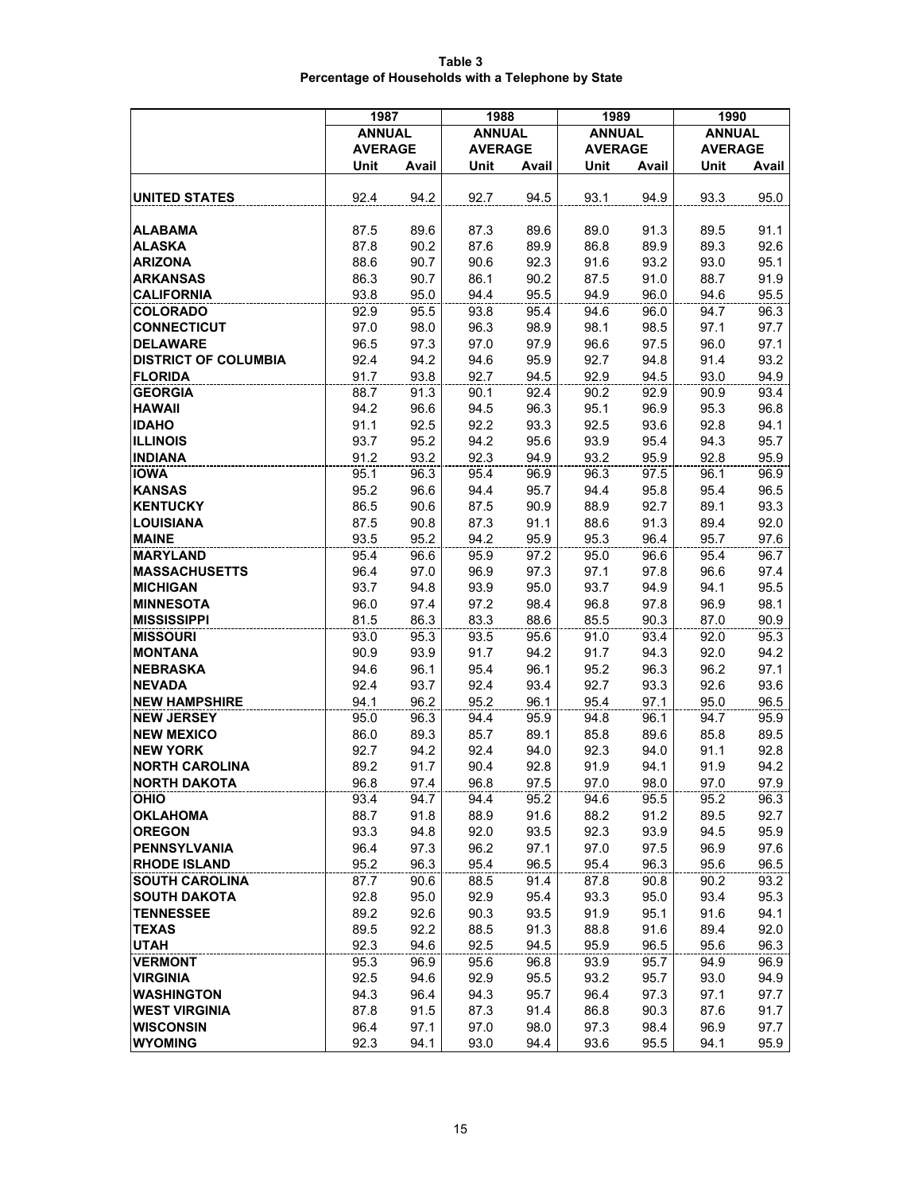**Table 3**
**Percentage of Households with a Telephone by State**

| | 1987 | | 1988 | | 1989 | | 1990 | |
|---|---|---|---|---|---|---|---|---|
| | ANNUAL AVERAGE | | ANNUAL AVERAGE | | ANNUAL AVERAGE | | ANNUAL AVERAGE | |
| | Unit | Avail | Unit | Avail | Unit | Avail | Unit | Avail |
| **UNITED STATES** | 92.4 | 94.2 | 92.7 | 94.5 | 93.1 | 94.9 | 93.3 | 95.0 |
| **ALABAMA** | 87.5 | 89.6 | 87.3 | 89.6 | 89.0 | 91.3 | 89.5 | 91.1 |
| **ALASKA** | 87.8 | 90.2 | 87.6 | 89.9 | 86.8 | 89.9 | 89.3 | 92.6 |
| **ARIZONA** | 88.6 | 90.7 | 90.6 | 92.3 | 91.6 | 93.2 | 93.0 | 95.1 |
| **ARKANSAS** | 86.3 | 90.7 | 86.1 | 90.2 | 87.5 | 91.0 | 88.7 | 91.9 |
| **CALIFORNIA** | 93.8 | 95.0 | 94.4 | 95.5 | 94.9 | 96.0 | 94.6 | 95.5 |
| **COLORADO** | 92.9 | 95.5 | 93.8 | 95.4 | 94.6 | 96.0 | 94.7 | 96.3 |
| **CONNECTICUT** | 97.0 | 98.0 | 96.3 | 98.9 | 98.1 | 98.5 | 97.1 | 97.7 |
| **DELAWARE** | 96.5 | 97.3 | 97.0 | 97.9 | 96.6 | 97.5 | 96.0 | 97.1 |
| **DISTRICT OF COLUMBIA** | 92.4 | 94.2 | 94.6 | 95.9 | 92.7 | 94.8 | 91.4 | 93.2 |
| **FLORIDA** | 91.7 | 93.8 | 92.7 | 94.5 | 92.9 | 94.5 | 93.0 | 94.9 |
| **GEORGIA** | 88.7 | 91.3 | 90.1 | 92.4 | 90.2 | 92.9 | 90.9 | 93.4 |
| **HAWAII** | 94.2 | 96.6 | 94.5 | 96.3 | 95.1 | 96.9 | 95.3 | 96.8 |
| **IDAHO** | 91.1 | 92.5 | 92.2 | 93.3 | 92.5 | 93.6 | 92.8 | 94.1 |
| **ILLINOIS** | 93.7 | 95.2 | 94.2 | 95.6 | 93.9 | 95.4 | 94.3 | 95.7 |
| **INDIANA** | 91.2 | 93.2 | 92.3 | 94.9 | 93.2 | 95.9 | 92.8 | 95.9 |
| **IOWA** | 95.1 | 96.3 | 95.4 | 96.9 | 96.3 | 97.5 | 96.1 | 96.9 |
| **KANSAS** | 95.2 | 96.6 | 94.4 | 95.7 | 94.4 | 95.8 | 95.4 | 96.5 |
| **KENTUCKY** | 86.5 | 90.6 | 87.5 | 90.9 | 88.9 | 92.7 | 89.1 | 93.3 |
| **LOUISIANA** | 87.5 | 90.8 | 87.3 | 91.1 | 88.6 | 91.3 | 89.4 | 92.0 |
| **MAINE** | 93.5 | 95.2 | 94.2 | 95.9 | 95.3 | 96.4 | 95.7 | 97.6 |
| **MARYLAND** | 95.4 | 96.6 | 95.9 | 97.2 | 95.0 | 96.6 | 95.4 | 96.7 |
| **MASSACHUSETTS** | 96.4 | 97.0 | 96.9 | 97.3 | 97.1 | 97.8 | 96.6 | 97.4 |
| **MICHIGAN** | 93.7 | 94.8 | 93.9 | 95.0 | 93.7 | 94.9 | 94.1 | 95.5 |
| **MINNESOTA** | 96.0 | 97.4 | 97.2 | 98.4 | 96.8 | 97.8 | 96.9 | 98.1 |
| **MISSISSIPPI** | 81.5 | 86.3 | 83.3 | 88.6 | 85.5 | 90.3 | 87.0 | 90.9 |
| **MISSOURI** | 93.0 | 95.3 | 93.5 | 95.6 | 91.0 | 93.4 | 92.0 | 95.3 |
| **MONTANA** | 90.9 | 93.9 | 91.7 | 94.2 | 91.7 | 94.3 | 92.0 | 94.2 |
| **NEBRASKA** | 94.6 | 96.1 | 95.4 | 96.1 | 95.2 | 96.3 | 96.2 | 97.1 |
| **NEVADA** | 92.4 | 93.7 | 92.4 | 93.4 | 92.7 | 93.3 | 92.6 | 93.6 |
| **NEW HAMPSHIRE** | 94.1 | 96.2 | 95.2 | 96.1 | 95.4 | 97.1 | 95.0 | 96.5 |
| **NEW JERSEY** | 95.0 | 96.3 | 94.4 | 95.9 | 94.8 | 96.1 | 94.7 | 95.9 |
| **NEW MEXICO** | 86.0 | 89.3 | 85.7 | 89.1 | 85.8 | 89.6 | 85.8 | 89.5 |
| **NEW YORK** | 92.7 | 94.2 | 92.4 | 94.0 | 92.3 | 94.0 | 91.1 | 92.8 |
| **NORTH CAROLINA** | 89.2 | 91.7 | 90.4 | 92.8 | 91.9 | 94.1 | 91.9 | 94.2 |
| **NORTH DAKOTA** | 96.8 | 97.4 | 96.8 | 97.5 | 97.0 | 98.0 | 97.0 | 97.9 |
| **OHIO** | 93.4 | 94.7 | 94.4 | 95.2 | 94.6 | 95.5 | 95.2 | 96.3 |
| **OKLAHOMA** | 88.7 | 91.8 | 88.9 | 91.6 | 88.2 | 91.2 | 89.5 | 92.7 |
| **OREGON** | 93.3 | 94.8 | 92.0 | 93.5 | 92.3 | 93.9 | 94.5 | 95.9 |
| **PENNSYLVANIA** | 96.4 | 97.3 | 96.2 | 97.1 | 97.0 | 97.5 | 96.9 | 97.6 |
| **RHODE ISLAND** | 95.2 | 96.3 | 95.4 | 96.5 | 95.4 | 96.3 | 95.6 | 96.5 |
| **SOUTH CAROLINA** | 87.7 | 90.6 | 88.5 | 91.4 | 87.8 | 90.8 | 90.2 | 93.2 |
| **SOUTH DAKOTA** | 92.8 | 95.0 | 92.9 | 95.4 | 93.3 | 95.0 | 93.4 | 95.3 |
| **TENNESSEE** | 89.2 | 92.6 | 90.3 | 93.5 | 91.9 | 95.1 | 91.6 | 94.1 |
| **TEXAS** | 89.5 | 92.2 | 88.5 | 91.3 | 88.8 | 91.6 | 89.4 | 92.0 |
| **UTAH** | 92.3 | 94.6 | 92.5 | 94.5 | 95.9 | 96.5 | 95.6 | 96.3 |
| **VERMONT** | 95.3 | 96.9 | 95.6 | 96.8 | 93.9 | 95.7 | 94.9 | 96.9 |
| **VIRGINIA** | 92.5 | 94.6 | 92.9 | 95.5 | 93.2 | 95.7 | 93.0 | 94.9 |
| **WASHINGTON** | 94.3 | 96.4 | 94.3 | 95.7 | 96.4 | 97.3 | 97.1 | 97.7 |
| **WEST VIRGINIA** | 87.8 | 91.5 | 87.3 | 91.4 | 86.8 | 90.3 | 87.6 | 91.7 |
| **WISCONSIN** | 96.4 | 97.1 | 97.0 | 98.0 | 97.3 | 98.4 | 96.9 | 97.7 |
| **WYOMING** | 92.3 | 94.1 | 93.0 | 94.4 | 93.6 | 95.5 | 94.1 | 95.9 |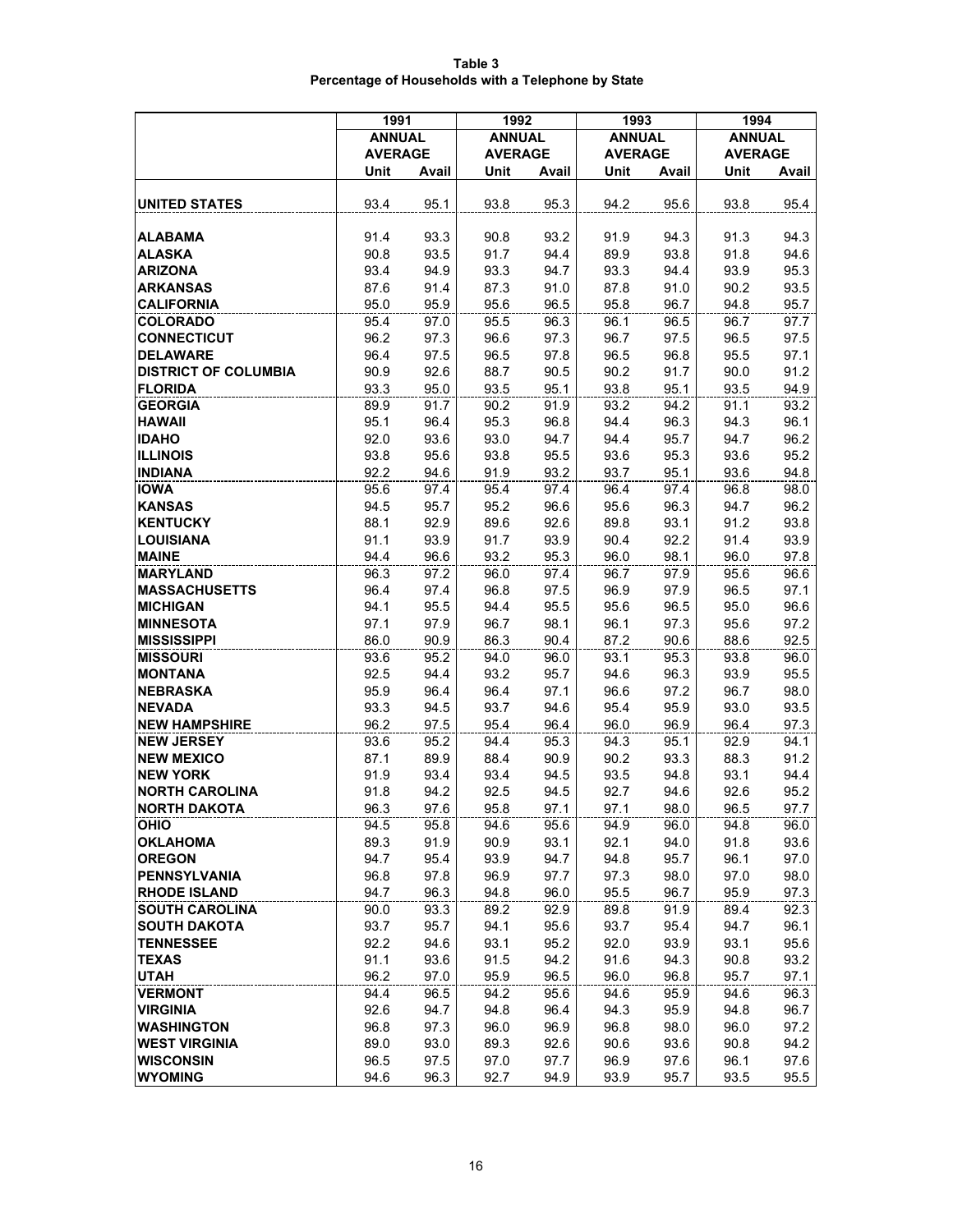**Table 3**
**Percentage of Households with a Telephone by State**

| | 1991 | | 1992 | | 1993 | | 1994 | |
|---|---|---|---|---|---|---|---|---|
| | ANNUAL AVERAGE | | ANNUAL AVERAGE | | ANNUAL AVERAGE | | ANNUAL AVERAGE | |
| | Unit | Avail | Unit | Avail | Unit | Avail | Unit | Avail |
| **UNITED STATES** | 93.4 | 95.1 | 93.8 | 95.3 | 94.2 | 95.6 | 93.8 | 95.4 |
| **ALABAMA** | 91.4 | 93.3 | 90.8 | 93.2 | 91.9 | 94.3 | 91.3 | 94.3 |
| **ALASKA** | 90.8 | 93.5 | 91.7 | 94.4 | 89.9 | 93.8 | 91.8 | 94.6 |
| **ARIZONA** | 93.4 | 94.9 | 93.3 | 94.7 | 93.3 | 94.4 | 93.9 | 95.3 |
| **ARKANSAS** | 87.6 | 91.4 | 87.3 | 91.0 | 87.8 | 91.0 | 90.2 | 93.5 |
| **CALIFORNIA** | 95.0 | 95.9 | 95.6 | 96.5 | 95.8 | 96.7 | 94.8 | 95.7 |
| **COLORADO** | 95.4 | 97.0 | 95.5 | 96.3 | 96.1 | 96.5 | 96.7 | 97.7 |
| **CONNECTICUT** | 96.2 | 97.3 | 96.6 | 97.3 | 96.7 | 97.5 | 96.5 | 97.5 |
| **DELAWARE** | 96.4 | 97.5 | 96.5 | 97.8 | 96.5 | 96.8 | 95.5 | 97.1 |
| **DISTRICT OF COLUMBIA** | 90.9 | 92.6 | 88.7 | 90.5 | 90.2 | 91.7 | 90.0 | 91.2 |
| **FLORIDA** | 93.3 | 95.0 | 93.5 | 95.1 | 93.8 | 95.1 | 93.5 | 94.9 |
| **GEORGIA** | 89.9 | 91.7 | 90.2 | 91.9 | 93.2 | 94.2 | 91.1 | 93.2 |
| **HAWAII** | 95.1 | 96.4 | 95.3 | 96.8 | 94.4 | 96.3 | 94.3 | 96.1 |
| **IDAHO** | 92.0 | 93.6 | 93.0 | 94.7 | 94.4 | 95.7 | 94.7 | 96.2 |
| **ILLINOIS** | 93.8 | 95.6 | 93.8 | 95.5 | 93.6 | 95.3 | 93.6 | 95.2 |
| **INDIANA** | 92.2 | 94.6 | 91.9 | 93.2 | 93.7 | 95.1 | 93.6 | 94.8 |
| **IOWA** | 95.6 | 97.4 | 95.4 | 97.4 | 96.4 | 97.4 | 96.8 | 98.0 |
| **KANSAS** | 94.5 | 95.7 | 95.2 | 96.6 | 95.6 | 96.3 | 94.7 | 96.2 |
| **KENTUCKY** | 88.1 | 92.9 | 89.6 | 92.6 | 89.8 | 93.1 | 91.2 | 93.8 |
| **LOUISIANA** | 91.1 | 93.9 | 91.7 | 93.9 | 90.4 | 92.2 | 91.4 | 93.9 |
| **MAINE** | 94.4 | 96.6 | 93.2 | 95.3 | 96.0 | 98.1 | 96.0 | 97.8 |
| **MARYLAND** | 96.3 | 97.2 | 96.0 | 97.4 | 96.7 | 97.9 | 95.6 | 96.6 |
| **MASSACHUSETTS** | 96.4 | 97.4 | 96.8 | 97.5 | 96.9 | 97.9 | 96.5 | 97.1 |
| **MICHIGAN** | 94.1 | 95.5 | 94.4 | 95.5 | 95.6 | 96.5 | 95.0 | 96.6 |
| **MINNESOTA** | 97.1 | 97.9 | 96.7 | 98.1 | 96.1 | 97.3 | 95.6 | 97.2 |
| **MISSISSIPPI** | 86.0 | 90.9 | 86.3 | 90.4 | 87.2 | 90.6 | 88.6 | 92.5 |
| **MISSOURI** | 93.6 | 95.2 | 94.0 | 96.0 | 93.1 | 95.3 | 93.8 | 96.0 |
| **MONTANA** | 92.5 | 94.4 | 93.2 | 95.7 | 94.6 | 96.3 | 93.9 | 95.5 |
| **NEBRASKA** | 95.9 | 96.4 | 96.4 | 97.1 | 96.6 | 97.2 | 96.7 | 98.0 |
| **NEVADA** | 93.3 | 94.5 | 93.7 | 94.6 | 95.4 | 95.9 | 93.0 | 93.5 |
| **NEW HAMPSHIRE** | 96.2 | 97.5 | 95.4 | 96.4 | 96.0 | 96.9 | 96.4 | 97.3 |
| **NEW JERSEY** | 93.6 | 95.2 | 94.4 | 95.3 | 94.3 | 95.1 | 92.9 | 94.1 |
| **NEW MEXICO** | 87.1 | 89.9 | 88.4 | 90.9 | 90.2 | 93.3 | 88.3 | 91.2 |
| **NEW YORK** | 91.9 | 93.4 | 93.4 | 94.5 | 93.5 | 94.8 | 93.1 | 94.4 |
| **NORTH CAROLINA** | 91.8 | 94.2 | 92.5 | 94.5 | 92.7 | 94.6 | 92.6 | 95.2 |
| **NORTH DAKOTA** | 96.3 | 97.6 | 95.8 | 97.1 | 97.1 | 98.0 | 96.5 | 97.7 |
| **OHIO** | 94.5 | 95.8 | 94.6 | 95.6 | 94.9 | 96.0 | 94.8 | 96.0 |
| **OKLAHOMA** | 89.3 | 91.9 | 90.9 | 93.1 | 92.1 | 94.0 | 91.8 | 93.6 |
| **OREGON** | 94.7 | 95.4 | 93.9 | 94.7 | 94.8 | 95.7 | 96.1 | 97.0 |
| **PENNSYLVANIA** | 96.8 | 97.8 | 96.9 | 97.7 | 97.3 | 98.0 | 97.0 | 98.0 |
| **RHODE ISLAND** | 94.7 | 96.3 | 94.8 | 96.0 | 95.5 | 96.7 | 95.9 | 97.3 |
| **SOUTH CAROLINA** | 90.0 | 93.3 | 89.2 | 92.9 | 89.8 | 91.9 | 89.4 | 92.3 |
| **SOUTH DAKOTA** | 93.7 | 95.7 | 94.1 | 95.6 | 93.7 | 95.4 | 94.7 | 96.1 |
| **TENNESSEE** | 92.2 | 94.6 | 93.1 | 95.2 | 92.0 | 93.9 | 93.1 | 95.6 |
| **TEXAS** | 91.1 | 93.6 | 91.5 | 94.2 | 91.6 | 94.3 | 90.8 | 93.2 |
| **UTAH** | 96.2 | 97.0 | 95.9 | 96.5 | 96.0 | 96.8 | 95.7 | 97.1 |
| **VERMONT** | 94.4 | 96.5 | 94.2 | 95.6 | 94.6 | 95.9 | 94.6 | 96.3 |
| **VIRGINIA** | 92.6 | 94.7 | 94.8 | 96.4 | 94.3 | 95.9 | 94.8 | 96.7 |
| **WASHINGTON** | 96.8 | 97.3 | 96.0 | 96.9 | 96.8 | 98.0 | 96.0 | 97.2 |
| **WEST VIRGINIA** | 89.0 | 93.0 | 89.3 | 92.6 | 90.6 | 93.6 | 90.8 | 94.2 |
| **WISCONSIN** | 96.5 | 97.5 | 97.0 | 97.7 | 96.9 | 97.6 | 96.1 | 97.6 |
| **WYOMING** | 94.6 | 96.3 | 92.7 | 94.9 | 93.9 | 95.7 | 93.5 | 95.5 |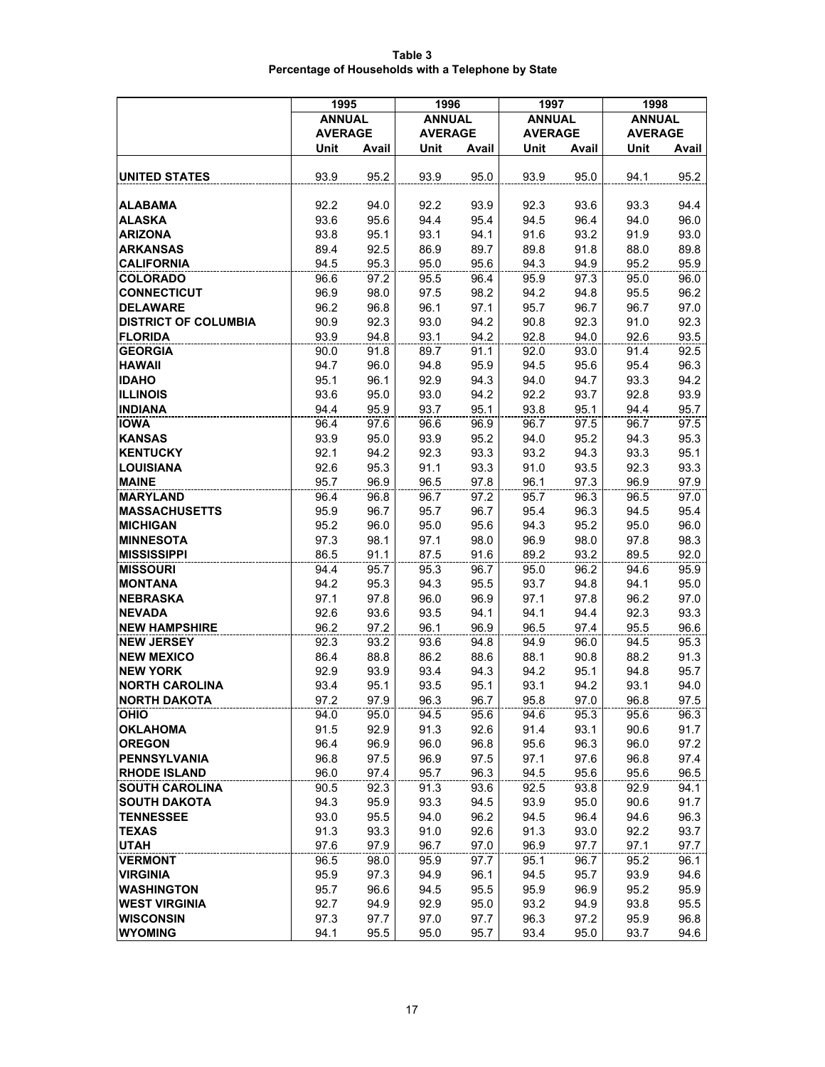**Table 3**
**Percentage of Households with a Telephone by State**

| | 1995 | | 1996 | | 1997 | | 1998 | |
|---|---|---|---|---|---|---|---|---|
| | ANNUAL AVERAGE | | ANNUAL AVERAGE | | ANNUAL AVERAGE | | ANNUAL AVERAGE | |
| | Unit | Avail | Unit | Avail | Unit | Avail | Unit | Avail |
| **UNITED STATES** | 93.9 | 95.2 | 93.9 | 95.0 | 93.9 | 95.0 | 94.1 | 95.2 |
| **ALABAMA** | 92.2 | 94.0 | 92.2 | 93.9 | 92.3 | 93.6 | 93.3 | 94.4 |
| **ALASKA** | 93.6 | 95.6 | 94.4 | 95.4 | 94.5 | 96.4 | 94.0 | 96.0 |
| **ARIZONA** | 93.8 | 95.1 | 93.1 | 94.1 | 91.6 | 93.2 | 91.9 | 93.0 |
| **ARKANSAS** | 89.4 | 92.5 | 86.9 | 89.7 | 89.8 | 91.8 | 88.0 | 89.8 |
| **CALIFORNIA** | 94.5 | 95.3 | 95.0 | 95.6 | 94.3 | 94.9 | 95.2 | 95.9 |
| **COLORADO** | 96.6 | 97.2 | 95.5 | 96.4 | 95.9 | 97.3 | 95.0 | 96.0 |
| **CONNECTICUT** | 96.9 | 98.0 | 97.5 | 98.2 | 94.2 | 94.8 | 95.5 | 96.2 |
| **DELAWARE** | 96.2 | 96.8 | 96.1 | 97.1 | 95.7 | 96.7 | 96.7 | 97.0 |
| **DISTRICT OF COLUMBIA** | 90.9 | 92.3 | 93.0 | 94.2 | 90.8 | 92.3 | 91.0 | 92.3 |
| **FLORIDA** | 93.9 | 94.8 | 93.1 | 94.2 | 92.8 | 94.0 | 92.6 | 93.5 |
| **GEORGIA** | 90.0 | 91.8 | 89.7 | 91.1 | 92.0 | 93.0 | 91.4 | 92.5 |
| **HAWAII** | 94.7 | 96.0 | 94.8 | 95.9 | 94.5 | 95.6 | 95.4 | 96.3 |
| **IDAHO** | 95.1 | 96.1 | 92.9 | 94.3 | 94.0 | 94.7 | 93.3 | 94.2 |
| **ILLINOIS** | 93.6 | 95.0 | 93.0 | 94.2 | 92.2 | 93.7 | 92.8 | 93.9 |
| **INDIANA** | 94.4 | 95.9 | 93.7 | 95.1 | 93.8 | 95.1 | 94.4 | 95.7 |
| **IOWA** | 96.4 | 97.6 | 96.6 | 96.9 | 96.7 | 97.5 | 96.7 | 97.5 |
| **KANSAS** | 93.9 | 95.0 | 93.9 | 95.2 | 94.0 | 95.2 | 94.3 | 95.3 |
| **KENTUCKY** | 92.1 | 94.2 | 92.3 | 93.3 | 93.2 | 94.3 | 93.3 | 95.1 |
| **LOUISIANA** | 92.6 | 95.3 | 91.1 | 93.3 | 91.0 | 93.5 | 92.3 | 93.3 |
| **MAINE** | 95.7 | 96.9 | 96.5 | 97.8 | 96.1 | 97.3 | 96.9 | 97.9 |
| **MARYLAND** | 96.4 | 96.8 | 96.7 | 97.2 | 95.7 | 96.3 | 96.5 | 97.0 |
| **MASSACHUSETTS** | 95.9 | 96.7 | 95.7 | 96.7 | 95.4 | 96.3 | 94.5 | 95.4 |
| **MICHIGAN** | 95.2 | 96.0 | 95.0 | 95.6 | 94.3 | 95.2 | 95.0 | 96.0 |
| **MINNESOTA** | 97.3 | 98.1 | 97.1 | 98.0 | 96.9 | 98.0 | 97.8 | 98.3 |
| **MISSISSIPPI** | 86.5 | 91.1 | 87.5 | 91.6 | 89.2 | 93.2 | 89.5 | 92.0 |
| **MISSOURI** | 94.4 | 95.7 | 95.3 | 96.7 | 95.0 | 96.2 | 94.6 | 95.9 |
| **MONTANA** | 94.2 | 95.3 | 94.3 | 95.5 | 93.7 | 94.8 | 94.1 | 95.0 |
| **NEBRASKA** | 97.1 | 97.8 | 96.0 | 96.9 | 97.1 | 97.8 | 96.2 | 97.0 |
| **NEVADA** | 92.6 | 93.6 | 93.5 | 94.1 | 94.1 | 94.4 | 92.3 | 93.3 |
| **NEW HAMPSHIRE** | 96.2 | 97.2 | 96.1 | 96.9 | 96.5 | 97.4 | 95.5 | 96.6 |
| **NEW JERSEY** | 92.3 | 93.2 | 93.6 | 94.8 | 94.9 | 96.0 | 94.5 | 95.3 |
| **NEW MEXICO** | 86.4 | 88.8 | 86.2 | 88.6 | 88.1 | 90.8 | 88.2 | 91.3 |
| **NEW YORK** | 92.9 | 93.9 | 93.4 | 94.3 | 94.2 | 95.1 | 94.8 | 95.7 |
| **NORTH CAROLINA** | 93.4 | 95.1 | 93.5 | 95.1 | 93.1 | 94.2 | 93.1 | 94.0 |
| **NORTH DAKOTA** | 97.2 | 97.9 | 96.3 | 96.7 | 95.8 | 97.0 | 96.8 | 97.5 |
| **OHIO** | 94.0 | 95.0 | 94.5 | 95.6 | 94.6 | 95.3 | 95.6 | 96.3 |
| **OKLAHOMA** | 91.5 | 92.9 | 91.3 | 92.6 | 91.4 | 93.1 | 90.6 | 91.7 |
| **OREGON** | 96.4 | 96.9 | 96.0 | 96.8 | 95.6 | 96.3 | 96.0 | 97.2 |
| **PENNSYLVANIA** | 96.8 | 97.5 | 96.9 | 97.5 | 97.1 | 97.6 | 96.8 | 97.4 |
| **RHODE ISLAND** | 96.0 | 97.4 | 95.7 | 96.3 | 94.5 | 95.6 | 95.6 | 96.5 |
| **SOUTH CAROLINA** | 90.5 | 92.3 | 91.3 | 93.6 | 92.5 | 93.8 | 92.9 | 94.1 |
| **SOUTH DAKOTA** | 94.3 | 95.9 | 93.3 | 94.5 | 93.9 | 95.0 | 90.6 | 91.7 |
| **TENNESSEE** | 93.0 | 95.5 | 94.0 | 96.2 | 94.5 | 96.4 | 94.6 | 96.3 |
| **TEXAS** | 91.3 | 93.3 | 91.0 | 92.6 | 91.3 | 93.0 | 92.2 | 93.7 |
| **UTAH** | 97.6 | 97.9 | 96.7 | 97.0 | 96.9 | 97.7 | 97.1 | 97.7 |
| **VERMONT** | 96.5 | 98.0 | 95.9 | 97.7 | 95.1 | 96.7 | 95.2 | 96.1 |
| **VIRGINIA** | 95.9 | 97.3 | 94.9 | 96.1 | 94.5 | 95.7 | 93.9 | 94.6 |
| **WASHINGTON** | 95.7 | 96.6 | 94.5 | 95.5 | 95.9 | 96.9 | 95.2 | 95.9 |
| **WEST VIRGINIA** | 92.7 | 94.9 | 92.9 | 95.0 | 93.2 | 94.9 | 93.8 | 95.5 |
| **WISCONSIN** | 97.3 | 97.7 | 97.0 | 97.7 | 96.3 | 97.2 | 95.9 | 96.8 |
| **WYOMING** | 94.1 | 95.5 | 95.0 | 95.7 | 93.4 | 95.0 | 93.7 | 94.6 |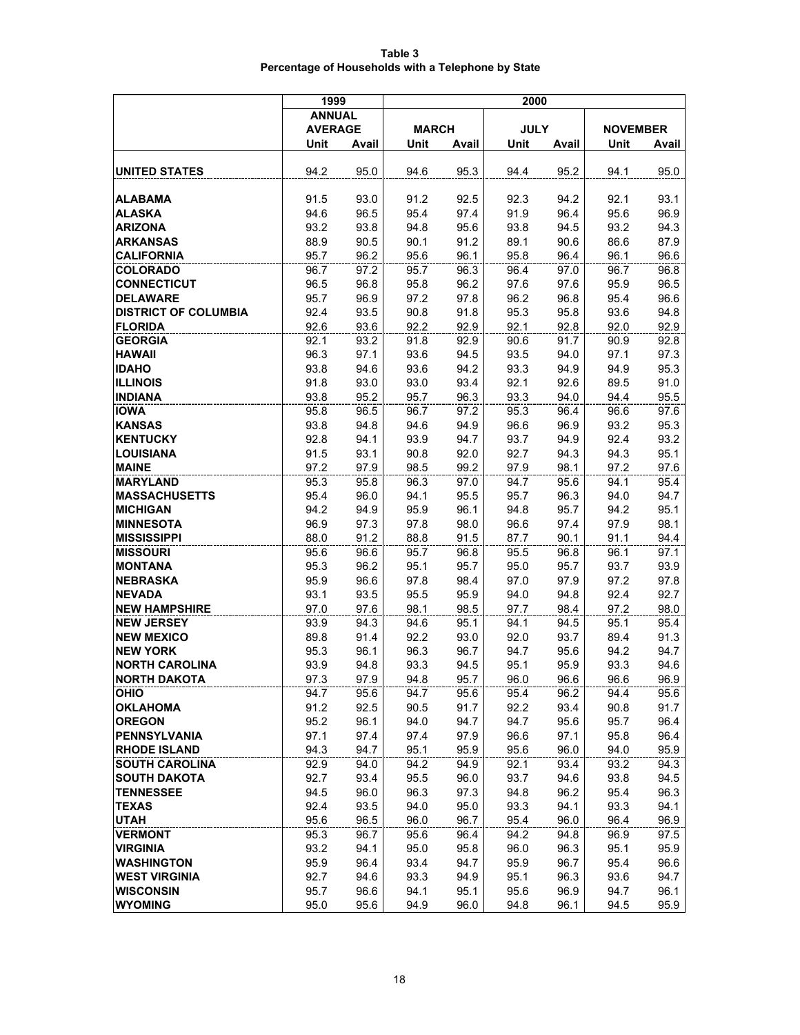**Table 3**
**Percentage of Households with a Telephone by State**

| | 1999 | | 2000 | | | | | |
|---|---|---|---|---|---|---|---|---|
| | ANNUAL AVERAGE | | MARCH | | JULY | | NOVEMBER | |
| | Unit | Avail | Unit | Avail | Unit | Avail | Unit | Avail |
| **UNITED STATES** | 94.2 | 95.0 | 94.6 | 95.3 | 94.4 | 95.2 | 94.1 | 95.0 |
| **ALABAMA** | 91.5 | 93.0 | 91.2 | 92.5 | 92.3 | 94.2 | 92.1 | 93.1 |
| **ALASKA** | 94.6 | 96.5 | 95.4 | 97.4 | 91.9 | 96.4 | 95.6 | 96.9 |
| **ARIZONA** | 93.2 | 93.8 | 94.8 | 95.6 | 93.8 | 94.5 | 93.2 | 94.3 |
| **ARKANSAS** | 88.9 | 90.5 | 90.1 | 91.2 | 89.1 | 90.6 | 86.6 | 87.9 |
| **CALIFORNIA** | 95.7 | 96.2 | 95.6 | 96.1 | 95.8 | 96.4 | 96.1 | 96.6 |
| **COLORADO** | 96.7 | 97.2 | 95.7 | 96.3 | 96.4 | 97.0 | 96.7 | 96.8 |
| **CONNECTICUT** | 96.5 | 96.8 | 95.8 | 96.2 | 97.6 | 97.6 | 95.9 | 96.5 |
| **DELAWARE** | 95.7 | 96.9 | 97.2 | 97.8 | 96.2 | 96.8 | 95.4 | 96.6 |
| **DISTRICT OF COLUMBIA** | 92.4 | 93.5 | 90.8 | 91.8 | 95.3 | 95.8 | 93.6 | 94.8 |
| **FLORIDA** | 92.6 | 93.6 | 92.2 | 92.9 | 92.1 | 92.8 | 92.0 | 92.9 |
| **GEORGIA** | 92.1 | 93.2 | 91.8 | 92.9 | 90.6 | 91.7 | 90.9 | 92.8 |
| **HAWAII** | 96.3 | 97.1 | 93.6 | 94.5 | 93.5 | 94.0 | 97.1 | 97.3 |
| **IDAHO** | 93.8 | 94.6 | 93.6 | 94.2 | 93.3 | 94.9 | 94.9 | 95.3 |
| **ILLINOIS** | 91.8 | 93.0 | 93.0 | 93.4 | 92.1 | 92.6 | 89.5 | 91.0 |
| **INDIANA** | 93.8 | 95.2 | 95.7 | 96.3 | 93.3 | 94.0 | 94.4 | 95.5 |
| **IOWA** | 95.8 | 96.5 | 96.7 | 97.2 | 95.3 | 96.4 | 96.6 | 97.6 |
| **KANSAS** | 93.8 | 94.8 | 94.6 | 94.9 | 96.6 | 96.9 | 93.2 | 95.3 |
| **KENTUCKY** | 92.8 | 94.1 | 93.9 | 94.7 | 93.7 | 94.9 | 92.4 | 93.2 |
| **LOUISIANA** | 91.5 | 93.1 | 90.8 | 92.0 | 92.7 | 94.3 | 94.3 | 95.1 |
| **MAINE** | 97.2 | 97.9 | 98.5 | 99.2 | 97.9 | 98.1 | 97.2 | 97.6 |
| **MARYLAND** | 95.3 | 95.8 | 96.3 | 97.0 | 94.7 | 95.6 | 94.1 | 95.4 |
| **MASSACHUSETTS** | 95.4 | 96.0 | 94.1 | 95.5 | 95.7 | 96.3 | 94.0 | 94.7 |
| **MICHIGAN** | 94.2 | 94.9 | 95.9 | 96.1 | 94.8 | 95.7 | 94.2 | 95.1 |
| **MINNESOTA** | 96.9 | 97.3 | 97.8 | 98.0 | 96.6 | 97.4 | 97.9 | 98.1 |
| **MISSISSIPPI** | 88.0 | 91.2 | 88.8 | 91.5 | 87.7 | 90.1 | 91.1 | 94.4 |
| **MISSOURI** | 95.6 | 96.6 | 95.7 | 96.8 | 95.5 | 96.8 | 96.1 | 97.1 |
| **MONTANA** | 95.3 | 96.2 | 95.1 | 95.7 | 95.0 | 95.7 | 93.7 | 93.9 |
| **NEBRASKA** | 95.9 | 96.6 | 97.8 | 98.4 | 97.0 | 97.9 | 97.2 | 97.8 |
| **NEVADA** | 93.1 | 93.5 | 95.5 | 95.9 | 94.0 | 94.8 | 92.4 | 92.7 |
| **NEW HAMPSHIRE** | 97.0 | 97.6 | 98.1 | 98.5 | 97.7 | 98.4 | 97.2 | 98.0 |
| **NEW JERSEY** | 93.9 | 94.3 | 94.6 | 95.1 | 94.1 | 94.5 | 95.1 | 95.4 |
| **NEW MEXICO** | 89.8 | 91.4 | 92.2 | 93.0 | 92.0 | 93.7 | 89.4 | 91.3 |
| **NEW YORK** | 95.3 | 96.1 | 96.3 | 96.7 | 94.7 | 95.6 | 94.2 | 94.7 |
| **NORTH CAROLINA** | 93.9 | 94.8 | 93.3 | 94.5 | 95.1 | 95.9 | 93.3 | 94.6 |
| **NORTH DAKOTA** | 97.3 | 97.9 | 94.8 | 95.7 | 96.0 | 96.6 | 96.6 | 96.9 |
| **OHIO** | 94.7 | 95.6 | 94.7 | 95.6 | 95.4 | 96.2 | 94.4 | 95.6 |
| **OKLAHOMA** | 91.2 | 92.5 | 90.5 | 91.7 | 92.2 | 93.4 | 90.8 | 91.7 |
| **OREGON** | 95.2 | 96.1 | 94.0 | 94.7 | 94.7 | 95.6 | 95.7 | 96.4 |
| **PENNSYLVANIA** | 97.1 | 97.4 | 97.4 | 97.9 | 96.6 | 97.1 | 95.8 | 96.4 |
| **RHODE ISLAND** | 94.3 | 94.7 | 95.1 | 95.9 | 95.6 | 96.0 | 94.0 | 95.9 |
| **SOUTH CAROLINA** | 92.9 | 94.0 | 94.2 | 94.9 | 92.1 | 93.4 | 93.2 | 94.3 |
| **SOUTH DAKOTA** | 92.7 | 93.4 | 95.5 | 96.0 | 93.7 | 94.6 | 93.8 | 94.5 |
| **TENNESSEE** | 94.5 | 96.0 | 96.3 | 97.3 | 94.8 | 96.2 | 95.4 | 96.3 |
| **TEXAS** | 92.4 | 93.5 | 94.0 | 95.0 | 93.3 | 94.1 | 93.3 | 94.1 |
| **UTAH** | 95.6 | 96.5 | 96.0 | 96.7 | 95.4 | 96.0 | 96.4 | 96.9 |
| **VERMONT** | 95.3 | 96.7 | 95.6 | 96.4 | 94.2 | 94.8 | 96.9 | 97.5 |
| **VIRGINIA** | 93.2 | 94.1 | 95.0 | 95.8 | 96.0 | 96.3 | 95.1 | 95.9 |
| **WASHINGTON** | 95.9 | 96.4 | 93.4 | 94.7 | 95.9 | 96.7 | 95.4 | 96.6 |
| **WEST VIRGINIA** | 92.7 | 94.6 | 93.3 | 94.9 | 95.1 | 96.3 | 93.6 | 94.7 |
| **WISCONSIN** | 95.7 | 96.6 | 94.1 | 95.1 | 95.6 | 96.9 | 94.7 | 96.1 |
| **WYOMING** | 95.0 | 95.6 | 94.9 | 96.0 | 94.8 | 96.1 | 94.5 | 95.9 |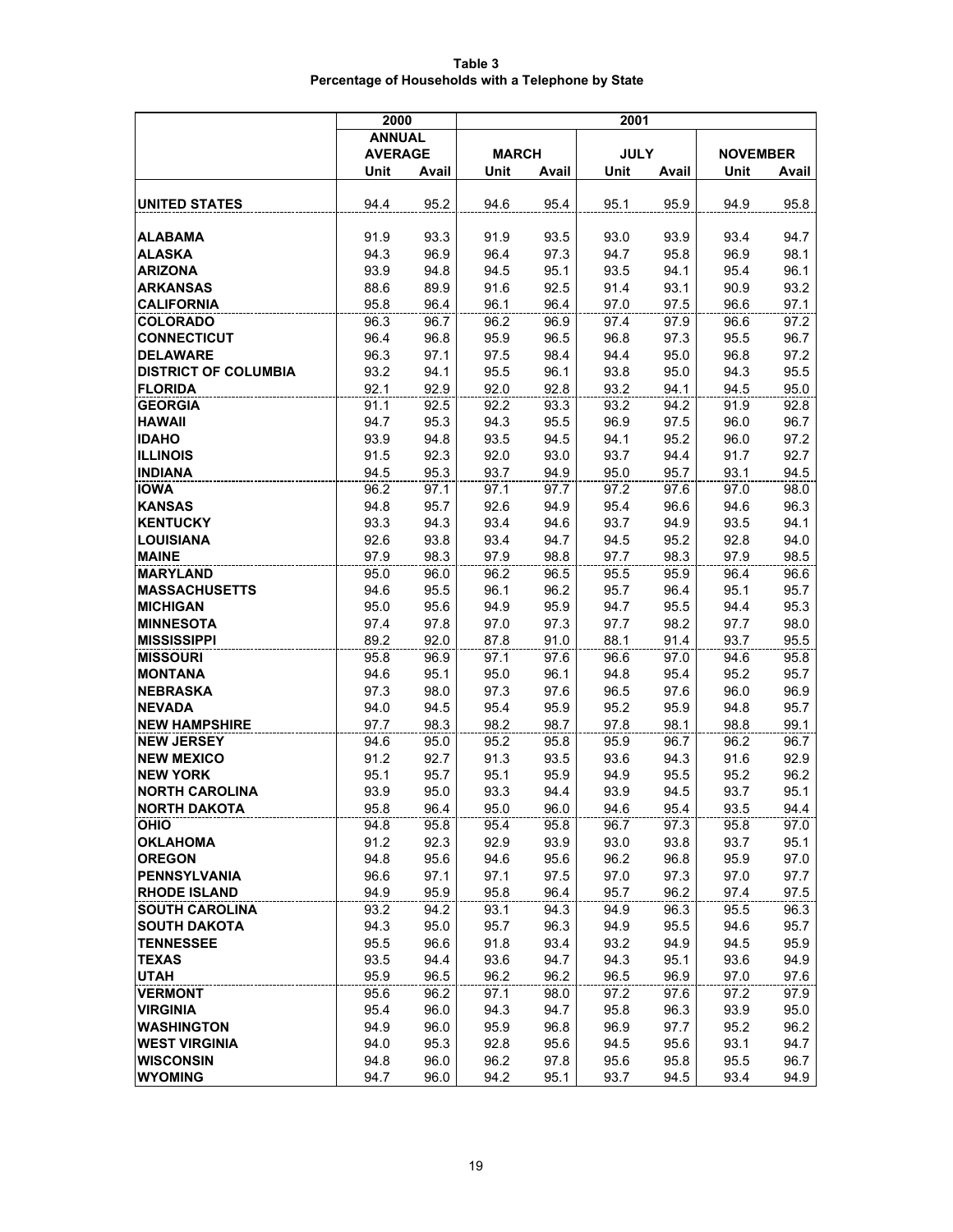**Table 3**
**Percentage of Households with a Telephone by State**

| | 2000 | | 2001 | | | | | |
|---|---|---|---|---|---|---|---|---|
| | ANNUAL AVERAGE | | MARCH | | JULY | | NOVEMBER | |
| | Unit | Avail | Unit | Avail | Unit | Avail | Unit | Avail |
| **UNITED STATES** | 94.4 | 95.2 | 94.6 | 95.4 | 95.1 | 95.9 | 94.9 | 95.8 |
| **ALABAMA** | 91.9 | 93.3 | 91.9 | 93.5 | 93.0 | 93.9 | 93.4 | 94.7 |
| **ALASKA** | 94.3 | 96.9 | 96.4 | 97.3 | 94.7 | 95.8 | 96.9 | 98.1 |
| **ARIZONA** | 93.9 | 94.8 | 94.5 | 95.1 | 93.5 | 94.1 | 95.4 | 96.1 |
| **ARKANSAS** | 88.6 | 89.9 | 91.6 | 92.5 | 91.4 | 93.1 | 90.9 | 93.2 |
| **CALIFORNIA** | 95.8 | 96.4 | 96.1 | 96.4 | 97.0 | 97.5 | 96.6 | 97.1 |
| **COLORADO** | 96.3 | 96.7 | 96.2 | 96.9 | 97.4 | 97.9 | 96.6 | 97.2 |
| **CONNECTICUT** | 96.4 | 96.8 | 95.9 | 96.5 | 96.8 | 97.3 | 95.5 | 96.7 |
| **DELAWARE** | 96.3 | 97.1 | 97.5 | 98.4 | 94.4 | 95.0 | 96.8 | 97.2 |
| **DISTRICT OF COLUMBIA** | 93.2 | 94.1 | 95.5 | 96.1 | 93.8 | 95.0 | 94.3 | 95.5 |
| **FLORIDA** | 92.1 | 92.9 | 92.0 | 92.8 | 93.2 | 94.1 | 94.5 | 95.0 |
| **GEORGIA** | 91.1 | 92.5 | 92.2 | 93.3 | 93.2 | 94.2 | 91.9 | 92.8 |
| **HAWAII** | 94.7 | 95.3 | 94.3 | 95.5 | 96.9 | 97.5 | 96.0 | 96.7 |
| **IDAHO** | 93.9 | 94.8 | 93.5 | 94.5 | 94.1 | 95.2 | 96.0 | 97.2 |
| **ILLINOIS** | 91.5 | 92.3 | 92.0 | 93.0 | 93.7 | 94.4 | 91.7 | 92.7 |
| **INDIANA** | 94.5 | 95.3 | 93.7 | 94.9 | 95.0 | 95.7 | 93.1 | 94.5 |
| **IOWA** | 96.2 | 97.1 | 97.1 | 97.7 | 97.2 | 97.6 | 97.0 | 98.0 |
| **KANSAS** | 94.8 | 95.7 | 92.6 | 94.9 | 95.4 | 96.6 | 94.6 | 96.3 |
| **KENTUCKY** | 93.3 | 94.3 | 93.4 | 94.6 | 93.7 | 94.9 | 93.5 | 94.1 |
| **LOUISIANA** | 92.6 | 93.8 | 93.4 | 94.7 | 94.5 | 95.2 | 92.8 | 94.0 |
| **MAINE** | 97.9 | 98.3 | 97.9 | 98.8 | 97.7 | 98.3 | 97.9 | 98.5 |
| **MARYLAND** | 95.0 | 96.0 | 96.2 | 96.5 | 95.5 | 95.9 | 96.4 | 96.6 |
| **MASSACHUSETTS** | 94.6 | 95.5 | 96.1 | 96.2 | 95.7 | 96.4 | 95.1 | 95.7 |
| **MICHIGAN** | 95.0 | 95.6 | 94.9 | 95.9 | 94.7 | 95.5 | 94.4 | 95.3 |
| **MINNESOTA** | 97.4 | 97.8 | 97.0 | 97.3 | 97.7 | 98.2 | 97.7 | 98.0 |
| **MISSISSIPPI** | 89.2 | 92.0 | 87.8 | 91.0 | 88.1 | 91.4 | 93.7 | 95.5 |
| **MISSOURI** | 95.8 | 96.9 | 97.1 | 97.6 | 96.6 | 97.0 | 94.6 | 95.8 |
| **MONTANA** | 94.6 | 95.1 | 95.0 | 96.1 | 94.8 | 95.4 | 95.2 | 95.7 |
| **NEBRASKA** | 97.3 | 98.0 | 97.3 | 97.6 | 96.5 | 97.6 | 96.0 | 96.9 |
| **NEVADA** | 94.0 | 94.5 | 95.4 | 95.9 | 95.2 | 95.9 | 94.8 | 95.7 |
| **NEW HAMPSHIRE** | 97.7 | 98.3 | 98.2 | 98.7 | 97.8 | 98.1 | 98.8 | 99.1 |
| **NEW JERSEY** | 94.6 | 95.0 | 95.2 | 95.8 | 95.9 | 96.7 | 96.2 | 96.7 |
| **NEW MEXICO** | 91.2 | 92.7 | 91.3 | 93.5 | 93.6 | 94.3 | 91.6 | 92.9 |
| **NEW YORK** | 95.1 | 95.7 | 95.1 | 95.9 | 94.9 | 95.5 | 95.2 | 96.2 |
| **NORTH CAROLINA** | 93.9 | 95.0 | 93.3 | 94.4 | 93.9 | 94.5 | 93.7 | 95.1 |
| **NORTH DAKOTA** | 95.8 | 96.4 | 95.0 | 96.0 | 94.6 | 95.4 | 93.5 | 94.4 |
| **OHIO** | 94.8 | 95.8 | 95.4 | 95.8 | 96.7 | 97.3 | 95.8 | 97.0 |
| **OKLAHOMA** | 91.2 | 92.3 | 92.9 | 93.9 | 93.0 | 93.8 | 93.7 | 95.1 |
| **OREGON** | 94.8 | 95.6 | 94.6 | 95.6 | 96.2 | 96.8 | 95.9 | 97.0 |
| **PENNSYLVANIA** | 96.6 | 97.1 | 97.1 | 97.5 | 97.0 | 97.3 | 97.0 | 97.7 |
| **RHODE ISLAND** | 94.9 | 95.9 | 95.8 | 96.4 | 95.7 | 96.2 | 97.4 | 97.5 |
| **SOUTH CAROLINA** | 93.2 | 94.2 | 93.1 | 94.3 | 94.9 | 96.3 | 95.5 | 96.3 |
| **SOUTH DAKOTA** | 94.3 | 95.0 | 95.7 | 96.3 | 94.9 | 95.5 | 94.6 | 95.7 |
| **TENNESSEE** | 95.5 | 96.6 | 91.8 | 93.4 | 93.2 | 94.9 | 94.5 | 95.9 |
| **TEXAS** | 93.5 | 94.4 | 93.6 | 94.7 | 94.3 | 95.1 | 93.6 | 94.9 |
| **UTAH** | 95.9 | 96.5 | 96.2 | 96.2 | 96.5 | 96.9 | 97.0 | 97.6 |
| **VERMONT** | 95.6 | 96.2 | 97.1 | 98.0 | 97.2 | 97.6 | 97.2 | 97.9 |
| **VIRGINIA** | 95.4 | 96.0 | 94.3 | 94.7 | 95.8 | 96.3 | 93.9 | 95.0 |
| **WASHINGTON** | 94.9 | 96.0 | 95.9 | 96.8 | 96.9 | 97.7 | 95.2 | 96.2 |
| **WEST VIRGINIA** | 94.0 | 95.3 | 92.8 | 95.6 | 94.5 | 95.6 | 93.1 | 94.7 |
| **WISCONSIN** | 94.8 | 96.0 | 96.2 | 97.8 | 95.6 | 95.8 | 95.5 | 96.7 |
| **WYOMING** | 94.7 | 96.0 | 94.2 | 95.1 | 93.7 | 94.5 | 93.4 | 94.9 |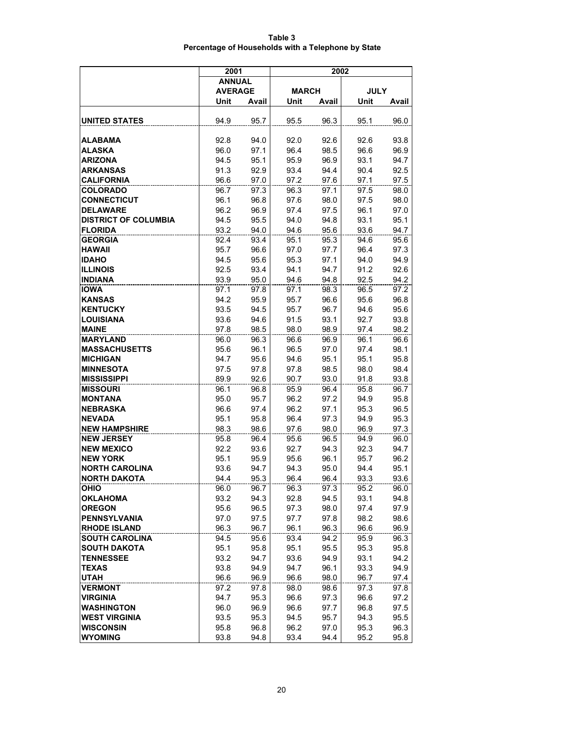**Table 3**
**Percentage of Households with a Telephone by State**

| | 2001 | | 2002 | | | |
|---|---|---|---|---|---|---|
| | ANNUAL AVERAGE | | MARCH | | JULY | |
| | Unit | Avail | Unit | Avail | Unit | Avail |
| **UNITED STATES** | 94.9 | 95.7 | 95.5 | 96.3 | 95.1 | 96.0 |
| **ALABAMA** | 92.8 | 94.0 | 92.0 | 92.6 | 92.6 | 93.8 |
| **ALASKA** | 96.0 | 97.1 | 96.4 | 98.5 | 96.6 | 96.9 |
| **ARIZONA** | 94.5 | 95.1 | 95.9 | 96.9 | 93.1 | 94.7 |
| **ARKANSAS** | 91.3 | 92.9 | 93.4 | 94.4 | 90.4 | 92.5 |
| **CALIFORNIA** | 96.6 | 97.0 | 97.2 | 97.6 | 97.1 | 97.5 |
| **COLORADO** | 96.7 | 97.3 | 96.3 | 97.1 | 97.5 | 98.0 |
| **CONNECTICUT** | 96.1 | 96.8 | 97.6 | 98.0 | 97.5 | 98.0 |
| **DELAWARE** | 96.2 | 96.9 | 97.4 | 97.5 | 96.1 | 97.0 |
| **DISTRICT OF COLUMBIA** | 94.5 | 95.5 | 94.0 | 94.8 | 93.1 | 95.1 |
| **FLORIDA** | 93.2 | 94.0 | 94.6 | 95.6 | 93.6 | 94.7 |
| **GEORGIA** | 92.4 | 93.4 | 95.1 | 95.3 | 94.6 | 95.6 |
| **HAWAII** | 95.7 | 96.6 | 97.0 | 97.7 | 96.4 | 97.3 |
| **IDAHO** | 94.5 | 95.6 | 95.3 | 97.1 | 94.0 | 94.9 |
| **ILLINOIS** | 92.5 | 93.4 | 94.1 | 94.7 | 91.2 | 92.6 |
| **INDIANA** | 93.9 | 95.0 | 94.6 | 94.8 | 92.5 | 94.2 |
| **IOWA** | 97.1 | 97.8 | 97.1 | 98.3 | 96.5 | 97.2 |
| **KANSAS** | 94.2 | 95.9 | 95.7 | 96.6 | 95.6 | 96.8 |
| **KENTUCKY** | 93.5 | 94.5 | 95.7 | 96.7 | 94.6 | 95.6 |
| **LOUISIANA** | 93.6 | 94.6 | 91.5 | 93.1 | 92.7 | 93.8 |
| **MAINE** | 97.8 | 98.5 | 98.0 | 98.9 | 97.4 | 98.2 |
| **MARYLAND** | 96.0 | 96.3 | 96.6 | 96.9 | 96.1 | 96.6 |
| **MASSACHUSETTS** | 95.6 | 96.1 | 96.5 | 97.0 | 97.4 | 98.1 |
| **MICHIGAN** | 94.7 | 95.6 | 94.6 | 95.1 | 95.1 | 95.8 |
| **MINNESOTA** | 97.5 | 97.8 | 97.8 | 98.5 | 98.0 | 98.4 |
| **MISSISSIPPI** | 89.9 | 92.6 | 90.7 | 93.0 | 91.8 | 93.8 |
| **MISSOURI** | 96.1 | 96.8 | 95.9 | 96.4 | 95.8 | 96.7 |
| **MONTANA** | 95.0 | 95.7 | 96.2 | 97.2 | 94.9 | 95.8 |
| **NEBRASKA** | 96.6 | 97.4 | 96.2 | 97.1 | 95.3 | 96.5 |
| **NEVADA** | 95.1 | 95.8 | 96.4 | 97.3 | 94.9 | 95.3 |
| **NEW HAMPSHIRE** | 98.3 | 98.6 | 97.6 | 98.0 | 96.9 | 97.3 |
| **NEW JERSEY** | 95.8 | 96.4 | 95.6 | 96.5 | 94.9 | 96.0 |
| **NEW MEXICO** | 92.2 | 93.6 | 92.7 | 94.3 | 92.3 | 94.7 |
| **NEW YORK** | 95.1 | 95.9 | 95.6 | 96.1 | 95.7 | 96.2 |
| **NORTH CAROLINA** | 93.6 | 94.7 | 94.3 | 95.0 | 94.4 | 95.1 |
| **NORTH DAKOTA** | 94.4 | 95.3 | 96.4 | 96.4 | 93.3 | 93.6 |
| **OHIO** | 96.0 | 96.7 | 96.3 | 97.3 | 95.2 | 96.0 |
| **OKLAHOMA** | 93.2 | 94.3 | 92.8 | 94.5 | 93.1 | 94.8 |
| **OREGON** | 95.6 | 96.5 | 97.3 | 98.0 | 97.4 | 97.9 |
| **PENNSYLVANIA** | 97.0 | 97.5 | 97.7 | 97.8 | 98.2 | 98.6 |
| **RHODE ISLAND** | 96.3 | 96.7 | 96.1 | 96.3 | 96.6 | 96.9 |
| **SOUTH CAROLINA** | 94.5 | 95.6 | 93.4 | 94.2 | 95.9 | 96.3 |
| **SOUTH DAKOTA** | 95.1 | 95.8 | 95.1 | 95.5 | 95.3 | 95.8 |
| **TENNESSEE** | 93.2 | 94.7 | 93.6 | 94.9 | 93.1 | 94.2 |
| **TEXAS** | 93.8 | 94.9 | 94.7 | 96.1 | 93.3 | 94.9 |
| **UTAH** | 96.6 | 96.9 | 96.6 | 98.0 | 96.7 | 97.4 |
| **VERMONT** | 97.2 | 97.8 | 98.0 | 98.6 | 97.3 | 97.8 |
| **VIRGINIA** | 94.7 | 95.3 | 96.6 | 97.3 | 96.6 | 97.2 |
| **WASHINGTON** | 96.0 | 96.9 | 96.6 | 97.7 | 96.8 | 97.5 |
| **WEST VIRGINIA** | 93.5 | 95.3 | 94.5 | 95.7 | 94.3 | 95.5 |
| **WISCONSIN** | 95.8 | 96.8 | 96.2 | 97.0 | 95.3 | 96.3 |
| **WYOMING** | 93.8 | 94.8 | 93.4 | 94.4 | 95.2 | 95.8 |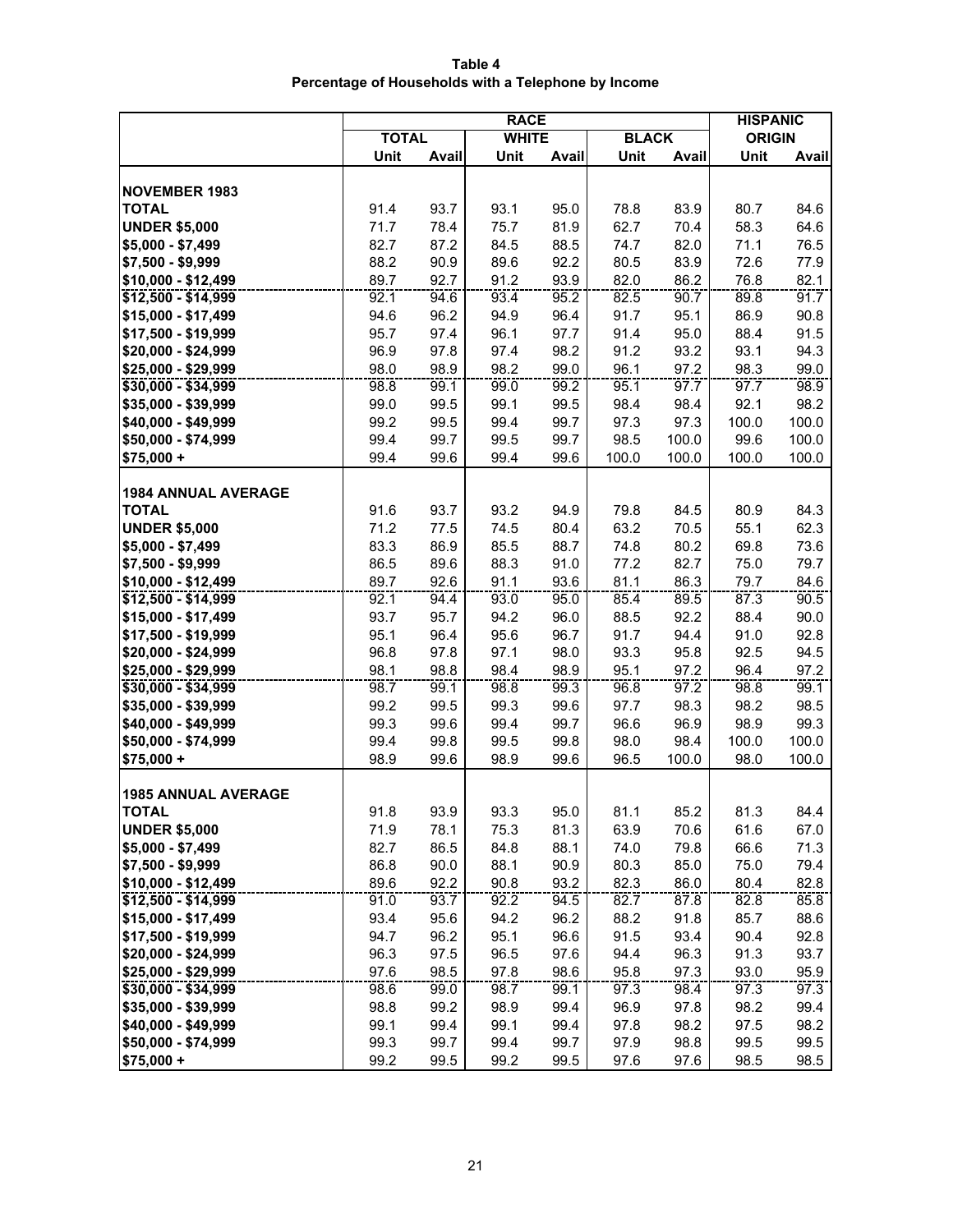**Table 4**
**Percentage of Households with a Telephone by Income**

| | RACE | | | | | | HISPANIC ORIGIN | |
|---|---|---|---|---|---|---|---|---|
| | TOTAL | | WHITE | | BLACK | | | |
| | Unit | Avail | Unit | Avail | Unit | Avail | Unit | Avail |
| **NOVEMBER 1983** | | | | | | | | |
| **TOTAL** | 91.4 | 93.7 | 93.1 | 95.0 | 78.8 | 83.9 | 80.7 | 84.6 |
| **UNDER $5,000** | 71.7 | 78.4 | 75.7 | 81.9 | 62.7 | 70.4 | 58.3 | 64.6 |
| **$5,000 - $7,499** | 82.7 | 87.2 | 84.5 | 88.5 | 74.7 | 82.0 | 71.1 | 76.5 |
| **$7,500 - $9,999** | 88.2 | 90.9 | 89.6 | 92.2 | 80.5 | 83.9 | 72.6 | 77.9 |
| **$10,000 - $12,499** | 89.7 | 92.7 | 91.2 | 93.9 | 82.0 | 86.2 | 76.8 | 82.1 |
| **$12,500 - $14,999** | 92.1 | 94.6 | 93.4 | 95.2 | 82.5 | 90.7 | 89.8 | 91.7 |
| **$15,000 - $17,499** | 94.6 | 96.2 | 94.9 | 96.4 | 91.7 | 95.1 | 86.9 | 90.8 |
| **$17,500 - $19,999** | 95.7 | 97.4 | 96.1 | 97.7 | 91.4 | 95.0 | 88.4 | 91.5 |
| **$20,000 - $24,999** | 96.9 | 97.8 | 97.4 | 98.2 | 91.2 | 93.2 | 93.1 | 94.3 |
| **$25,000 - $29,999** | 98.0 | 98.9 | 98.2 | 99.0 | 96.1 | 97.2 | 98.3 | 99.0 |
| **$30,000 - $34,999** | 98.8 | 99.1 | 99.0 | 99.2 | 95.1 | 97.7 | 97.7 | 98.9 |
| **$35,000 - $39,999** | 99.0 | 99.5 | 99.1 | 99.5 | 98.4 | 98.4 | 92.1 | 98.2 |
| **$40,000 - $49,999** | 99.2 | 99.5 | 99.4 | 99.7 | 97.3 | 97.3 | 100.0 | 100.0 |
| **$50,000 - $74,999** | 99.4 | 99.7 | 99.5 | 99.7 | 98.5 | 100.0 | 99.6 | 100.0 |
| **$75,000 +** | 99.4 | 99.6 | 99.4 | 99.6 | 100.0 | 100.0 | 100.0 | 100.0 |
| **1984 ANNUAL AVERAGE** | | | | | | | | |
| **TOTAL** | 91.6 | 93.7 | 93.2 | 94.9 | 79.8 | 84.5 | 80.9 | 84.3 |
| **UNDER $5,000** | 71.2 | 77.5 | 74.5 | 80.4 | 63.2 | 70.5 | 55.1 | 62.3 |
| **$5,000 - $7,499** | 83.3 | 86.9 | 85.5 | 88.7 | 74.8 | 80.2 | 69.8 | 73.6 |
| **$7,500 - $9,999** | 86.5 | 89.6 | 88.3 | 91.0 | 77.2 | 82.7 | 75.0 | 79.7 |
| **$10,000 - $12,499** | 89.7 | 92.6 | 91.1 | 93.6 | 81.1 | 86.3 | 79.7 | 84.6 |
| **$12,500 - $14,999** | 92.1 | 94.4 | 93.0 | 95.0 | 85.4 | 89.5 | 87.3 | 90.5 |
| **$15,000 - $17,499** | 93.7 | 95.7 | 94.2 | 96.0 | 88.5 | 92.2 | 88.4 | 90.0 |
| **$17,500 - $19,999** | 95.1 | 96.4 | 95.6 | 96.7 | 91.7 | 94.4 | 91.0 | 92.8 |
| **$20,000 - $24,999** | 96.8 | 97.8 | 97.1 | 98.0 | 93.3 | 95.8 | 92.5 | 94.5 |
| **$25,000 - $29,999** | 98.1 | 98.8 | 98.4 | 98.9 | 95.1 | 97.2 | 96.4 | 97.2 |
| **$30,000 - $34,999** | 98.7 | 99.1 | 98.8 | 99.3 | 96.8 | 97.2 | 98.8 | 99.1 |
| **$35,000 - $39,999** | 99.2 | 99.5 | 99.3 | 99.6 | 97.7 | 98.3 | 98.2 | 98.5 |
| **$40,000 - $49,999** | 99.3 | 99.6 | 99.4 | 99.7 | 96.6 | 96.9 | 98.9 | 99.3 |
| **$50,000 - $74,999** | 99.4 | 99.8 | 99.5 | 99.8 | 98.0 | 98.4 | 100.0 | 100.0 |
| **$75,000 +** | 98.9 | 99.6 | 98.9 | 99.6 | 96.5 | 100.0 | 98.0 | 100.0 |
| **1985 ANNUAL AVERAGE** | | | | | | | | |
| **TOTAL** | 91.8 | 93.9 | 93.3 | 95.0 | 81.1 | 85.2 | 81.3 | 84.4 |
| **UNDER $5,000** | 71.9 | 78.1 | 75.3 | 81.3 | 63.9 | 70.6 | 61.6 | 67.0 |
| **$5,000 - $7,499** | 82.7 | 86.5 | 84.8 | 88.1 | 74.0 | 79.8 | 66.6 | 71.3 |
| **$7,500 - $9,999** | 86.8 | 90.0 | 88.1 | 90.9 | 80.3 | 85.0 | 75.0 | 79.4 |
| **$10,000 - $12,499** | 89.6 | 92.2 | 90.8 | 93.2 | 82.3 | 86.0 | 80.4 | 82.8 |
| **$12,500 - $14,999** | 91.0 | 93.7 | 92.2 | 94.5 | 82.7 | 87.8 | 82.8 | 85.8 |
| **$15,000 - $17,499** | 93.4 | 95.6 | 94.2 | 96.2 | 88.2 | 91.8 | 85.7 | 88.6 |
| **$17,500 - $19,999** | 94.7 | 96.2 | 95.1 | 96.6 | 91.5 | 93.4 | 90.4 | 92.8 |
| **$20,000 - $24,999** | 96.3 | 97.5 | 96.5 | 97.6 | 94.4 | 96.3 | 91.3 | 93.7 |
| **$25,000 - $29,999** | 97.6 | 98.5 | 97.8 | 98.6 | 95.8 | 97.3 | 93.0 | 95.9 |
| **$30,000 - $34,999** | 98.6 | 99.0 | 98.7 | 99.1 | 97.3 | 98.4 | 97.3 | 97.3 |
| **$35,000 - $39,999** | 98.8 | 99.2 | 98.9 | 99.4 | 96.9 | 97.8 | 98.2 | 99.4 |
| **$40,000 - $49,999** | 99.1 | 99.4 | 99.1 | 99.4 | 97.8 | 98.2 | 97.5 | 98.2 |
| **$50,000 - $74,999** | 99.3 | 99.7 | 99.4 | 99.7 | 97.9 | 98.8 | 99.5 | 99.5 |
| **$75,000 +** | 99.2 | 99.5 | 99.2 | 99.5 | 97.6 | 97.6 | 98.5 | 98.5 |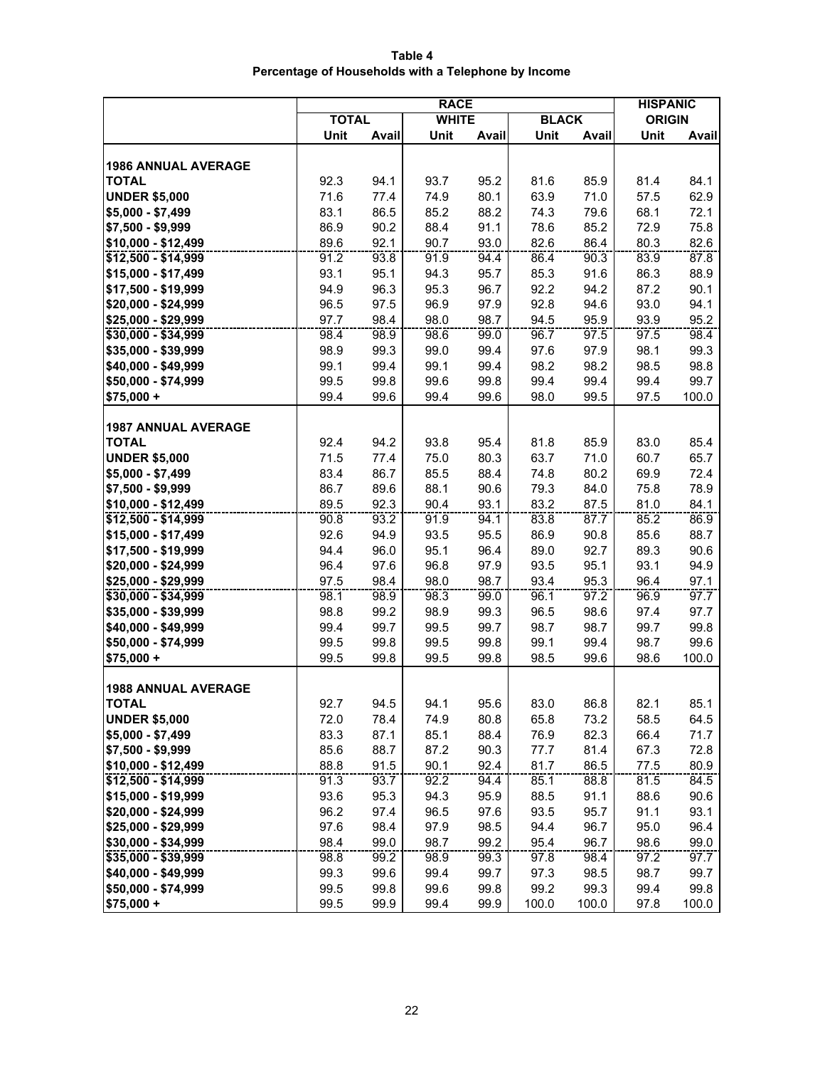**Table 4**
**Percentage of Households with a Telephone by Income**

| | RACE | | | | | | HISPANIC ORIGIN | |
|---|---|---|---|---|---|---|---|---|
| | TOTAL | | WHITE | | BLACK | | | |
| | Unit | Avail | Unit | Avail | Unit | Avail | Unit | Avail |
| **1986 ANNUAL AVERAGE** | | | | | | | | |
| **TOTAL** | 92.3 | 94.1 | 93.7 | 95.2 | 81.6 | 85.9 | 81.4 | 84.1 |
| **UNDER $5,000** | 71.6 | 77.4 | 74.9 | 80.1 | 63.9 | 71.0 | 57.5 | 62.9 |
| **$5,000 - $7,499** | 83.1 | 86.5 | 85.2 | 88.2 | 74.3 | 79.6 | 68.1 | 72.1 |
| **$7,500 - $9,999** | 86.9 | 90.2 | 88.4 | 91.1 | 78.6 | 85.2 | 72.9 | 75.8 |
| **$10,000 - $12,499** | 89.6 | 92.1 | 90.7 | 93.0 | 82.6 | 86.4 | 80.3 | 82.6 |
| **$12,500 - $14,999** | 91.2 | 93.8 | 91.9 | 94.4 | 86.4 | 90.3 | 83.9 | 87.8 |
| **$15,000 - $17,499** | 93.1 | 95.1 | 94.3 | 95.7 | 85.3 | 91.6 | 86.3 | 88.9 |
| **$17,500 - $19,999** | 94.9 | 96.3 | 95.3 | 96.7 | 92.2 | 94.2 | 87.2 | 90.1 |
| **$20,000 - $24,999** | 96.5 | 97.5 | 96.9 | 97.9 | 92.8 | 94.6 | 93.0 | 94.1 |
| **$25,000 - $29,999** | 97.7 | 98.4 | 98.0 | 98.7 | 94.5 | 95.9 | 93.9 | 95.2 |
| **$30,000 - $34,999** | 98.4 | 98.9 | 98.6 | 99.0 | 96.7 | 97.5 | 97.5 | 98.4 |
| **$35,000 - $39,999** | 98.9 | 99.3 | 99.0 | 99.4 | 97.6 | 97.9 | 98.1 | 99.3 |
| **$40,000 - $49,999** | 99.1 | 99.4 | 99.1 | 99.4 | 98.2 | 98.2 | 98.5 | 98.8 |
| **$50,000 - $74,999** | 99.5 | 99.8 | 99.6 | 99.8 | 99.4 | 99.4 | 99.4 | 99.7 |
| **$75,000 +** | 99.4 | 99.6 | 99.4 | 99.6 | 98.0 | 99.5 | 97.5 | 100.0 |
| **1987 ANNUAL AVERAGE** | | | | | | | | |
| **TOTAL** | 92.4 | 94.2 | 93.8 | 95.4 | 81.8 | 85.9 | 83.0 | 85.4 |
| **UNDER $5,000** | 71.5 | 77.4 | 75.0 | 80.3 | 63.7 | 71.0 | 60.7 | 65.7 |
| **$5,000 - $7,499** | 83.4 | 86.7 | 85.5 | 88.4 | 74.8 | 80.2 | 69.9 | 72.4 |
| **$7,500 - $9,999** | 86.7 | 89.6 | 88.1 | 90.6 | 79.3 | 84.0 | 75.8 | 78.9 |
| **$10,000 - $12,499** | 89.5 | 92.3 | 90.4 | 93.1 | 83.2 | 87.5 | 81.0 | 84.1 |
| **$12,500 - $14,999** | 90.8 | 93.2 | 91.9 | 94.1 | 83.8 | 87.7 | 85.2 | 86.9 |
| **$15,000 - $17,499** | 92.6 | 94.9 | 93.5 | 95.5 | 86.9 | 90.8 | 85.6 | 88.7 |
| **$17,500 - $19,999** | 94.4 | 96.0 | 95.1 | 96.4 | 89.0 | 92.7 | 89.3 | 90.6 |
| **$20,000 - $24,999** | 96.4 | 97.6 | 96.8 | 97.9 | 93.5 | 95.1 | 93.1 | 94.9 |
| **$25,000 - $29,999** | 97.5 | 98.4 | 98.0 | 98.7 | 93.4 | 95.3 | 96.4 | 97.1 |
| **$30,000 - $34,999** | 98.1 | 98.9 | 98.3 | 99.0 | 96.1 | 97.2 | 96.9 | 97.7 |
| **$35,000 - $39,999** | 98.8 | 99.2 | 98.9 | 99.3 | 96.5 | 98.6 | 97.4 | 97.7 |
| **$40,000 - $49,999** | 99.4 | 99.7 | 99.5 | 99.7 | 98.7 | 98.7 | 99.7 | 99.8 |
| **$50,000 - $74,999** | 99.5 | 99.8 | 99.5 | 99.8 | 99.1 | 99.4 | 98.7 | 99.6 |
| **$75,000 +** | 99.5 | 99.8 | 99.5 | 99.8 | 98.5 | 99.6 | 98.6 | 100.0 |
| **1988 ANNUAL AVERAGE** | | | | | | | | |
| **TOTAL** | 92.7 | 94.5 | 94.1 | 95.6 | 83.0 | 86.8 | 82.1 | 85.1 |
| **UNDER $5,000** | 72.0 | 78.4 | 74.9 | 80.8 | 65.8 | 73.2 | 58.5 | 64.5 |
| **$5,000 - $7,499** | 83.3 | 87.1 | 85.1 | 88.4 | 76.9 | 82.3 | 66.4 | 71.7 |
| **$7,500 - $9,999** | 85.6 | 88.7 | 87.2 | 90.3 | 77.7 | 81.4 | 67.3 | 72.8 |
| **$10,000 - $12,499** | 88.8 | 91.5 | 90.1 | 92.4 | 81.7 | 86.5 | 77.5 | 80.9 |
| **$12,500 - $14,999** | 91.3 | 93.7 | 92.2 | 94.4 | 85.1 | 88.8 | 81.5 | 84.5 |
| **$15,000 - $19,999** | 93.6 | 95.3 | 94.3 | 95.9 | 88.5 | 91.1 | 88.6 | 90.6 |
| **$20,000 - $24,999** | 96.2 | 97.4 | 96.5 | 97.6 | 93.5 | 95.7 | 91.1 | 93.1 |
| **$25,000 - $29,999** | 97.6 | 98.4 | 97.9 | 98.5 | 94.4 | 96.7 | 95.0 | 96.4 |
| **$30,000 - $34,999** | 98.4 | 99.0 | 98.7 | 99.2 | 95.4 | 96.7 | 98.6 | 99.0 |
| **$35,000 - $39,999** | 98.8 | 99.2 | 98.9 | 99.3 | 97.8 | 98.4 | 97.2 | 97.7 |
| **$40,000 - $49,999** | 99.3 | 99.6 | 99.4 | 99.7 | 97.3 | 98.5 | 98.7 | 99.7 |
| **$50,000 - $74,999** | 99.5 | 99.8 | 99.6 | 99.8 | 99.2 | 99.3 | 99.4 | 99.8 |
| **$75,000 +** | 99.5 | 99.9 | 99.4 | 99.9 | 100.0 | 100.0 | 97.8 | 100.0 |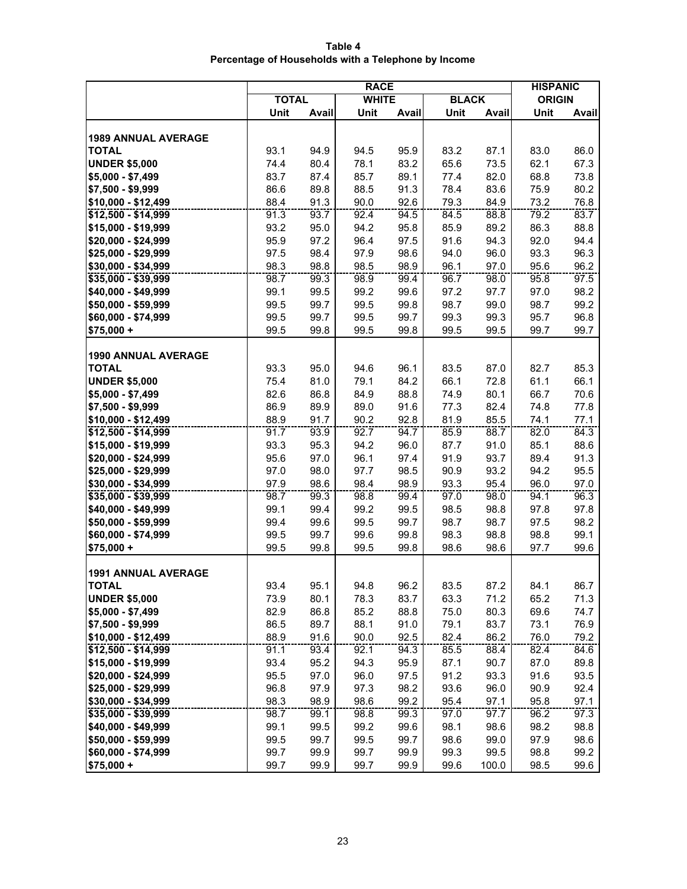**Table 4**
**Percentage of Households with a Telephone by Income**

| | RACE | | | | | | HISPANIC ORIGIN | |
|---|---|---|---|---|---|---|---|---|
| | TOTAL | | WHITE | | BLACK | | | |
| | Unit | Avail | Unit | Avail | Unit | Avail | Unit | Avail |
| **1989 ANNUAL AVERAGE** | | | | | | | | |
| **TOTAL** | 93.1 | 94.9 | 94.5 | 95.9 | 83.2 | 87.1 | 83.0 | 86.0 |
| **UNDER $5,000** | 74.4 | 80.4 | 78.1 | 83.2 | 65.6 | 73.5 | 62.1 | 67.3 |
| **$5,000 - $7,499** | 83.7 | 87.4 | 85.7 | 89.1 | 77.4 | 82.0 | 68.8 | 73.8 |
| **$7,500 - $9,999** | 86.6 | 89.8 | 88.5 | 91.3 | 78.4 | 83.6 | 75.9 | 80.2 |
| **$10,000 - $12,499** | 88.4 | 91.3 | 90.0 | 92.6 | 79.3 | 84.9 | 73.2 | 76.8 |
| **$12,500 - $14,999** | 91.3 | 93.7 | 92.4 | 94.5 | 84.5 | 88.8 | 79.2 | 83.7 |
| **$15,000 - $19,999** | 93.2 | 95.0 | 94.2 | 95.8 | 85.9 | 89.2 | 86.3 | 88.8 |
| **$20,000 - $24,999** | 95.9 | 97.2 | 96.4 | 97.5 | 91.6 | 94.3 | 92.0 | 94.4 |
| **$25,000 - $29,999** | 97.5 | 98.4 | 97.9 | 98.6 | 94.0 | 96.0 | 93.3 | 96.3 |
| **$30,000 - $34,999** | 98.3 | 98.8 | 98.5 | 98.9 | 96.1 | 97.0 | 95.6 | 96.2 |
| **$35,000 - $39,999** | 98.7 | 99.3 | 98.9 | 99.4 | 96.7 | 98.0 | 95.8 | 97.5 |
| **$40,000 - $49,999** | 99.1 | 99.5 | 99.2 | 99.6 | 97.2 | 97.7 | 97.0 | 98.2 |
| **$50,000 - $59,999** | 99.5 | 99.7 | 99.5 | 99.8 | 98.7 | 99.0 | 98.7 | 99.2 |
| **$60,000 - $74,999** | 99.5 | 99.7 | 99.5 | 99.7 | 99.3 | 99.3 | 95.7 | 96.8 |
| **$75,000 +** | 99.5 | 99.8 | 99.5 | 99.8 | 99.5 | 99.5 | 99.7 | 99.7 |
| **1990 ANNUAL AVERAGE** | | | | | | | | |
| **TOTAL** | 93.3 | 95.0 | 94.6 | 96.1 | 83.5 | 87.0 | 82.7 | 85.3 |
| **UNDER $5,000** | 75.4 | 81.0 | 79.1 | 84.2 | 66.1 | 72.8 | 61.1 | 66.1 |
| **$5,000 - $7,499** | 82.6 | 86.8 | 84.9 | 88.8 | 74.9 | 80.1 | 66.7 | 70.6 |
| **$7,500 - $9,999** | 86.9 | 89.9 | 89.0 | 91.6 | 77.3 | 82.4 | 74.8 | 77.8 |
| **$10,000 - $12,499** | 88.9 | 91.7 | 90.2 | 92.8 | 81.9 | 85.5 | 74.1 | 77.1 |
| **$12,500 - $14,999** | 91.7 | 93.9 | 92.7 | 94.7 | 85.9 | 88.7 | 82.0 | 84.3 |
| **$15,000 - $19,999** | 93.3 | 95.3 | 94.2 | 96.0 | 87.7 | 91.0 | 85.1 | 88.6 |
| **$20,000 - $24,999** | 95.6 | 97.0 | 96.1 | 97.4 | 91.9 | 93.7 | 89.4 | 91.3 |
| **$25,000 - $29,999** | 97.0 | 98.0 | 97.7 | 98.5 | 90.9 | 93.2 | 94.2 | 95.5 |
| **$30,000 - $34,999** | 97.9 | 98.6 | 98.4 | 98.9 | 93.3 | 95.4 | 96.0 | 97.0 |
| **$35,000 - $39,999** | 98.7 | 99.3 | 98.8 | 99.4 | 97.0 | 98.0 | 94.1 | 96.3 |
| **$40,000 - $49,999** | 99.1 | 99.4 | 99.2 | 99.5 | 98.5 | 98.8 | 97.8 | 97.8 |
| **$50,000 - $59,999** | 99.4 | 99.6 | 99.5 | 99.7 | 98.7 | 98.7 | 97.5 | 98.2 |
| **$60,000 - $74,999** | 99.5 | 99.7 | 99.6 | 99.8 | 98.3 | 98.8 | 98.8 | 99.1 |
| **$75,000 +** | 99.5 | 99.8 | 99.5 | 99.8 | 98.6 | 98.6 | 97.7 | 99.6 |
| **1991 ANNUAL AVERAGE** | | | | | | | | |
| **TOTAL** | 93.4 | 95.1 | 94.8 | 96.2 | 83.5 | 87.2 | 84.1 | 86.7 |
| **UNDER $5,000** | 73.9 | 80.1 | 78.3 | 83.7 | 63.3 | 71.2 | 65.2 | 71.3 |
| **$5,000 - $7,499** | 82.9 | 86.8 | 85.2 | 88.8 | 75.0 | 80.3 | 69.6 | 74.7 |
| **$7,500 - $9,999** | 86.5 | 89.7 | 88.1 | 91.0 | 79.1 | 83.7 | 73.1 | 76.9 |
| **$10,000 - $12,499** | 88.9 | 91.6 | 90.0 | 92.5 | 82.4 | 86.2 | 76.0 | 79.2 |
| **$12,500 - $14,999** | 91.1 | 93.4 | 92.1 | 94.3 | 85.5 | 88.4 | 82.4 | 84.6 |
| **$15,000 - $19,999** | 93.4 | 95.2 | 94.3 | 95.9 | 87.1 | 90.7 | 87.0 | 89.8 |
| **$20,000 - $24,999** | 95.5 | 97.0 | 96.0 | 97.5 | 91.2 | 93.3 | 91.6 | 93.5 |
| **$25,000 - $29,999** | 96.8 | 97.9 | 97.3 | 98.2 | 93.6 | 96.0 | 90.9 | 92.4 |
| **$30,000 - $34,999** | 98.3 | 98.9 | 98.6 | 99.2 | 95.4 | 97.1 | 95.8 | 97.1 |
| **$35,000 - $39,999** | 98.7 | 99.1 | 98.8 | 99.3 | 97.0 | 97.7 | 96.2 | 97.3 |
| **$40,000 - $49,999** | 99.1 | 99.5 | 99.2 | 99.6 | 98.1 | 98.6 | 98.2 | 98.8 |
| **$50,000 - $59,999** | 99.5 | 99.7 | 99.5 | 99.7 | 98.6 | 99.0 | 97.9 | 98.6 |
| **$60,000 - $74,999** | 99.7 | 99.9 | 99.7 | 99.9 | 99.3 | 99.5 | 98.8 | 99.2 |
| **$75,000 +** | 99.7 | 99.9 | 99.7 | 99.9 | 99.6 | 100.0 | 98.5 | 99.6 |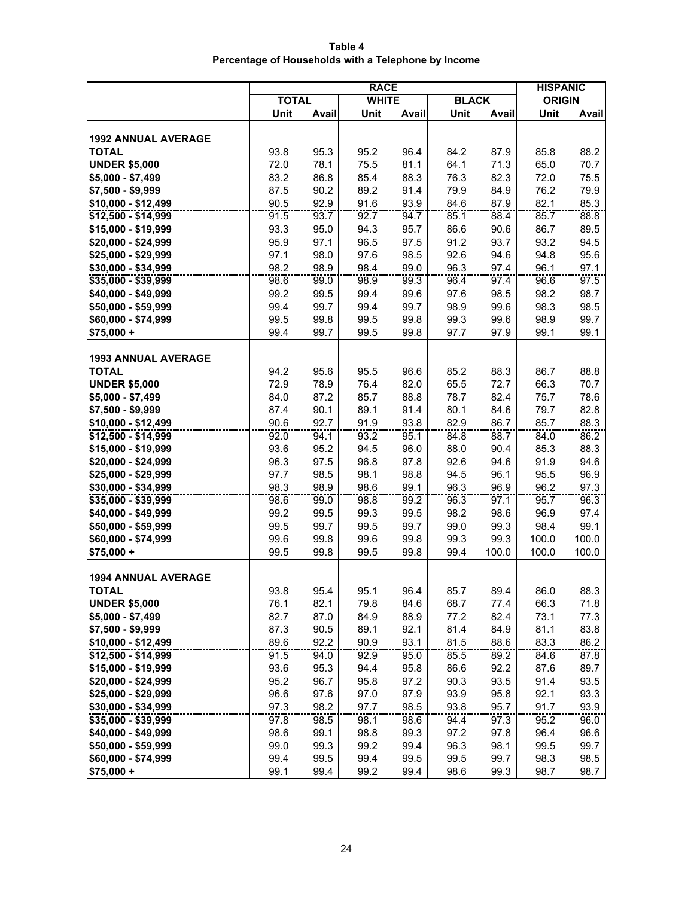**Table 4**
**Percentage of Households with a Telephone by Income**

| | RACE | | | | | | HISPANIC ORIGIN | |
|---|---|---|---|---|---|---|---|---|
| | TOTAL | | WHITE | | BLACK | | | |
| | Unit | Avail | Unit | Avail | Unit | Avail | Unit | Avail |
| **1992 ANNUAL AVERAGE** | | | | | | | | |
| **TOTAL** | 93.8 | 95.3 | 95.2 | 96.4 | 84.2 | 87.9 | 85.8 | 88.2 |
| **UNDER $5,000** | 72.0 | 78.1 | 75.5 | 81.1 | 64.1 | 71.3 | 65.0 | 70.7 |
| **$5,000 - $7,499** | 83.2 | 86.8 | 85.4 | 88.3 | 76.3 | 82.3 | 72.0 | 75.5 |
| **$7,500 - $9,999** | 87.5 | 90.2 | 89.2 | 91.4 | 79.9 | 84.9 | 76.2 | 79.9 |
| **$10,000 - $12,499** | 90.5 | 92.9 | 91.6 | 93.9 | 84.6 | 87.9 | 82.1 | 85.3 |
| **$12,500 - $14,999** | 91.5 | 93.7 | 92.7 | 94.7 | 85.1 | 88.4 | 85.7 | 88.8 |
| **$15,000 - $19,999** | 93.3 | 95.0 | 94.3 | 95.7 | 86.6 | 90.6 | 86.7 | 89.5 |
| **$20,000 - $24,999** | 95.9 | 97.1 | 96.5 | 97.5 | 91.2 | 93.7 | 93.2 | 94.5 |
| **$25,000 - $29,999** | 97.1 | 98.0 | 97.6 | 98.5 | 92.6 | 94.6 | 94.8 | 95.6 |
| **$30,000 - $34,999** | 98.2 | 98.9 | 98.4 | 99.0 | 96.3 | 97.4 | 96.1 | 97.1 |
| **$35,000 - $39,999** | 98.6 | 99.0 | 98.9 | 99.3 | 96.4 | 97.4 | 96.6 | 97.5 |
| **$40,000 - $49,999** | 99.2 | 99.5 | 99.4 | 99.6 | 97.6 | 98.5 | 98.2 | 98.7 |
| **$50,000 - $59,999** | 99.4 | 99.7 | 99.4 | 99.7 | 98.9 | 99.6 | 98.3 | 98.5 |
| **$60,000 - $74,999** | 99.5 | 99.8 | 99.5 | 99.8 | 99.3 | 99.6 | 98.9 | 99.7 |
| **$75,000 +** | 99.4 | 99.7 | 99.5 | 99.8 | 97.7 | 97.9 | 99.1 | 99.1 |
| **1993 ANNUAL AVERAGE** | | | | | | | | |
| **TOTAL** | 94.2 | 95.6 | 95.5 | 96.6 | 85.2 | 88.3 | 86.7 | 88.8 |
| **UNDER $5,000** | 72.9 | 78.9 | 76.4 | 82.0 | 65.5 | 72.7 | 66.3 | 70.7 |
| **$5,000 - $7,499** | 84.0 | 87.2 | 85.7 | 88.8 | 78.7 | 82.4 | 75.7 | 78.6 |
| **$7,500 - $9,999** | 87.4 | 90.1 | 89.1 | 91.4 | 80.1 | 84.6 | 79.7 | 82.8 |
| **$10,000 - $12,499** | 90.6 | 92.7 | 91.9 | 93.8 | 82.9 | 86.7 | 85.7 | 88.3 |
| **$12,500 - $14,999** | 92.0 | 94.1 | 93.2 | 95.1 | 84.8 | 88.7 | 84.0 | 86.2 |
| **$15,000 - $19,999** | 93.6 | 95.2 | 94.5 | 96.0 | 88.0 | 90.4 | 85.3 | 88.3 |
| **$20,000 - $24,999** | 96.3 | 97.5 | 96.8 | 97.8 | 92.6 | 94.6 | 91.9 | 94.6 |
| **$25,000 - $29,999** | 97.7 | 98.5 | 98.1 | 98.8 | 94.5 | 96.1 | 95.5 | 96.9 |
| **$30,000 - $34,999** | 98.3 | 98.9 | 98.6 | 99.1 | 96.3 | 96.9 | 96.2 | 97.3 |
| **$35,000 - $39,999** | 98.6 | 99.0 | 98.8 | 99.2 | 96.3 | 97.1 | 95.7 | 96.3 |
| **$40,000 - $49,999** | 99.2 | 99.5 | 99.3 | 99.5 | 98.2 | 98.6 | 96.9 | 97.4 |
| **$50,000 - $59,999** | 99.5 | 99.7 | 99.5 | 99.7 | 99.0 | 99.3 | 98.4 | 99.1 |
| **$60,000 - $74,999** | 99.6 | 99.8 | 99.6 | 99.8 | 99.3 | 99.3 | 100.0 | 100.0 |
| **$75,000 +** | 99.5 | 99.8 | 99.5 | 99.8 | 99.4 | 100.0 | 100.0 | 100.0 |
| **1994 ANNUAL AVERAGE** | | | | | | | | |
| **TOTAL** | 93.8 | 95.4 | 95.1 | 96.4 | 85.7 | 89.4 | 86.0 | 88.3 |
| **UNDER $5,000** | 76.1 | 82.1 | 79.8 | 84.6 | 68.7 | 77.4 | 66.3 | 71.8 |
| **$5,000 - $7,499** | 82.7 | 87.0 | 84.9 | 88.9 | 77.2 | 82.4 | 73.1 | 77.3 |
| **$7,500 - $9,999** | 87.3 | 90.5 | 89.1 | 92.1 | 81.4 | 84.9 | 81.1 | 83.8 |
| **$10,000 - $12,499** | 89.6 | 92.2 | 90.9 | 93.1 | 81.5 | 88.6 | 83.3 | 86.2 |
| **$12,500 - $14,999** | 91.5 | 94.0 | 92.9 | 95.0 | 85.5 | 89.2 | 84.6 | 87.8 |
| **$15,000 - $19,999** | 93.6 | 95.3 | 94.4 | 95.8 | 86.6 | 92.2 | 87.6 | 89.7 |
| **$20,000 - $24,999** | 95.2 | 96.7 | 95.8 | 97.2 | 90.3 | 93.5 | 91.4 | 93.5 |
| **$25,000 - $29,999** | 96.6 | 97.6 | 97.0 | 97.9 | 93.9 | 95.8 | 92.1 | 93.3 |
| **$30,000 - $34,999** | 97.3 | 98.2 | 97.7 | 98.5 | 93.8 | 95.7 | 91.7 | 93.9 |
| **$35,000 - $39,999** | 97.8 | 98.5 | 98.1 | 98.6 | 94.4 | 97.3 | 95.2 | 96.0 |
| **$40,000 - $49,999** | 98.6 | 99.1 | 98.8 | 99.3 | 97.2 | 97.8 | 96.4 | 96.6 |
| **$50,000 - $59,999** | 99.0 | 99.3 | 99.2 | 99.4 | 96.3 | 98.1 | 99.5 | 99.7 |
| **$60,000 - $74,999** | 99.4 | 99.5 | 99.4 | 99.5 | 99.5 | 99.7 | 98.3 | 98.5 |
| **$75,000 +** | 99.1 | 99.4 | 99.2 | 99.4 | 98.6 | 99.3 | 98.7 | 98.7 |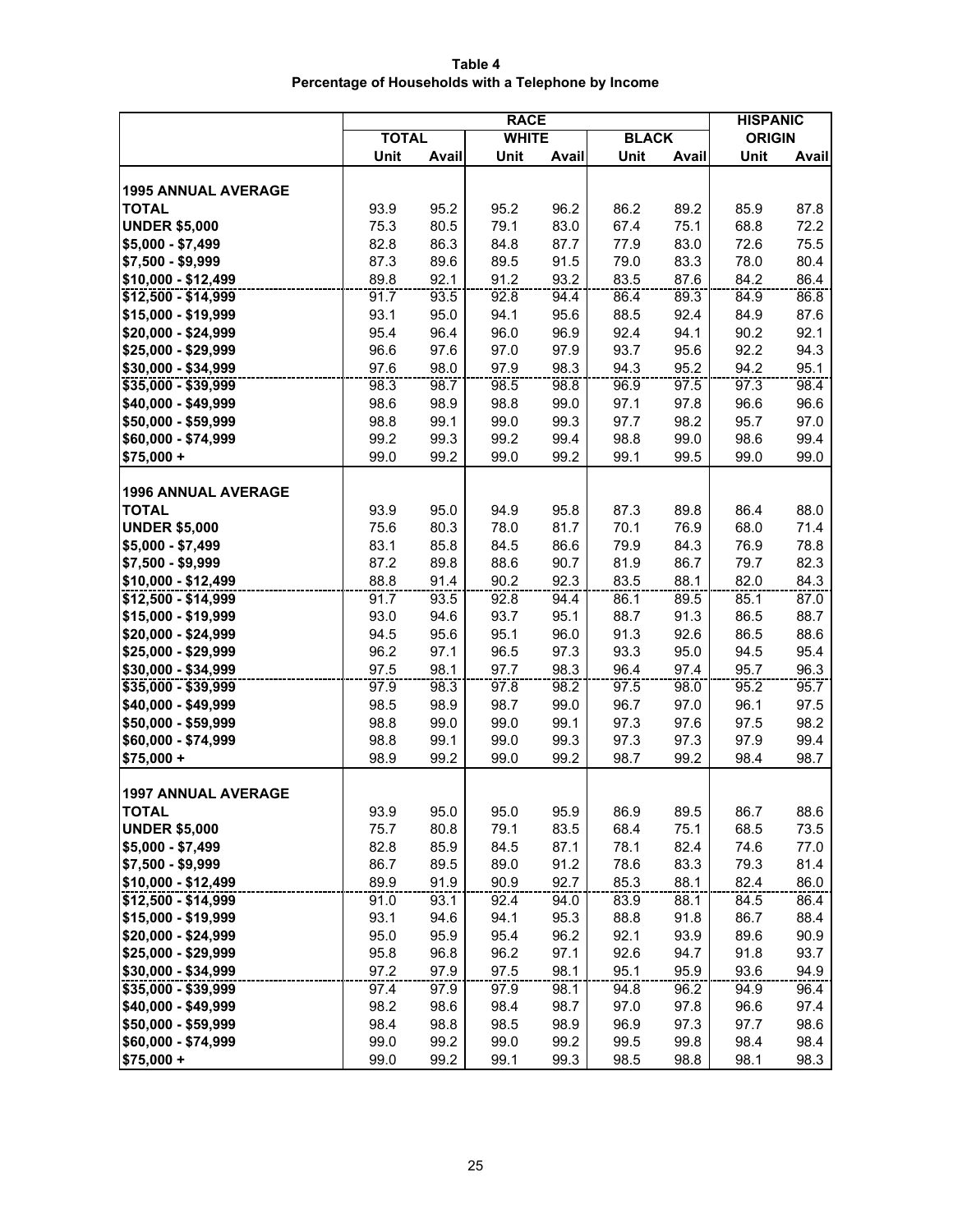**Table 4**
**Percentage of Households with a Telephone by Income**

| | RACE | | | | | | HISPANIC ORIGIN | |
|---|---|---|---|---|---|---|---|---|
| | TOTAL | | WHITE | | BLACK | | | |
| | Unit | Avail | Unit | Avail | Unit | Avail | Unit | Avail |
| **1995 ANNUAL AVERAGE** | | | | | | | | |
| **TOTAL** | 93.9 | 95.2 | 95.2 | 96.2 | 86.2 | 89.2 | 85.9 | 87.8 |
| **UNDER $5,000** | 75.3 | 80.5 | 79.1 | 83.0 | 67.4 | 75.1 | 68.8 | 72.2 |
| **$5,000 - $7,499** | 82.8 | 86.3 | 84.8 | 87.7 | 77.9 | 83.0 | 72.6 | 75.5 |
| **$7,500 - $9,999** | 87.3 | 89.6 | 89.5 | 91.5 | 79.0 | 83.3 | 78.0 | 80.4 |
| **$10,000 - $12,499** | 89.8 | 92.1 | 91.2 | 93.2 | 83.5 | 87.6 | 84.2 | 86.4 |
| **$12,500 - $14,999** | 91.7 | 93.5 | 92.8 | 94.4 | 86.4 | 89.3 | 84.9 | 86.8 |
| **$15,000 - $19,999** | 93.1 | 95.0 | 94.1 | 95.6 | 88.5 | 92.4 | 84.9 | 87.6 |
| **$20,000 - $24,999** | 95.4 | 96.4 | 96.0 | 96.9 | 92.4 | 94.1 | 90.2 | 92.1 |
| **$25,000 - $29,999** | 96.6 | 97.6 | 97.0 | 97.9 | 93.7 | 95.6 | 92.2 | 94.3 |
| **$30,000 - $34,999** | 97.6 | 98.0 | 97.9 | 98.3 | 94.3 | 95.2 | 94.2 | 95.1 |
| **$35,000 - $39,999** | 98.3 | 98.7 | 98.5 | 98.8 | 96.9 | 97.5 | 97.3 | 98.4 |
| **$40,000 - $49,999** | 98.6 | 98.9 | 98.8 | 99.0 | 97.1 | 97.8 | 96.6 | 96.6 |
| **$50,000 - $59,999** | 98.8 | 99.1 | 99.0 | 99.3 | 97.7 | 98.2 | 95.7 | 97.0 |
| **$60,000 - $74,999** | 99.2 | 99.3 | 99.2 | 99.4 | 98.8 | 99.0 | 98.6 | 99.4 |
| **$75,000 +** | 99.0 | 99.2 | 99.0 | 99.2 | 99.1 | 99.5 | 99.0 | 99.0 |
| **1996 ANNUAL AVERAGE** | | | | | | | | |
| **TOTAL** | 93.9 | 95.0 | 94.9 | 95.8 | 87.3 | 89.8 | 86.4 | 88.0 |
| **UNDER $5,000** | 75.6 | 80.3 | 78.0 | 81.7 | 70.1 | 76.9 | 68.0 | 71.4 |
| **$5,000 - $7,499** | 83.1 | 85.8 | 84.5 | 86.6 | 79.9 | 84.3 | 76.9 | 78.8 |
| **$7,500 - $9,999** | 87.2 | 89.8 | 88.6 | 90.7 | 81.9 | 86.7 | 79.7 | 82.3 |
| **$10,000 - $12,499** | 88.8 | 91.4 | 90.2 | 92.3 | 83.5 | 88.1 | 82.0 | 84.3 |
| **$12,500 - $14,999** | 91.7 | 93.5 | 92.8 | 94.4 | 86.1 | 89.5 | 85.1 | 87.0 |
| **$15,000 - $19,999** | 93.0 | 94.6 | 93.7 | 95.1 | 88.7 | 91.3 | 86.5 | 88.7 |
| **$20,000 - $24,999** | 94.5 | 95.6 | 95.1 | 96.0 | 91.3 | 92.6 | 86.5 | 88.6 |
| **$25,000 - $29,999** | 96.2 | 97.1 | 96.5 | 97.3 | 93.3 | 95.0 | 94.5 | 95.4 |
| **$30,000 - $34,999** | 97.5 | 98.1 | 97.7 | 98.3 | 96.4 | 97.4 | 95.7 | 96.3 |
| **$35,000 - $39,999** | 97.9 | 98.3 | 97.8 | 98.2 | 97.5 | 98.0 | 95.2 | 95.7 |
| **$40,000 - $49,999** | 98.5 | 98.9 | 98.7 | 99.0 | 96.7 | 97.0 | 96.1 | 97.5 |
| **$50,000 - $59,999** | 98.8 | 99.0 | 99.0 | 99.1 | 97.3 | 97.6 | 97.5 | 98.2 |
| **$60,000 - $74,999** | 98.8 | 99.1 | 99.0 | 99.3 | 97.3 | 97.3 | 97.9 | 99.4 |
| **$75,000 +** | 98.9 | 99.2 | 99.0 | 99.2 | 98.7 | 99.2 | 98.4 | 98.7 |
| **1997 ANNUAL AVERAGE** | | | | | | | | |
| **TOTAL** | 93.9 | 95.0 | 95.0 | 95.9 | 86.9 | 89.5 | 86.7 | 88.6 |
| **UNDER $5,000** | 75.7 | 80.8 | 79.1 | 83.5 | 68.4 | 75.1 | 68.5 | 73.5 |
| **$5,000 - $7,499** | 82.8 | 85.9 | 84.5 | 87.1 | 78.1 | 82.4 | 74.6 | 77.0 |
| **$7,500 - $9,999** | 86.7 | 89.5 | 89.0 | 91.2 | 78.6 | 83.3 | 79.3 | 81.4 |
| **$10,000 - $12,499** | 89.9 | 91.9 | 90.9 | 92.7 | 85.3 | 88.1 | 82.4 | 86.0 |
| **$12,500 - $14,999** | 91.0 | 93.1 | 92.4 | 94.0 | 83.9 | 88.1 | 84.5 | 86.4 |
| **$15,000 - $19,999** | 93.1 | 94.6 | 94.1 | 95.3 | 88.8 | 91.8 | 86.7 | 88.4 |
| **$20,000 - $24,999** | 95.0 | 95.9 | 95.4 | 96.2 | 92.1 | 93.9 | 89.6 | 90.9 |
| **$25,000 - $29,999** | 95.8 | 96.8 | 96.2 | 97.1 | 92.6 | 94.7 | 91.8 | 93.7 |
| **$30,000 - $34,999** | 97.2 | 97.9 | 97.5 | 98.1 | 95.1 | 95.9 | 93.6 | 94.9 |
| **$35,000 - $39,999** | 97.4 | 97.9 | 97.9 | 98.1 | 94.8 | 96.2 | 94.9 | 96.4 |
| **$40,000 - $49,999** | 98.2 | 98.6 | 98.4 | 98.7 | 97.0 | 97.8 | 96.6 | 97.4 |
| **$50,000 - $59,999** | 98.4 | 98.8 | 98.5 | 98.9 | 96.9 | 97.3 | 97.7 | 98.6 |
| **$60,000 - $74,999** | 99.0 | 99.2 | 99.0 | 99.2 | 99.5 | 99.8 | 98.4 | 98.4 |
| **$75,000 +** | 99.0 | 99.2 | 99.1 | 99.3 | 98.5 | 98.8 | 98.1 | 98.3 |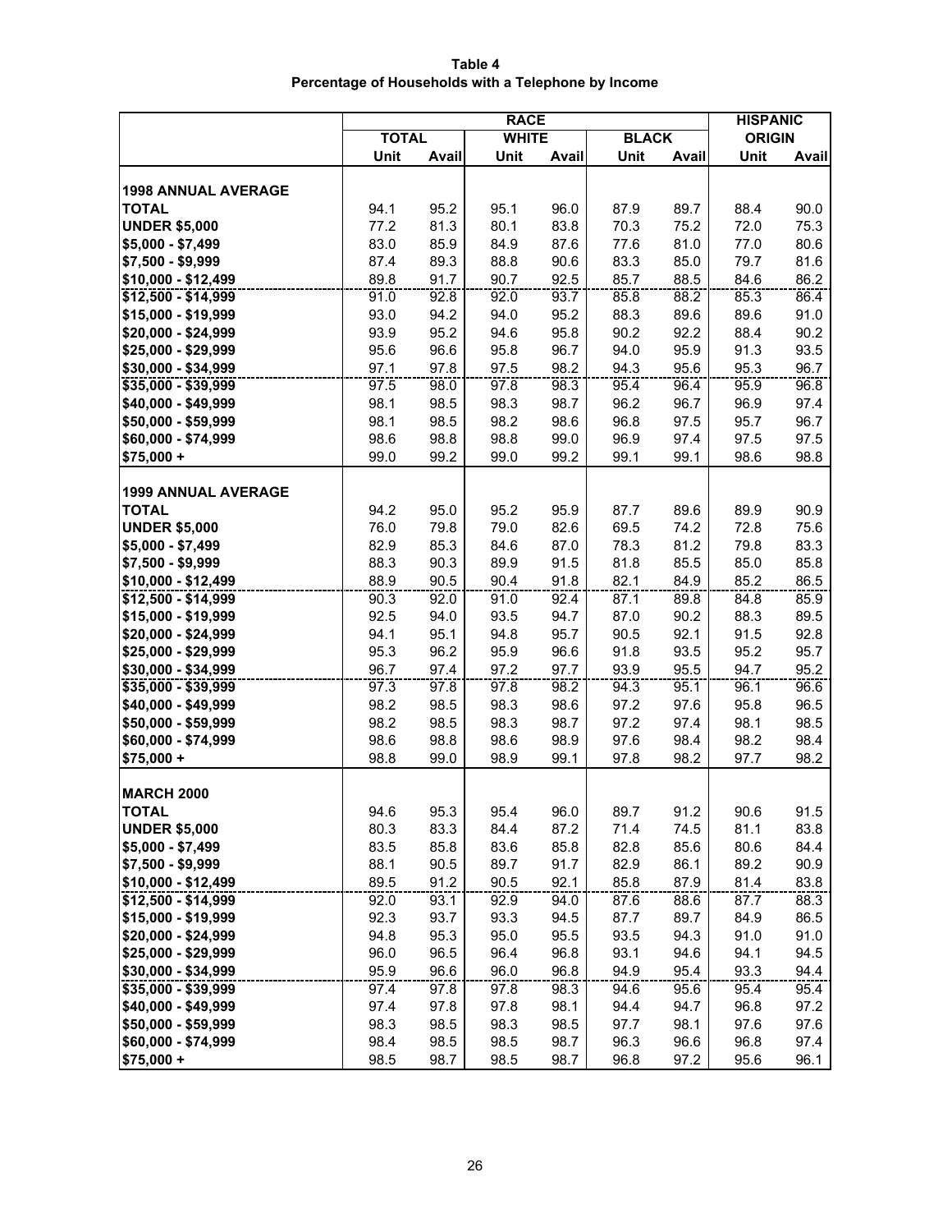**Table 4**
**Percentage of Households with a Telephone by Income**

| | RACE | | | | | | HISPANIC ORIGIN | |
|---|---|---|---|---|---|---|---|---|
| | TOTAL | | WHITE | | BLACK | | | |
| | Unit | Avail | Unit | Avail | Unit | Avail | Unit | Avail |
| **1998 ANNUAL AVERAGE** | | | | | | | | |
| **TOTAL** | 94.1 | 95.2 | 95.1 | 96.0 | 87.9 | 89.7 | 88.4 | 90.0 |
| **UNDER $5,000** | 77.2 | 81.3 | 80.1 | 83.8 | 70.3 | 75.2 | 72.0 | 75.3 |
| **$5,000 - $7,499** | 83.0 | 85.9 | 84.9 | 87.6 | 77.6 | 81.0 | 77.0 | 80.6 |
| **$7,500 - $9,999** | 87.4 | 89.3 | 88.8 | 90.6 | 83.3 | 85.0 | 79.7 | 81.6 |
| **$10,000 - $12,499** | 89.8 | 91.7 | 90.7 | 92.5 | 85.7 | 88.5 | 84.6 | 86.2 |
| **$12,500 - $14,999** | 91.0 | 92.8 | 92.0 | 93.7 | 85.8 | 88.2 | 85.3 | 86.4 |
| **$15,000 - $19,999** | 93.0 | 94.2 | 94.0 | 95.2 | 88.3 | 89.6 | 89.6 | 91.0 |
| **$20,000 - $24,999** | 93.9 | 95.2 | 94.6 | 95.8 | 90.2 | 92.2 | 88.4 | 90.2 |
| **$25,000 - $29,999** | 95.6 | 96.6 | 95.8 | 96.7 | 94.0 | 95.9 | 91.3 | 93.5 |
| **$30,000 - $34,999** | 97.1 | 97.8 | 97.5 | 98.2 | 94.3 | 95.6 | 95.3 | 96.7 |
| **$35,000 - $39,999** | 97.5 | 98.0 | 97.8 | 98.3 | 95.4 | 96.4 | 95.9 | 96.8 |
| **$40,000 - $49,999** | 98.1 | 98.5 | 98.3 | 98.7 | 96.2 | 96.7 | 96.9 | 97.4 |
| **$50,000 - $59,999** | 98.1 | 98.5 | 98.2 | 98.6 | 96.8 | 97.5 | 95.7 | 96.7 |
| **$60,000 - $74,999** | 98.6 | 98.8 | 98.8 | 99.0 | 96.9 | 97.4 | 97.5 | 97.5 |
| **$75,000 +** | 99.0 | 99.2 | 99.0 | 99.2 | 99.1 | 99.1 | 98.6 | 98.8 |
| **1999 ANNUAL AVERAGE** | | | | | | | | |
| **TOTAL** | 94.2 | 95.0 | 95.2 | 95.9 | 87.7 | 89.6 | 89.9 | 90.9 |
| **UNDER $5,000** | 76.0 | 79.8 | 79.0 | 82.6 | 69.5 | 74.2 | 72.8 | 75.6 |
| **$5,000 - $7,499** | 82.9 | 85.3 | 84.6 | 87.0 | 78.3 | 81.2 | 79.8 | 83.3 |
| **$7,500 - $9,999** | 88.3 | 90.3 | 89.9 | 91.5 | 81.8 | 85.5 | 85.0 | 85.8 |
| **$10,000 - $12,499** | 88.9 | 90.5 | 90.4 | 91.8 | 82.1 | 84.9 | 85.2 | 86.5 |
| **$12,500 - $14,999** | 90.3 | 92.0 | 91.0 | 92.4 | 87.1 | 89.8 | 84.8 | 85.9 |
| **$15,000 - $19,999** | 92.5 | 94.0 | 93.5 | 94.7 | 87.0 | 90.2 | 88.3 | 89.5 |
| **$20,000 - $24,999** | 94.1 | 95.1 | 94.8 | 95.7 | 90.5 | 92.1 | 91.5 | 92.8 |
| **$25,000 - $29,999** | 95.3 | 96.2 | 95.9 | 96.6 | 91.8 | 93.5 | 95.2 | 95.7 |
| **$30,000 - $34,999** | 96.7 | 97.4 | 97.2 | 97.7 | 93.9 | 95.5 | 94.7 | 95.2 |
| **$35,000 - $39,999** | 97.3 | 97.8 | 97.8 | 98.2 | 94.3 | 95.1 | 96.1 | 96.6 |
| **$40,000 - $49,999** | 98.2 | 98.5 | 98.3 | 98.6 | 97.2 | 97.6 | 95.8 | 96.5 |
| **$50,000 - $59,999** | 98.2 | 98.5 | 98.3 | 98.7 | 97.2 | 97.4 | 98.1 | 98.5 |
| **$60,000 - $74,999** | 98.6 | 98.8 | 98.6 | 98.9 | 97.6 | 98.4 | 98.2 | 98.4 |
| **$75,000 +** | 98.8 | 99.0 | 98.9 | 99.1 | 97.8 | 98.2 | 97.7 | 98.2 |
| **MARCH 2000** | | | | | | | | |
| **TOTAL** | 94.6 | 95.3 | 95.4 | 96.0 | 89.7 | 91.2 | 90.6 | 91.5 |
| **UNDER $5,000** | 80.3 | 83.3 | 84.4 | 87.2 | 71.4 | 74.5 | 81.1 | 83.8 |
| **$5,000 - $7,499** | 83.5 | 85.8 | 83.6 | 85.8 | 82.8 | 85.6 | 80.6 | 84.4 |
| **$7,500 - $9,999** | 88.1 | 90.5 | 89.7 | 91.7 | 82.9 | 86.1 | 89.2 | 90.9 |
| **$10,000 - $12,499** | 89.5 | 91.2 | 90.5 | 92.1 | 85.8 | 87.9 | 81.4 | 83.8 |
| **$12,500 - $14,999** | 92.0 | 93.1 | 92.9 | 94.0 | 87.6 | 88.6 | 87.7 | 88.3 |
| **$15,000 - $19,999** | 92.3 | 93.7 | 93.3 | 94.5 | 87.7 | 89.7 | 84.9 | 86.5 |
| **$20,000 - $24,999** | 94.8 | 95.3 | 95.0 | 95.5 | 93.5 | 94.3 | 91.0 | 91.0 |
| **$25,000 - $29,999** | 96.0 | 96.5 | 96.4 | 96.8 | 93.1 | 94.6 | 94.1 | 94.5 |
| **$30,000 - $34,999** | 95.9 | 96.6 | 96.0 | 96.8 | 94.9 | 95.4 | 93.3 | 94.4 |
| **$35,000 - $39,999** | 97.4 | 97.8 | 97.8 | 98.3 | 94.6 | 95.6 | 95.4 | 95.4 |
| **$40,000 - $49,999** | 97.4 | 97.8 | 97.8 | 98.1 | 94.4 | 94.7 | 96.8 | 97.2 |
| **$50,000 - $59,999** | 98.3 | 98.5 | 98.3 | 98.5 | 97.7 | 98.1 | 97.6 | 97.6 |
| **$60,000 - $74,999** | 98.4 | 98.5 | 98.5 | 98.7 | 96.3 | 96.6 | 96.8 | 97.4 |
| **$75,000 +** | 98.5 | 98.7 | 98.5 | 98.7 | 96.8 | 97.2 | 95.6 | 96.1 |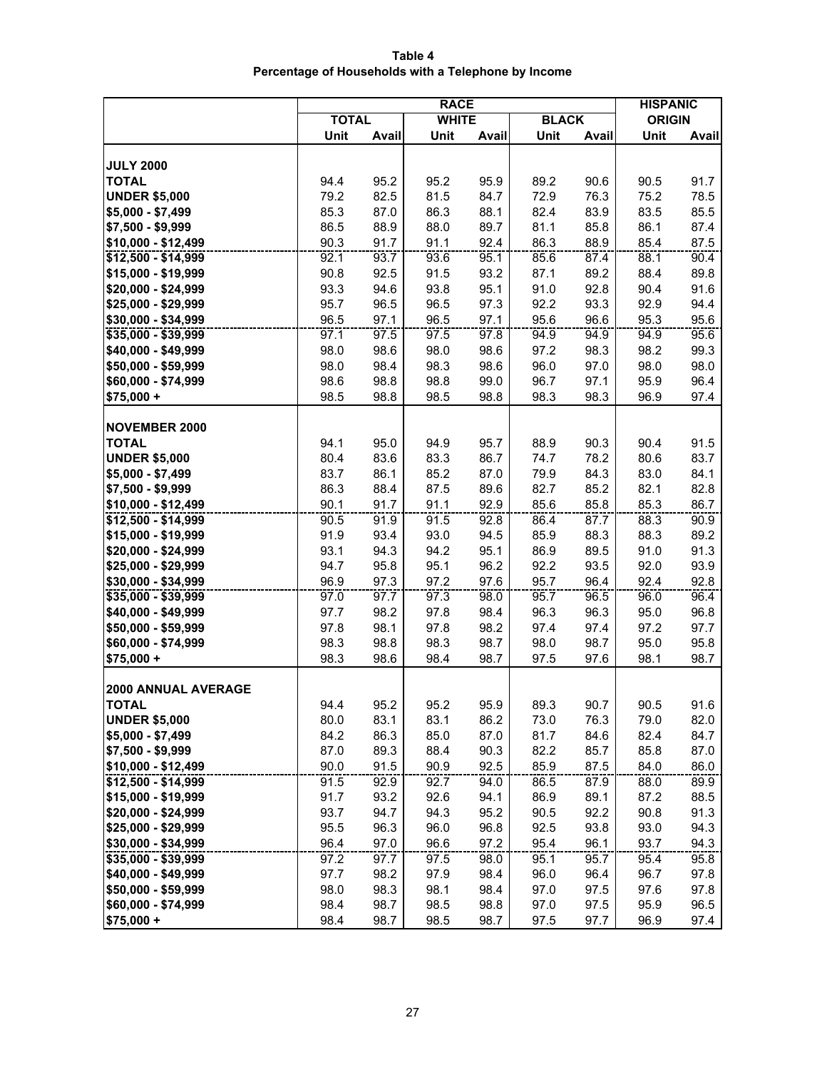**Table 4**
**Percentage of Households with a Telephone by Income**

| | RACE | | | | | | HISPANIC ORIGIN | |
|---|---|---|---|---|---|---|---|---|
| | TOTAL | | WHITE | | BLACK | | | |
| | Unit | Avail | Unit | Avail | Unit | Avail | Unit | Avail |
| **JULY 2000** | | | | | | | | |
| **TOTAL** | 94.4 | 95.2 | 95.2 | 95.9 | 89.2 | 90.6 | 90.5 | 91.7 |
| **UNDER $5,000** | 79.2 | 82.5 | 81.5 | 84.7 | 72.9 | 76.3 | 75.2 | 78.5 |
| **$5,000 - $7,499** | 85.3 | 87.0 | 86.3 | 88.1 | 82.4 | 83.9 | 83.5 | 85.5 |
| **$7,500 - $9,999** | 86.5 | 88.9 | 88.0 | 89.7 | 81.1 | 85.8 | 86.1 | 87.4 |
| **$10,000 - $12,499** | 90.3 | 91.7 | 91.1 | 92.4 | 86.3 | 88.9 | 85.4 | 87.5 |
| **$12,500 - $14,999** | 92.1 | 93.7 | 93.6 | 95.1 | 85.6 | 87.4 | 88.1 | 90.4 |
| **$15,000 - $19,999** | 90.8 | 92.5 | 91.5 | 93.2 | 87.1 | 89.2 | 88.4 | 89.8 |
| **$20,000 - $24,999** | 93.3 | 94.6 | 93.8 | 95.1 | 91.0 | 92.8 | 90.4 | 91.6 |
| **$25,000 - $29,999** | 95.7 | 96.5 | 96.5 | 97.3 | 92.2 | 93.3 | 92.9 | 94.4 |
| **$30,000 - $34,999** | 96.5 | 97.1 | 96.5 | 97.1 | 95.6 | 96.6 | 95.3 | 95.6 |
| **$35,000 - $39,999** | 97.1 | 97.5 | 97.5 | 97.8 | 94.9 | 94.9 | 94.9 | 95.6 |
| **$40,000 - $49,999** | 98.0 | 98.6 | 98.0 | 98.6 | 97.2 | 98.3 | 98.2 | 99.3 |
| **$50,000 - $59,999** | 98.0 | 98.4 | 98.3 | 98.6 | 96.0 | 97.0 | 98.0 | 98.0 |
| **$60,000 - $74,999** | 98.6 | 98.8 | 98.8 | 99.0 | 96.7 | 97.1 | 95.9 | 96.4 |
| **$75,000 +** | 98.5 | 98.8 | 98.5 | 98.8 | 98.3 | 98.3 | 96.9 | 97.4 |
| **NOVEMBER 2000** | | | | | | | | |
| **TOTAL** | 94.1 | 95.0 | 94.9 | 95.7 | 88.9 | 90.3 | 90.4 | 91.5 |
| **UNDER $5,000** | 80.4 | 83.6 | 83.3 | 86.7 | 74.7 | 78.2 | 80.6 | 83.7 |
| **$5,000 - $7,499** | 83.7 | 86.1 | 85.2 | 87.0 | 79.9 | 84.3 | 83.0 | 84.1 |
| **$7,500 - $9,999** | 86.3 | 88.4 | 87.5 | 89.6 | 82.7 | 85.2 | 82.1 | 82.8 |
| **$10,000 - $12,499** | 90.1 | 91.7 | 91.1 | 92.9 | 85.6 | 85.8 | 85.3 | 86.7 |
| **$12,500 - $14,999** | 90.5 | 91.9 | 91.5 | 92.8 | 86.4 | 87.7 | 88.3 | 90.9 |
| **$15,000 - $19,999** | 91.9 | 93.4 | 93.0 | 94.5 | 85.9 | 88.3 | 88.3 | 89.2 |
| **$20,000 - $24,999** | 93.1 | 94.3 | 94.2 | 95.1 | 86.9 | 89.5 | 91.0 | 91.3 |
| **$25,000 - $29,999** | 94.7 | 95.8 | 95.1 | 96.2 | 92.2 | 93.5 | 92.0 | 93.9 |
| **$30,000 - $34,999** | 96.9 | 97.3 | 97.2 | 97.6 | 95.7 | 96.4 | 92.4 | 92.8 |
| **$35,000 - $39,999** | 97.0 | 97.7 | 97.3 | 98.0 | 95.7 | 96.5 | 96.0 | 96.4 |
| **$40,000 - $49,999** | 97.7 | 98.2 | 97.8 | 98.4 | 96.3 | 96.3 | 95.0 | 96.8 |
| **$50,000 - $59,999** | 97.8 | 98.1 | 97.8 | 98.2 | 97.4 | 97.4 | 97.2 | 97.7 |
| **$60,000 - $74,999** | 98.3 | 98.8 | 98.3 | 98.7 | 98.0 | 98.7 | 95.0 | 95.8 |
| **$75,000 +** | 98.3 | 98.6 | 98.4 | 98.7 | 97.5 | 97.6 | 98.1 | 98.7 |
| **2000 ANNUAL AVERAGE** | | | | | | | | |
| **TOTAL** | 94.4 | 95.2 | 95.2 | 95.9 | 89.3 | 90.7 | 90.5 | 91.6 |
| **UNDER $5,000** | 80.0 | 83.1 | 83.1 | 86.2 | 73.0 | 76.3 | 79.0 | 82.0 |
| **$5,000 - $7,499** | 84.2 | 86.3 | 85.0 | 87.0 | 81.7 | 84.6 | 82.4 | 84.7 |
| **$7,500 - $9,999** | 87.0 | 89.3 | 88.4 | 90.3 | 82.2 | 85.7 | 85.8 | 87.0 |
| **$10,000 - $12,499** | 90.0 | 91.5 | 90.9 | 92.5 | 85.9 | 87.5 | 84.0 | 86.0 |
| **$12,500 - $14,999** | 91.5 | 92.9 | 92.7 | 94.0 | 86.5 | 87.9 | 88.0 | 89.9 |
| **$15,000 - $19,999** | 91.7 | 93.2 | 92.6 | 94.1 | 86.9 | 89.1 | 87.2 | 88.5 |
| **$20,000 - $24,999** | 93.7 | 94.7 | 94.3 | 95.2 | 90.5 | 92.2 | 90.8 | 91.3 |
| **$25,000 - $29,999** | 95.5 | 96.3 | 96.0 | 96.8 | 92.5 | 93.8 | 93.0 | 94.3 |
| **$30,000 - $34,999** | 96.4 | 97.0 | 96.6 | 97.2 | 95.4 | 96.1 | 93.7 | 94.3 |
| **$35,000 - $39,999** | 97.2 | 97.7 | 97.5 | 98.0 | 95.1 | 95.7 | 95.4 | 95.8 |
| **$40,000 - $49,999** | 97.7 | 98.2 | 97.9 | 98.4 | 96.0 | 96.4 | 96.7 | 97.8 |
| **$50,000 - $59,999** | 98.0 | 98.3 | 98.1 | 98.4 | 97.0 | 97.5 | 97.6 | 97.8 |
| **$60,000 - $74,999** | 98.4 | 98.7 | 98.5 | 98.8 | 97.0 | 97.5 | 95.9 | 96.5 |
| **$75,000 +** | 98.4 | 98.7 | 98.5 | 98.7 | 97.5 | 97.7 | 96.9 | 97.4 |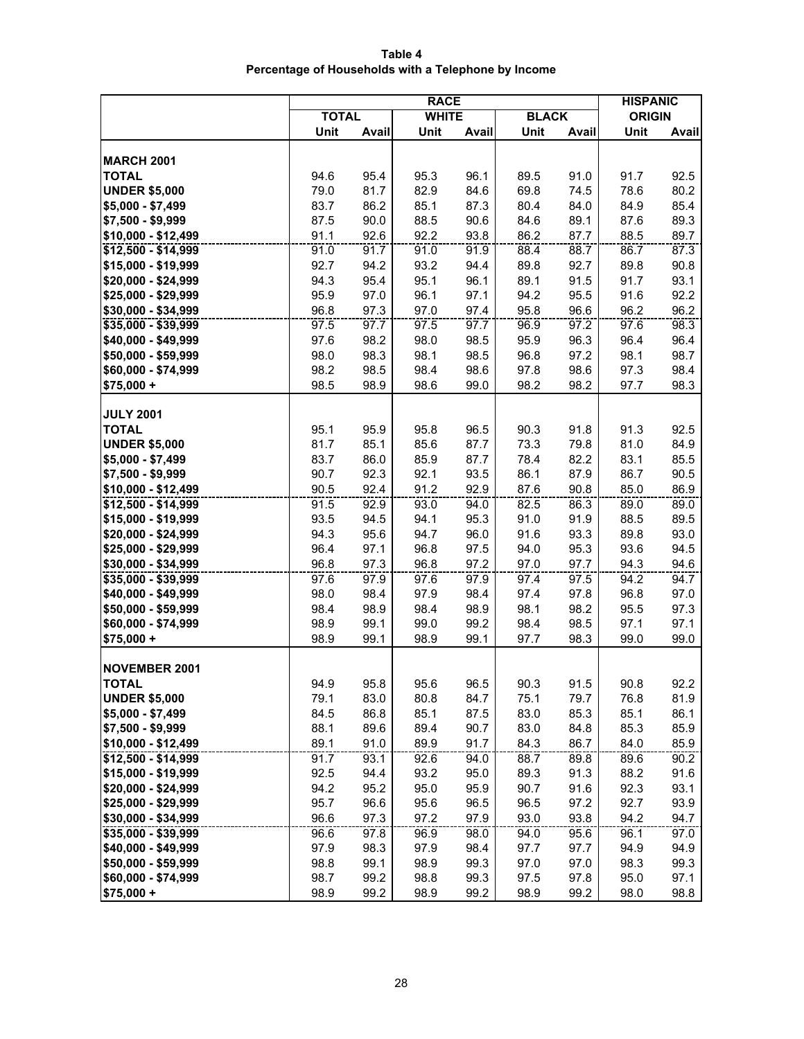**Table 4**
**Percentage of Households with a Telephone by Income**

| | RACE | | | | | | HISPANIC ORIGIN | |
|---|---|---|---|---|---|---|---|---|
| | TOTAL | | WHITE | | BLACK | | | |
| | Unit | Avail | Unit | Avail | Unit | Avail | Unit | Avail |
| **MARCH 2001** | | | | | | | | |
| **TOTAL** | 94.6 | 95.4 | 95.3 | 96.1 | 89.5 | 91.0 | 91.7 | 92.5 |
| **UNDER $5,000** | 79.0 | 81.7 | 82.9 | 84.6 | 69.8 | 74.5 | 78.6 | 80.2 |
| **$5,000 - $7,499** | 83.7 | 86.2 | 85.1 | 87.3 | 80.4 | 84.0 | 84.9 | 85.4 |
| **$7,500 - $9,999** | 87.5 | 90.0 | 88.5 | 90.6 | 84.6 | 89.1 | 87.6 | 89.3 |
| **$10,000 - $12,499** | 91.1 | 92.6 | 92.2 | 93.8 | 86.2 | 87.7 | 88.5 | 89.7 |
| **$12,500 - $14,999** | 91.0 | 91.7 | 91.0 | 91.9 | 88.4 | 88.7 | 86.7 | 87.3 |
| **$15,000 - $19,999** | 92.7 | 94.2 | 93.2 | 94.4 | 89.8 | 92.7 | 89.8 | 90.8 |
| **$20,000 - $24,999** | 94.3 | 95.4 | 95.1 | 96.1 | 89.1 | 91.5 | 91.7 | 93.1 |
| **$25,000 - $29,999** | 95.9 | 97.0 | 96.1 | 97.1 | 94.2 | 95.5 | 91.6 | 92.2 |
| **$30,000 - $34,999** | 96.8 | 97.3 | 97.0 | 97.4 | 95.8 | 96.6 | 96.2 | 96.2 |
| **$35,000 - $39,999** | 97.5 | 97.7 | 97.5 | 97.7 | 96.9 | 97.2 | 97.6 | 98.3 |
| **$40,000 - $49,999** | 97.6 | 98.2 | 98.0 | 98.5 | 95.9 | 96.3 | 96.4 | 96.4 |
| **$50,000 - $59,999** | 98.0 | 98.3 | 98.1 | 98.5 | 96.8 | 97.2 | 98.1 | 98.7 |
| **$60,000 - $74,999** | 98.2 | 98.5 | 98.4 | 98.6 | 97.8 | 98.6 | 97.3 | 98.4 |
| **$75,000 +** | 98.5 | 98.9 | 98.6 | 99.0 | 98.2 | 98.2 | 97.7 | 98.3 |
| **JULY 2001** | | | | | | | | |
| **TOTAL** | 95.1 | 95.9 | 95.8 | 96.5 | 90.3 | 91.8 | 91.3 | 92.5 |
| **UNDER $5,000** | 81.7 | 85.1 | 85.6 | 87.7 | 73.3 | 79.8 | 81.0 | 84.9 |
| **$5,000 - $7,499** | 83.7 | 86.0 | 85.9 | 87.7 | 78.4 | 82.2 | 83.1 | 85.5 |
| **$7,500 - $9,999** | 90.7 | 92.3 | 92.1 | 93.5 | 86.1 | 87.9 | 86.7 | 90.5 |
| **$10,000 - $12,499** | 90.5 | 92.4 | 91.2 | 92.9 | 87.6 | 90.8 | 85.0 | 86.9 |
| **$12,500 - $14,999** | 91.5 | 92.9 | 93.0 | 94.0 | 82.5 | 86.3 | 89.0 | 89.0 |
| **$15,000 - $19,999** | 93.5 | 94.5 | 94.1 | 95.3 | 91.0 | 91.9 | 88.5 | 89.5 |
| **$20,000 - $24,999** | 94.3 | 95.6 | 94.7 | 96.0 | 91.6 | 93.3 | 89.8 | 93.0 |
| **$25,000 - $29,999** | 96.4 | 97.1 | 96.8 | 97.5 | 94.0 | 95.3 | 93.6 | 94.5 |
| **$30,000 - $34,999** | 96.8 | 97.3 | 96.8 | 97.2 | 97.0 | 97.7 | 94.3 | 94.6 |
| **$35,000 - $39,999** | 97.6 | 97.9 | 97.6 | 97.9 | 97.4 | 97.5 | 94.2 | 94.7 |
| **$40,000 - $49,999** | 98.0 | 98.4 | 97.9 | 98.4 | 97.4 | 97.8 | 96.8 | 97.0 |
| **$50,000 - $59,999** | 98.4 | 98.9 | 98.4 | 98.9 | 98.1 | 98.2 | 95.5 | 97.3 |
| **$60,000 - $74,999** | 98.9 | 99.1 | 99.0 | 99.2 | 98.4 | 98.5 | 97.1 | 97.1 |
| **$75,000 +** | 98.9 | 99.1 | 98.9 | 99.1 | 97.7 | 98.3 | 99.0 | 99.0 |
| **NOVEMBER 2001** | | | | | | | | |
| **TOTAL** | 94.9 | 95.8 | 95.6 | 96.5 | 90.3 | 91.5 | 90.8 | 92.2 |
| **UNDER $5,000** | 79.1 | 83.0 | 80.8 | 84.7 | 75.1 | 79.7 | 76.8 | 81.9 |
| **$5,000 - $7,499** | 84.5 | 86.8 | 85.1 | 87.5 | 83.0 | 85.3 | 85.1 | 86.1 |
| **$7,500 - $9,999** | 88.1 | 89.6 | 89.4 | 90.7 | 83.0 | 84.8 | 85.3 | 85.9 |
| **$10,000 - $12,499** | 89.1 | 91.0 | 89.9 | 91.7 | 84.3 | 86.7 | 84.0 | 85.9 |
| **$12,500 - $14,999** | 91.7 | 93.1 | 92.6 | 94.0 | 88.7 | 89.8 | 89.6 | 90.2 |
| **$15,000 - $19,999** | 92.5 | 94.4 | 93.2 | 95.0 | 89.3 | 91.3 | 88.2 | 91.6 |
| **$20,000 - $24,999** | 94.2 | 95.2 | 95.0 | 95.9 | 90.7 | 91.6 | 92.3 | 93.1 |
| **$25,000 - $29,999** | 95.7 | 96.6 | 95.6 | 96.5 | 96.5 | 97.2 | 92.7 | 93.9 |
| **$30,000 - $34,999** | 96.6 | 97.3 | 97.2 | 97.9 | 93.0 | 93.8 | 94.2 | 94.7 |
| **$35,000 - $39,999** | 96.6 | 97.8 | 96.9 | 98.0 | 94.0 | 95.6 | 96.1 | 97.0 |
| **$40,000 - $49,999** | 97.9 | 98.3 | 97.9 | 98.4 | 97.7 | 97.7 | 94.9 | 94.9 |
| **$50,000 - $59,999** | 98.8 | 99.1 | 98.9 | 99.3 | 97.0 | 97.0 | 98.3 | 99.3 |
| **$60,000 - $74,999** | 98.7 | 99.2 | 98.8 | 99.3 | 97.5 | 97.8 | 95.0 | 97.1 |
| **$75,000 +** | 98.9 | 99.2 | 98.9 | 99.2 | 98.9 | 99.2 | 98.0 | 98.8 |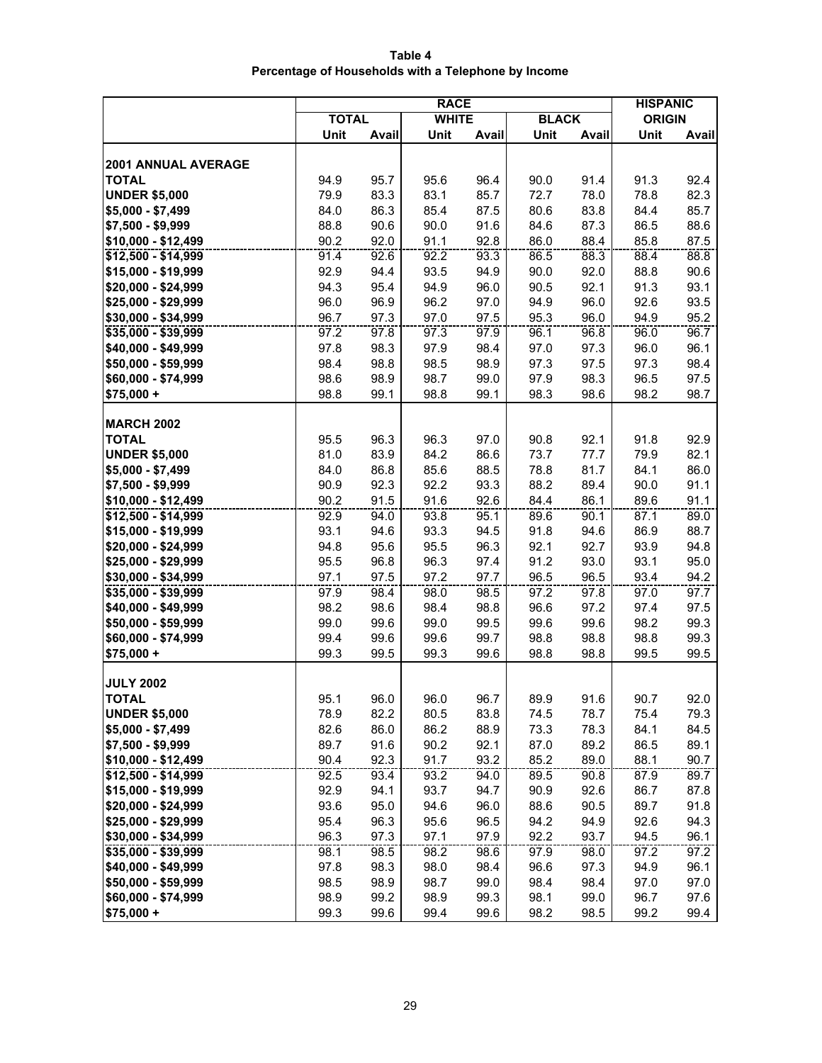**Table 4**
**Percentage of Households with a Telephone by Income**

| | RACE | | | | | | HISPANIC ORIGIN | |
|---|---|---|---|---|---|---|---|---|
| | TOTAL | | WHITE | | BLACK | | | |
| | Unit | Avail | Unit | Avail | Unit | Avail | Unit | Avail |
| **2001 ANNUAL AVERAGE** | | | | | | | | |
| **TOTAL** | 94.9 | 95.7 | 95.6 | 96.4 | 90.0 | 91.4 | 91.3 | 92.4 |
| **UNDER $5,000** | 79.9 | 83.3 | 83.1 | 85.7 | 72.7 | 78.0 | 78.8 | 82.3 |
| **$5,000 - $7,499** | 84.0 | 86.3 | 85.4 | 87.5 | 80.6 | 83.8 | 84.4 | 85.7 |
| **$7,500 - $9,999** | 88.8 | 90.6 | 90.0 | 91.6 | 84.6 | 87.3 | 86.5 | 88.6 |
| **$10,000 - $12,499** | 90.2 | 92.0 | 91.1 | 92.8 | 86.0 | 88.4 | 85.8 | 87.5 |
| **$12,500 - $14,999** | 91.4 | 92.6 | 92.2 | 93.3 | 86.5 | 88.3 | 88.4 | 88.8 |
| **$15,000 - $19,999** | 92.9 | 94.4 | 93.5 | 94.9 | 90.0 | 92.0 | 88.8 | 90.6 |
| **$20,000 - $24,999** | 94.3 | 95.4 | 94.9 | 96.0 | 90.5 | 92.1 | 91.3 | 93.1 |
| **$25,000 - $29,999** | 96.0 | 96.9 | 96.2 | 97.0 | 94.9 | 96.0 | 92.6 | 93.5 |
| **$30,000 - $34,999** | 96.7 | 97.3 | 97.0 | 97.5 | 95.3 | 96.0 | 94.9 | 95.2 |
| **$35,000 - $39,999** | 97.2 | 97.8 | 97.3 | 97.9 | 96.1 | 96.8 | 96.0 | 96.7 |
| **$40,000 - $49,999** | 97.8 | 98.3 | 97.9 | 98.4 | 97.0 | 97.3 | 96.0 | 96.1 |
| **$50,000 - $59,999** | 98.4 | 98.8 | 98.5 | 98.9 | 97.3 | 97.5 | 97.3 | 98.4 |
| **$60,000 - $74,999** | 98.6 | 98.9 | 98.7 | 99.0 | 97.9 | 98.3 | 96.5 | 97.5 |
| **$75,000 +** | 98.8 | 99.1 | 98.8 | 99.1 | 98.3 | 98.6 | 98.2 | 98.7 |
| **MARCH 2002** | | | | | | | | |
| **TOTAL** | 95.5 | 96.3 | 96.3 | 97.0 | 90.8 | 92.1 | 91.8 | 92.9 |
| **UNDER $5,000** | 81.0 | 83.9 | 84.2 | 86.6 | 73.7 | 77.7 | 79.9 | 82.1 |
| **$5,000 - $7,499** | 84.0 | 86.8 | 85.6 | 88.5 | 78.8 | 81.7 | 84.1 | 86.0 |
| **$7,500 - $9,999** | 90.9 | 92.3 | 92.2 | 93.3 | 88.2 | 89.4 | 90.0 | 91.1 |
| **$10,000 - $12,499** | 90.2 | 91.5 | 91.6 | 92.6 | 84.4 | 86.1 | 89.6 | 91.1 |
| **$12,500 - $14,999** | 92.9 | 94.0 | 93.8 | 95.1 | 89.6 | 90.1 | 87.1 | 89.0 |
| **$15,000 - $19,999** | 93.1 | 94.6 | 93.3 | 94.5 | 91.8 | 94.6 | 86.9 | 88.7 |
| **$20,000 - $24,999** | 94.8 | 95.6 | 95.5 | 96.3 | 92.1 | 92.7 | 93.9 | 94.8 |
| **$25,000 - $29,999** | 95.5 | 96.8 | 96.3 | 97.4 | 91.2 | 93.0 | 93.1 | 95.0 |
| **$30,000 - $34,999** | 97.1 | 97.5 | 97.2 | 97.7 | 96.5 | 96.5 | 93.4 | 94.2 |
| **$35,000 - $39,999** | 97.9 | 98.4 | 98.0 | 98.5 | 97.2 | 97.8 | 97.0 | 97.7 |
| **$40,000 - $49,999** | 98.2 | 98.6 | 98.4 | 98.8 | 96.6 | 97.2 | 97.4 | 97.5 |
| **$50,000 - $59,999** | 99.0 | 99.6 | 99.0 | 99.5 | 99.6 | 99.6 | 98.2 | 99.3 |
| **$60,000 - $74,999** | 99.4 | 99.6 | 99.6 | 99.7 | 98.8 | 98.8 | 98.8 | 99.3 |
| **$75,000 +** | 99.3 | 99.5 | 99.3 | 99.6 | 98.8 | 98.8 | 99.5 | 99.5 |
| **JULY 2002** | | | | | | | | |
| **TOTAL** | 95.1 | 96.0 | 96.0 | 96.7 | 89.9 | 91.6 | 90.7 | 92.0 |
| **UNDER $5,000** | 78.9 | 82.2 | 80.5 | 83.8 | 74.5 | 78.7 | 75.4 | 79.3 |
| **$5,000 - $7,499** | 82.6 | 86.0 | 86.2 | 88.9 | 73.3 | 78.3 | 84.1 | 84.5 |
| **$7,500 - $9,999** | 89.7 | 91.6 | 90.2 | 92.1 | 87.0 | 89.2 | 86.5 | 89.1 |
| **$10,000 - $12,499** | 90.4 | 92.3 | 91.7 | 93.2 | 85.2 | 89.0 | 88.1 | 90.7 |
| **$12,500 - $14,999** | 92.5 | 93.4 | 93.2 | 94.0 | 89.5 | 90.8 | 87.9 | 89.7 |
| **$15,000 - $19,999** | 92.9 | 94.1 | 93.7 | 94.7 | 90.9 | 92.6 | 86.7 | 87.8 |
| **$20,000 - $24,999** | 93.6 | 95.0 | 94.6 | 96.0 | 88.6 | 90.5 | 89.7 | 91.8 |
| **$25,000 - $29,999** | 95.4 | 96.3 | 95.6 | 96.5 | 94.2 | 94.9 | 92.6 | 94.3 |
| **$30,000 - $34,999** | 96.3 | 97.3 | 97.1 | 97.9 | 92.2 | 93.7 | 94.5 | 96.1 |
| **$35,000 - $39,999** | 98.1 | 98.5 | 98.2 | 98.6 | 97.9 | 98.0 | 97.2 | 97.2 |
| **$40,000 - $49,999** | 97.8 | 98.3 | 98.0 | 98.4 | 96.6 | 97.3 | 94.9 | 96.1 |
| **$50,000 - $59,999** | 98.5 | 98.9 | 98.7 | 99.0 | 98.4 | 98.4 | 97.0 | 97.0 |
| **$60,000 - $74,999** | 98.9 | 99.2 | 98.9 | 99.3 | 98.1 | 99.0 | 96.7 | 97.6 |
| **$75,000 +** | 99.3 | 99.6 | 99.4 | 99.6 | 98.2 | 98.5 | 99.2 | 99.4 |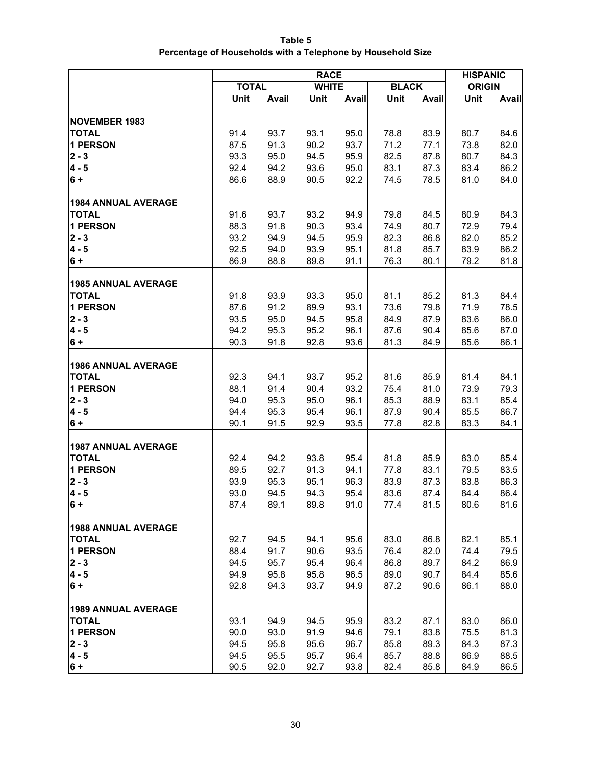**Table 5**
**Percentage of Households with a Telephone by Household Size**

| | RACE | | | | | | HISPANIC | |
|---|---|---|---|---|---|---|---|---|
| | TOTAL | | WHITE | | BLACK | | ORIGIN | |
| | Unit | Avail | Unit | Avail | Unit | Avail | Unit | Avail |
| **NOVEMBER 1983** | | | | | | | | |
| **TOTAL** | 91.4 | 93.7 | 93.1 | 95.0 | 78.8 | 83.9 | 80.7 | 84.6 |
| **1 PERSON** | 87.5 | 91.3 | 90.2 | 93.7 | 71.2 | 77.1 | 73.8 | 82.0 |
| **2 - 3** | 93.3 | 95.0 | 94.5 | 95.9 | 82.5 | 87.8 | 80.7 | 84.3 |
| **4 - 5** | 92.4 | 94.2 | 93.6 | 95.0 | 83.1 | 87.3 | 83.4 | 86.2 |
| **6 +** | 86.6 | 88.9 | 90.5 | 92.2 | 74.5 | 78.5 | 81.0 | 84.0 |
| **1984 ANNUAL AVERAGE** | | | | | | | | |
| **TOTAL** | 91.6 | 93.7 | 93.2 | 94.9 | 79.8 | 84.5 | 80.9 | 84.3 |
| **1 PERSON** | 88.3 | 91.8 | 90.3 | 93.4 | 74.9 | 80.7 | 72.9 | 79.4 |
| **2 - 3** | 93.2 | 94.9 | 94.5 | 95.9 | 82.3 | 86.8 | 82.0 | 85.2 |
| **4 - 5** | 92.5 | 94.0 | 93.9 | 95.1 | 81.8 | 85.7 | 83.9 | 86.2 |
| **6 +** | 86.9 | 88.8 | 89.8 | 91.1 | 76.3 | 80.1 | 79.2 | 81.8 |
| **1985 ANNUAL AVERAGE** | | | | | | | | |
| **TOTAL** | 91.8 | 93.9 | 93.3 | 95.0 | 81.1 | 85.2 | 81.3 | 84.4 |
| **1 PERSON** | 87.6 | 91.2 | 89.9 | 93.1 | 73.6 | 79.8 | 71.9 | 78.5 |
| **2 - 3** | 93.5 | 95.0 | 94.5 | 95.8 | 84.9 | 87.9 | 83.6 | 86.0 |
| **4 - 5** | 94.2 | 95.3 | 95.2 | 96.1 | 87.6 | 90.4 | 85.6 | 87.0 |
| **6 +** | 90.3 | 91.8 | 92.8 | 93.6 | 81.3 | 84.9 | 85.6 | 86.1 |
| **1986 ANNUAL AVERAGE** | | | | | | | | |
| **TOTAL** | 92.3 | 94.1 | 93.7 | 95.2 | 81.6 | 85.9 | 81.4 | 84.1 |
| **1 PERSON** | 88.1 | 91.4 | 90.4 | 93.2 | 75.4 | 81.0 | 73.9 | 79.3 |
| **2 - 3** | 94.0 | 95.3 | 95.0 | 96.1 | 85.3 | 88.9 | 83.1 | 85.4 |
| **4 - 5** | 94.4 | 95.3 | 95.4 | 96.1 | 87.9 | 90.4 | 85.5 | 86.7 |
| **6 +** | 90.1 | 91.5 | 92.9 | 93.5 | 77.8 | 82.8 | 83.3 | 84.1 |
| **1987 ANNUAL AVERAGE** | | | | | | | | |
| **TOTAL** | 92.4 | 94.2 | 93.8 | 95.4 | 81.8 | 85.9 | 83.0 | 85.4 |
| **1 PERSON** | 89.5 | 92.7 | 91.3 | 94.1 | 77.8 | 83.1 | 79.5 | 83.5 |
| **2 - 3** | 93.9 | 95.3 | 95.1 | 96.3 | 83.9 | 87.3 | 83.8 | 86.3 |
| **4 - 5** | 93.0 | 94.5 | 94.3 | 95.4 | 83.6 | 87.4 | 84.4 | 86.4 |
| **6 +** | 87.4 | 89.1 | 89.8 | 91.0 | 77.4 | 81.5 | 80.6 | 81.6 |
| **1988 ANNUAL AVERAGE** | | | | | | | | |
| **TOTAL** | 92.7 | 94.5 | 94.1 | 95.6 | 83.0 | 86.8 | 82.1 | 85.1 |
| **1 PERSON** | 88.4 | 91.7 | 90.6 | 93.5 | 76.4 | 82.0 | 74.4 | 79.5 |
| **2 - 3** | 94.5 | 95.7 | 95.4 | 96.4 | 86.8 | 89.7 | 84.2 | 86.9 |
| **4 - 5** | 94.9 | 95.8 | 95.8 | 96.5 | 89.0 | 90.7 | 84.4 | 85.6 |
| **6 +** | 92.8 | 94.3 | 93.7 | 94.9 | 87.2 | 90.6 | 86.1 | 88.0 |
| **1989 ANNUAL AVERAGE** | | | | | | | | |
| **TOTAL** | 93.1 | 94.9 | 94.5 | 95.9 | 83.2 | 87.1 | 83.0 | 86.0 |
| **1 PERSON** | 90.0 | 93.0 | 91.9 | 94.6 | 79.1 | 83.8 | 75.5 | 81.3 |
| **2 - 3** | 94.5 | 95.8 | 95.6 | 96.7 | 85.8 | 89.3 | 84.3 | 87.3 |
| **4 - 5** | 94.5 | 95.5 | 95.7 | 96.4 | 85.7 | 88.8 | 86.9 | 88.5 |
| **6 +** | 90.5 | 92.0 | 92.7 | 93.8 | 82.4 | 85.8 | 84.9 | 86.5 |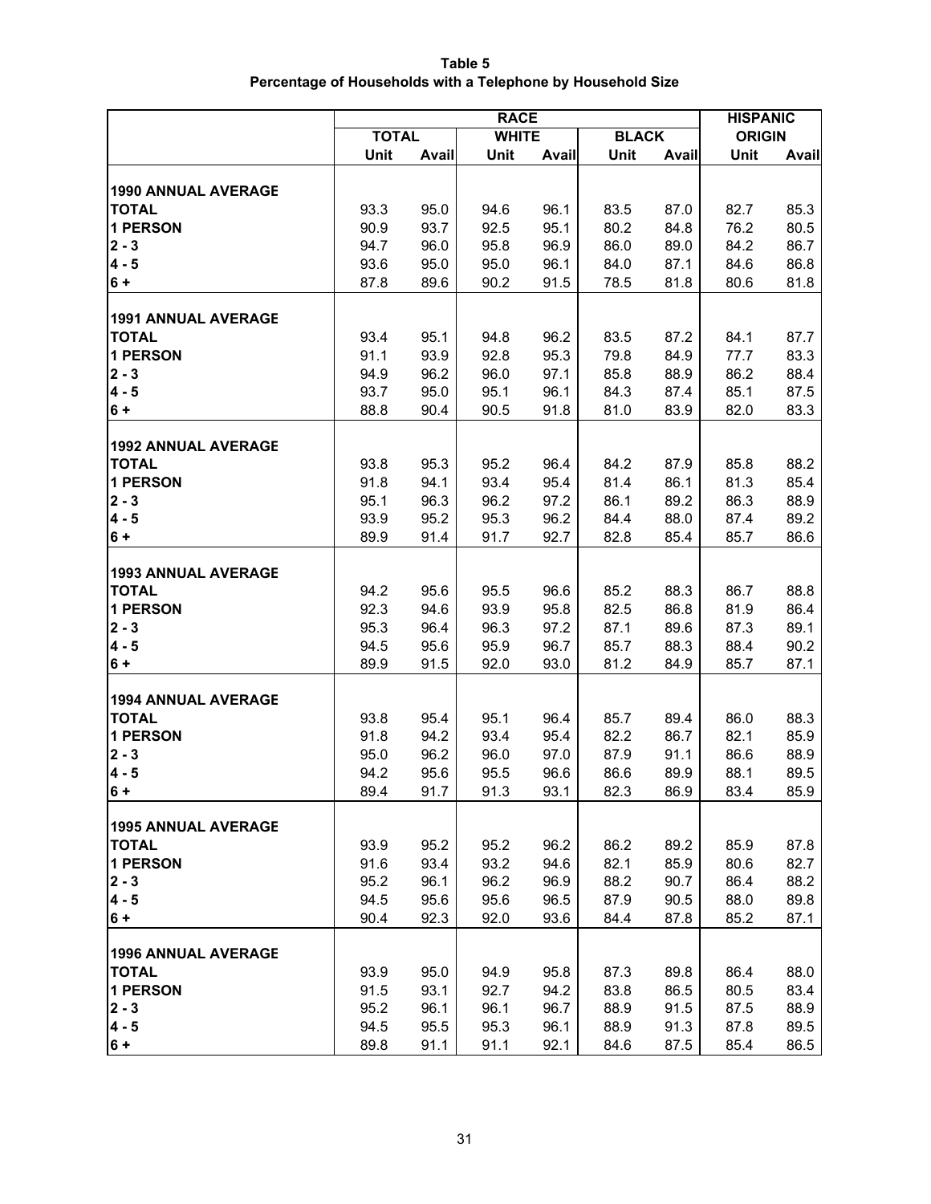**Table 5**
**Percentage of Households with a Telephone by Household Size**

| | RACE | | | | | | HISPANIC | |
|---|---|---|---|---|---|---|---|---|
| | TOTAL | | WHITE | | BLACK | | ORIGIN | |
| | Unit | Avail | Unit | Avail | Unit | Avail | Unit | Avail |
| **1990 ANNUAL AVERAGE** | | | | | | | | |
| **TOTAL** | 93.3 | 95.0 | 94.6 | 96.1 | 83.5 | 87.0 | 82.7 | 85.3 |
| **1 PERSON** | 90.9 | 93.7 | 92.5 | 95.1 | 80.2 | 84.8 | 76.2 | 80.5 |
| **2 - 3** | 94.7 | 96.0 | 95.8 | 96.9 | 86.0 | 89.0 | 84.2 | 86.7 |
| **4 - 5** | 93.6 | 95.0 | 95.0 | 96.1 | 84.0 | 87.1 | 84.6 | 86.8 |
| **6 +** | 87.8 | 89.6 | 90.2 | 91.5 | 78.5 | 81.8 | 80.6 | 81.8 |
| **1991 ANNUAL AVERAGE** | | | | | | | | |
| **TOTAL** | 93.4 | 95.1 | 94.8 | 96.2 | 83.5 | 87.2 | 84.1 | 87.7 |
| **1 PERSON** | 91.1 | 93.9 | 92.8 | 95.3 | 79.8 | 84.9 | 77.7 | 83.3 |
| **2 - 3** | 94.9 | 96.2 | 96.0 | 97.1 | 85.8 | 88.9 | 86.2 | 88.4 |
| **4 - 5** | 93.7 | 95.0 | 95.1 | 96.1 | 84.3 | 87.4 | 85.1 | 87.5 |
| **6 +** | 88.8 | 90.4 | 90.5 | 91.8 | 81.0 | 83.9 | 82.0 | 83.3 |
| **1992 ANNUAL AVERAGE** | | | | | | | | |
| **TOTAL** | 93.8 | 95.3 | 95.2 | 96.4 | 84.2 | 87.9 | 85.8 | 88.2 |
| **1 PERSON** | 91.8 | 94.1 | 93.4 | 95.4 | 81.4 | 86.1 | 81.3 | 85.4 |
| **2 - 3** | 95.1 | 96.3 | 96.2 | 97.2 | 86.1 | 89.2 | 86.3 | 88.9 |
| **4 - 5** | 93.9 | 95.2 | 95.3 | 96.2 | 84.4 | 88.0 | 87.4 | 89.2 |
| **6 +** | 89.9 | 91.4 | 91.7 | 92.7 | 82.8 | 85.4 | 85.7 | 86.6 |
| **1993 ANNUAL AVERAGE** | | | | | | | | |
| **TOTAL** | 94.2 | 95.6 | 95.5 | 96.6 | 85.2 | 88.3 | 86.7 | 88.8 |
| **1 PERSON** | 92.3 | 94.6 | 93.9 | 95.8 | 82.5 | 86.8 | 81.9 | 86.4 |
| **2 - 3** | 95.3 | 96.4 | 96.3 | 97.2 | 87.1 | 89.6 | 87.3 | 89.1 |
| **4 - 5** | 94.5 | 95.6 | 95.9 | 96.7 | 85.7 | 88.3 | 88.4 | 90.2 |
| **6 +** | 89.9 | 91.5 | 92.0 | 93.0 | 81.2 | 84.9 | 85.7 | 87.1 |
| **1994 ANNUAL AVERAGE** | | | | | | | | |
| **TOTAL** | 93.8 | 95.4 | 95.1 | 96.4 | 85.7 | 89.4 | 86.0 | 88.3 |
| **1 PERSON** | 91.8 | 94.2 | 93.4 | 95.4 | 82.2 | 86.7 | 82.1 | 85.9 |
| **2 - 3** | 95.0 | 96.2 | 96.0 | 97.0 | 87.9 | 91.1 | 86.6 | 88.9 |
| **4 - 5** | 94.2 | 95.6 | 95.5 | 96.6 | 86.6 | 89.9 | 88.1 | 89.5 |
| **6 +** | 89.4 | 91.7 | 91.3 | 93.1 | 82.3 | 86.9 | 83.4 | 85.9 |
| **1995 ANNUAL AVERAGE** | | | | | | | | |
| **TOTAL** | 93.9 | 95.2 | 95.2 | 96.2 | 86.2 | 89.2 | 85.9 | 87.8 |
| **1 PERSON** | 91.6 | 93.4 | 93.2 | 94.6 | 82.1 | 85.9 | 80.6 | 82.7 |
| **2 - 3** | 95.2 | 96.1 | 96.2 | 96.9 | 88.2 | 90.7 | 86.4 | 88.2 |
| **4 - 5** | 94.5 | 95.6 | 95.6 | 96.5 | 87.9 | 90.5 | 88.0 | 89.8 |
| **6 +** | 90.4 | 92.3 | 92.0 | 93.6 | 84.4 | 87.8 | 85.2 | 87.1 |
| **1996 ANNUAL AVERAGE** | | | | | | | | |
| **TOTAL** | 93.9 | 95.0 | 94.9 | 95.8 | 87.3 | 89.8 | 86.4 | 88.0 |
| **1 PERSON** | 91.5 | 93.1 | 92.7 | 94.2 | 83.8 | 86.5 | 80.5 | 83.4 |
| **2 - 3** | 95.2 | 96.1 | 96.1 | 96.7 | 88.9 | 91.5 | 87.5 | 88.9 |
| **4 - 5** | 94.5 | 95.5 | 95.3 | 96.1 | 88.9 | 91.3 | 87.8 | 89.5 |
| **6 +** | 89.8 | 91.1 | 91.1 | 92.1 | 84.6 | 87.5 | 85.4 | 86.5 |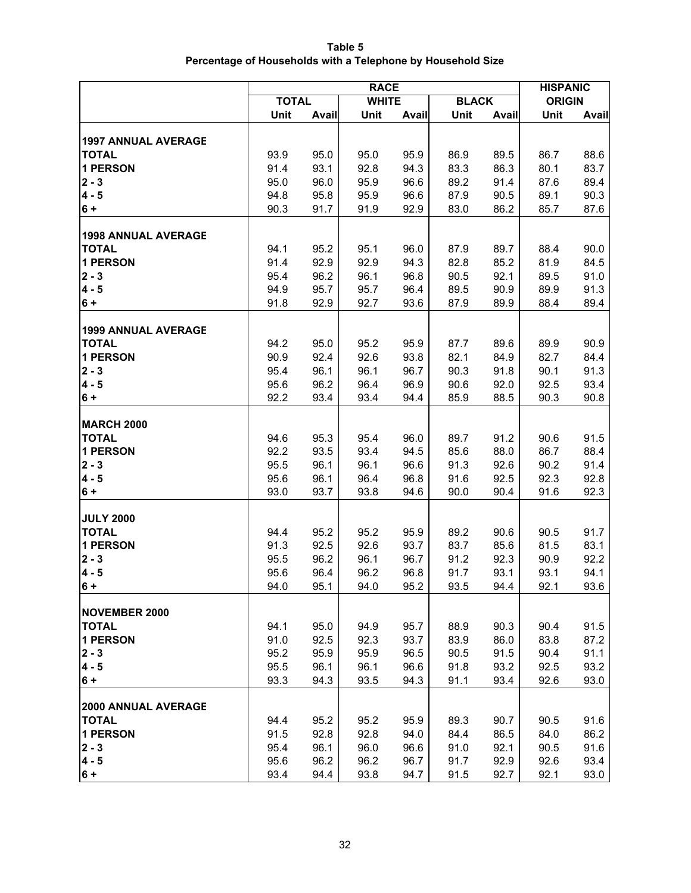**Table 5**
**Percentage of Households with a Telephone by Household Size**

| | RACE | | | | | | HISPANIC | |
|---|---|---|---|---|---|---|---|---|
| | TOTAL | | WHITE | | BLACK | | ORIGIN | |
| | Unit | Avail | Unit | Avail | Unit | Avail | Unit | Avail |
| **1997 ANNUAL AVERAGE** | | | | | | | | |
| **TOTAL** | 93.9 | 95.0 | 95.0 | 95.9 | 86.9 | 89.5 | 86.7 | 88.6 |
| **1 PERSON** | 91.4 | 93.1 | 92.8 | 94.3 | 83.3 | 86.3 | 80.1 | 83.7 |
| **2 - 3** | 95.0 | 96.0 | 95.9 | 96.6 | 89.2 | 91.4 | 87.6 | 89.4 |
| **4 - 5** | 94.8 | 95.8 | 95.9 | 96.6 | 87.9 | 90.5 | 89.1 | 90.3 |
| **6 +** | 90.3 | 91.7 | 91.9 | 92.9 | 83.0 | 86.2 | 85.7 | 87.6 |
| **1998 ANNUAL AVERAGE** | | | | | | | | |
| **TOTAL** | 94.1 | 95.2 | 95.1 | 96.0 | 87.9 | 89.7 | 88.4 | 90.0 |
| **1 PERSON** | 91.4 | 92.9 | 92.9 | 94.3 | 82.8 | 85.2 | 81.9 | 84.5 |
| **2 - 3** | 95.4 | 96.2 | 96.1 | 96.8 | 90.5 | 92.1 | 89.5 | 91.0 |
| **4 - 5** | 94.9 | 95.7 | 95.7 | 96.4 | 89.5 | 90.9 | 89.9 | 91.3 |
| **6 +** | 91.8 | 92.9 | 92.7 | 93.6 | 87.9 | 89.9 | 88.4 | 89.4 |
| **1999 ANNUAL AVERAGE** | | | | | | | | |
| **TOTAL** | 94.2 | 95.0 | 95.2 | 95.9 | 87.7 | 89.6 | 89.9 | 90.9 |
| **1 PERSON** | 90.9 | 92.4 | 92.6 | 93.8 | 82.1 | 84.9 | 82.7 | 84.4 |
| **2 - 3** | 95.4 | 96.1 | 96.1 | 96.7 | 90.3 | 91.8 | 90.1 | 91.3 |
| **4 - 5** | 95.6 | 96.2 | 96.4 | 96.9 | 90.6 | 92.0 | 92.5 | 93.4 |
| **6 +** | 92.2 | 93.4 | 93.4 | 94.4 | 85.9 | 88.5 | 90.3 | 90.8 |
| **MARCH 2000** | | | | | | | | |
| **TOTAL** | 94.6 | 95.3 | 95.4 | 96.0 | 89.7 | 91.2 | 90.6 | 91.5 |
| **1 PERSON** | 92.2 | 93.5 | 93.4 | 94.5 | 85.6 | 88.0 | 86.7 | 88.4 |
| **2 - 3** | 95.5 | 96.1 | 96.1 | 96.6 | 91.3 | 92.6 | 90.2 | 91.4 |
| **4 - 5** | 95.6 | 96.1 | 96.4 | 96.8 | 91.6 | 92.5 | 92.3 | 92.8 |
| **6 +** | 93.0 | 93.7 | 93.8 | 94.6 | 90.0 | 90.4 | 91.6 | 92.3 |
| **JULY 2000** | | | | | | | | |
| **TOTAL** | 94.4 | 95.2 | 95.2 | 95.9 | 89.2 | 90.6 | 90.5 | 91.7 |
| **1 PERSON** | 91.3 | 92.5 | 92.6 | 93.7 | 83.7 | 85.6 | 81.5 | 83.1 |
| **2 - 3** | 95.5 | 96.2 | 96.1 | 96.7 | 91.2 | 92.3 | 90.9 | 92.2 |
| **4 - 5** | 95.6 | 96.4 | 96.2 | 96.8 | 91.7 | 93.1 | 93.1 | 94.1 |
| **6 +** | 94.0 | 95.1 | 94.0 | 95.2 | 93.5 | 94.4 | 92.1 | 93.6 |
| **NOVEMBER 2000** | | | | | | | | |
| **TOTAL** | 94.1 | 95.0 | 94.9 | 95.7 | 88.9 | 90.3 | 90.4 | 91.5 |
| **1 PERSON** | 91.0 | 92.5 | 92.3 | 93.7 | 83.9 | 86.0 | 83.8 | 87.2 |
| **2 - 3** | 95.2 | 95.9 | 95.9 | 96.5 | 90.5 | 91.5 | 90.4 | 91.1 |
| **4 - 5** | 95.5 | 96.1 | 96.1 | 96.6 | 91.8 | 93.2 | 92.5 | 93.2 |
| **6 +** | 93.3 | 94.3 | 93.5 | 94.3 | 91.1 | 93.4 | 92.6 | 93.0 |
| **2000 ANNUAL AVERAGE** | | | | | | | | |
| **TOTAL** | 94.4 | 95.2 | 95.2 | 95.9 | 89.3 | 90.7 | 90.5 | 91.6 |
| **1 PERSON** | 91.5 | 92.8 | 92.8 | 94.0 | 84.4 | 86.5 | 84.0 | 86.2 |
| **2 - 3** | 95.4 | 96.1 | 96.0 | 96.6 | 91.0 | 92.1 | 90.5 | 91.6 |
| **4 - 5** | 95.6 | 96.2 | 96.2 | 96.7 | 91.7 | 92.9 | 92.6 | 93.4 |
| **6 +** | 93.4 | 94.4 | 93.8 | 94.7 | 91.5 | 92.7 | 92.1 | 93.0 |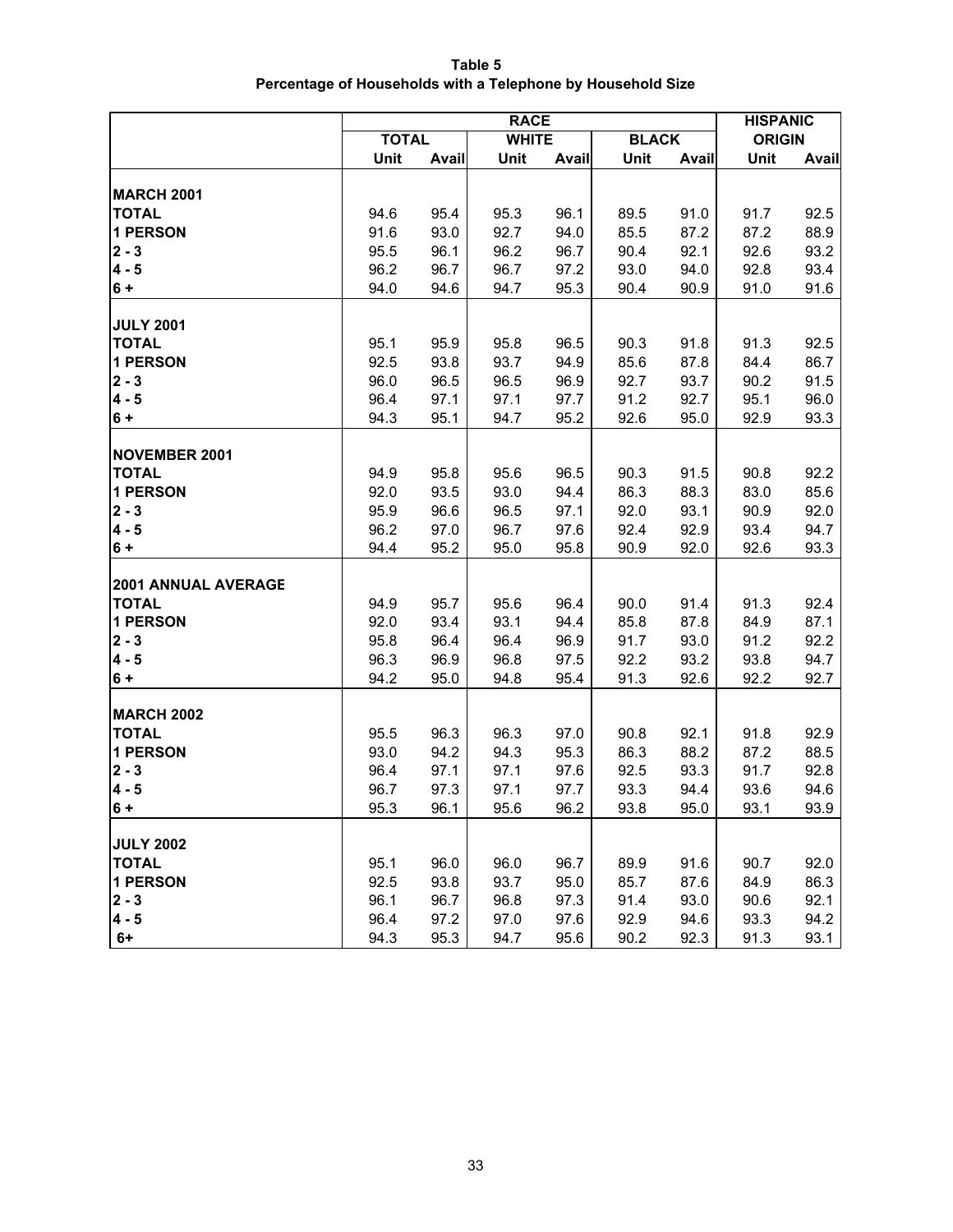**Table 5**
**Percentage of Households with a Telephone by Household Size**

| | RACE | | | | | | HISPANIC ORIGIN | |
|---|---|---|---|---|---|---|---|---|
| | TOTAL | | WHITE | | BLACK | | | |
| | Unit | Avail | Unit | Avail | Unit | Avail | Unit | Avail |
| **MARCH 2001** | | | | | | | | |
| **TOTAL** | 94.6 | 95.4 | 95.3 | 96.1 | 89.5 | 91.0 | 91.7 | 92.5 |
| **1 PERSON** | 91.6 | 93.0 | 92.7 | 94.0 | 85.5 | 87.2 | 87.2 | 88.9 |
| **2 - 3** | 95.5 | 96.1 | 96.2 | 96.7 | 90.4 | 92.1 | 92.6 | 93.2 |
| **4 - 5** | 96.2 | 96.7 | 96.7 | 97.2 | 93.0 | 94.0 | 92.8 | 93.4 |
| **6 +** | 94.0 | 94.6 | 94.7 | 95.3 | 90.4 | 90.9 | 91.0 | 91.6 |
| **JULY 2001** | | | | | | | | |
| **TOTAL** | 95.1 | 95.9 | 95.8 | 96.5 | 90.3 | 91.8 | 91.3 | 92.5 |
| **1 PERSON** | 92.5 | 93.8 | 93.7 | 94.9 | 85.6 | 87.8 | 84.4 | 86.7 |
| **2 - 3** | 96.0 | 96.5 | 96.5 | 96.9 | 92.7 | 93.7 | 90.2 | 91.5 |
| **4 - 5** | 96.4 | 97.1 | 97.1 | 97.7 | 91.2 | 92.7 | 95.1 | 96.0 |
| **6 +** | 94.3 | 95.1 | 94.7 | 95.2 | 92.6 | 95.0 | 92.9 | 93.3 |
| **NOVEMBER 2001** | | | | | | | | |
| **TOTAL** | 94.9 | 95.8 | 95.6 | 96.5 | 90.3 | 91.5 | 90.8 | 92.2 |
| **1 PERSON** | 92.0 | 93.5 | 93.0 | 94.4 | 86.3 | 88.3 | 83.0 | 85.6 |
| **2 - 3** | 95.9 | 96.6 | 96.5 | 97.1 | 92.0 | 93.1 | 90.9 | 92.0 |
| **4 - 5** | 96.2 | 97.0 | 96.7 | 97.6 | 92.4 | 92.9 | 93.4 | 94.7 |
| **6 +** | 94.4 | 95.2 | 95.0 | 95.8 | 90.9 | 92.0 | 92.6 | 93.3 |
| **2001 ANNUAL AVERAGE** | | | | | | | | |
| **TOTAL** | 94.9 | 95.7 | 95.6 | 96.4 | 90.0 | 91.4 | 91.3 | 92.4 |
| **1 PERSON** | 92.0 | 93.4 | 93.1 | 94.4 | 85.8 | 87.8 | 84.9 | 87.1 |
| **2 - 3** | 95.8 | 96.4 | 96.4 | 96.9 | 91.7 | 93.0 | 91.2 | 92.2 |
| **4 - 5** | 96.3 | 96.9 | 96.8 | 97.5 | 92.2 | 93.2 | 93.8 | 94.7 |
| **6 +** | 94.2 | 95.0 | 94.8 | 95.4 | 91.3 | 92.6 | 92.2 | 92.7 |
| **MARCH 2002** | | | | | | | | |
| **TOTAL** | 95.5 | 96.3 | 96.3 | 97.0 | 90.8 | 92.1 | 91.8 | 92.9 |
| **1 PERSON** | 93.0 | 94.2 | 94.3 | 95.3 | 86.3 | 88.2 | 87.2 | 88.5 |
| **2 - 3** | 96.4 | 97.1 | 97.1 | 97.6 | 92.5 | 93.3 | 91.7 | 92.8 |
| **4 - 5** | 96.7 | 97.3 | 97.1 | 97.7 | 93.3 | 94.4 | 93.6 | 94.6 |
| **6 +** | 95.3 | 96.1 | 95.6 | 96.2 | 93.8 | 95.0 | 93.1 | 93.9 |
| **JULY 2002** | | | | | | | | |
| **TOTAL** | 95.1 | 96.0 | 96.0 | 96.7 | 89.9 | 91.6 | 90.7 | 92.0 |
| **1 PERSON** | 92.5 | 93.8 | 93.7 | 95.0 | 85.7 | 87.6 | 84.9 | 86.3 |
| **2 - 3** | 96.1 | 96.7 | 96.8 | 97.3 | 91.4 | 93.0 | 90.6 | 92.1 |
| **4 - 5** | 96.4 | 97.2 | 97.0 | 97.6 | 92.9 | 94.6 | 93.3 | 94.2 |
| **6+** | 94.3 | 95.3 | 94.7 | 95.6 | 90.2 | 92.3 | 91.3 | 93.1 |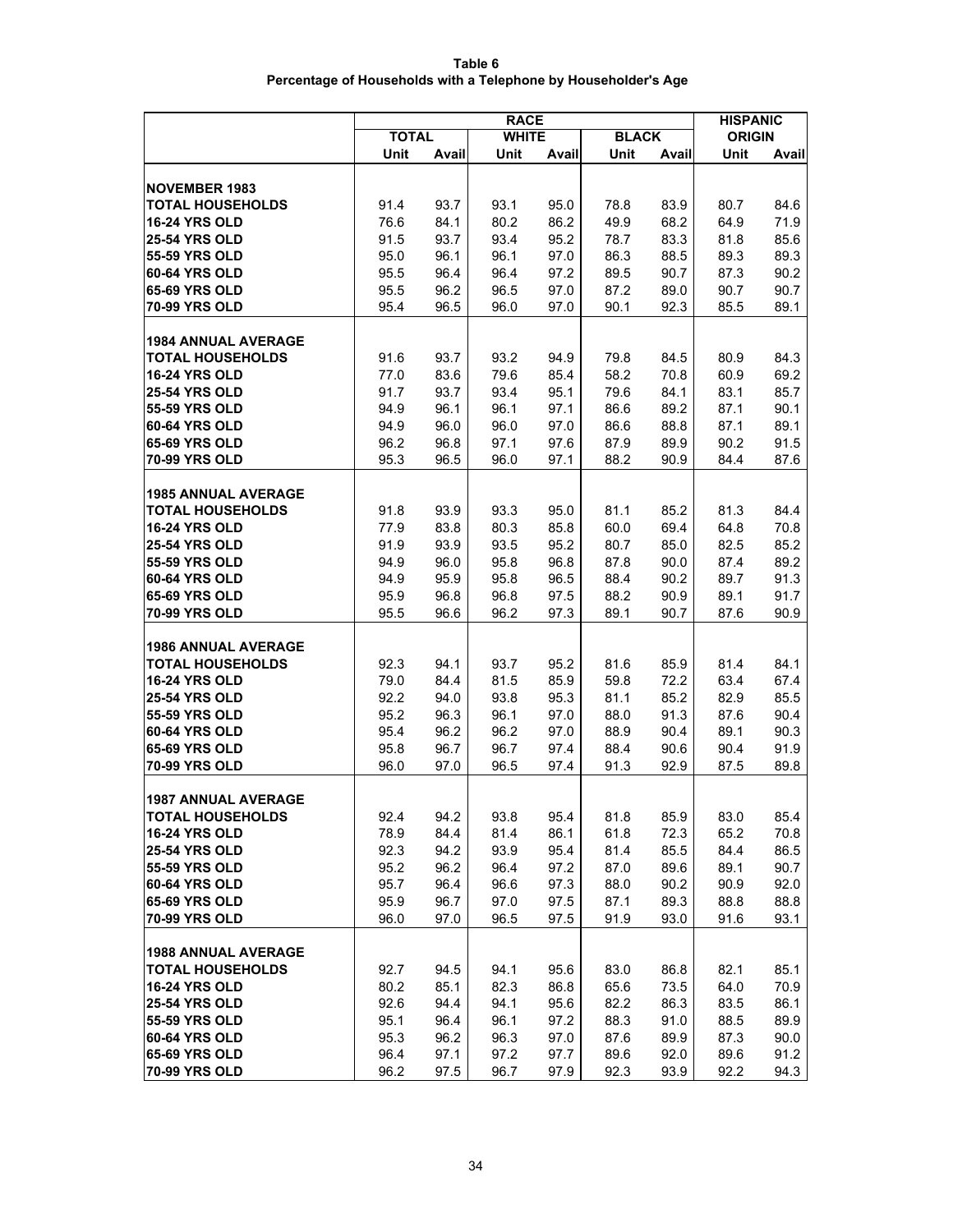**Table 6**
**Percentage of Households with a Telephone by Householder's Age**

| | RACE | | | | | | HISPANIC | |
|---|---|---|---|---|---|---|---|---|
| | TOTAL | | WHITE | | BLACK | | ORIGIN | |
| | Unit | Avail | Unit | Avail | Unit | Avail | Unit | Avail |
| **NOVEMBER 1983** | | | | | | | | |
| **TOTAL HOUSEHOLDS** | 91.4 | 93.7 | 93.1 | 95.0 | 78.8 | 83.9 | 80.7 | 84.6 |
| **16-24 YRS OLD** | 76.6 | 84.1 | 80.2 | 86.2 | 49.9 | 68.2 | 64.9 | 71.9 |
| **25-54 YRS OLD** | 91.5 | 93.7 | 93.4 | 95.2 | 78.7 | 83.3 | 81.8 | 85.6 |
| **55-59 YRS OLD** | 95.0 | 96.1 | 96.1 | 97.0 | 86.3 | 88.5 | 89.3 | 89.3 |
| **60-64 YRS OLD** | 95.5 | 96.4 | 96.4 | 97.2 | 89.5 | 90.7 | 87.3 | 90.2 |
| **65-69 YRS OLD** | 95.5 | 96.2 | 96.5 | 97.0 | 87.2 | 89.0 | 90.7 | 90.7 |
| **70-99 YRS OLD** | 95.4 | 96.5 | 96.0 | 97.0 | 90.1 | 92.3 | 85.5 | 89.1 |
| **1984 ANNUAL AVERAGE** | | | | | | | | |
| **TOTAL HOUSEHOLDS** | 91.6 | 93.7 | 93.2 | 94.9 | 79.8 | 84.5 | 80.9 | 84.3 |
| **16-24 YRS OLD** | 77.0 | 83.6 | 79.6 | 85.4 | 58.2 | 70.8 | 60.9 | 69.2 |
| **25-54 YRS OLD** | 91.7 | 93.7 | 93.4 | 95.1 | 79.6 | 84.1 | 83.1 | 85.7 |
| **55-59 YRS OLD** | 94.9 | 96.1 | 96.1 | 97.1 | 86.6 | 89.2 | 87.1 | 90.1 |
| **60-64 YRS OLD** | 94.9 | 96.0 | 96.0 | 97.0 | 86.6 | 88.8 | 87.1 | 89.1 |
| **65-69 YRS OLD** | 96.2 | 96.8 | 97.1 | 97.6 | 87.9 | 89.9 | 90.2 | 91.5 |
| **70-99 YRS OLD** | 95.3 | 96.5 | 96.0 | 97.1 | 88.2 | 90.9 | 84.4 | 87.6 |
| **1985 ANNUAL AVERAGE** | | | | | | | | |
| **TOTAL HOUSEHOLDS** | 91.8 | 93.9 | 93.3 | 95.0 | 81.1 | 85.2 | 81.3 | 84.4 |
| **16-24 YRS OLD** | 77.9 | 83.8 | 80.3 | 85.8 | 60.0 | 69.4 | 64.8 | 70.8 |
| **25-54 YRS OLD** | 91.9 | 93.9 | 93.5 | 95.2 | 80.7 | 85.0 | 82.5 | 85.2 |
| **55-59 YRS OLD** | 94.9 | 96.0 | 95.8 | 96.8 | 87.8 | 90.0 | 87.4 | 89.2 |
| **60-64 YRS OLD** | 94.9 | 95.9 | 95.8 | 96.5 | 88.4 | 90.2 | 89.7 | 91.3 |
| **65-69 YRS OLD** | 95.9 | 96.8 | 96.8 | 97.5 | 88.2 | 90.9 | 89.1 | 91.7 |
| **70-99 YRS OLD** | 95.5 | 96.6 | 96.2 | 97.3 | 89.1 | 90.7 | 87.6 | 90.9 |
| **1986 ANNUAL AVERAGE** | | | | | | | | |
| **TOTAL HOUSEHOLDS** | 92.3 | 94.1 | 93.7 | 95.2 | 81.6 | 85.9 | 81.4 | 84.1 |
| **16-24 YRS OLD** | 79.0 | 84.4 | 81.5 | 85.9 | 59.8 | 72.2 | 63.4 | 67.4 |
| **25-54 YRS OLD** | 92.2 | 94.0 | 93.8 | 95.3 | 81.1 | 85.2 | 82.9 | 85.5 |
| **55-59 YRS OLD** | 95.2 | 96.3 | 96.1 | 97.0 | 88.0 | 91.3 | 87.6 | 90.4 |
| **60-64 YRS OLD** | 95.4 | 96.2 | 96.2 | 97.0 | 88.9 | 90.4 | 89.1 | 90.3 |
| **65-69 YRS OLD** | 95.8 | 96.7 | 96.7 | 97.4 | 88.4 | 90.6 | 90.4 | 91.9 |
| **70-99 YRS OLD** | 96.0 | 97.0 | 96.5 | 97.4 | 91.3 | 92.9 | 87.5 | 89.8 |
| **1987 ANNUAL AVERAGE** | | | | | | | | |
| **TOTAL HOUSEHOLDS** | 92.4 | 94.2 | 93.8 | 95.4 | 81.8 | 85.9 | 83.0 | 85.4 |
| **16-24 YRS OLD** | 78.9 | 84.4 | 81.4 | 86.1 | 61.8 | 72.3 | 65.2 | 70.8 |
| **25-54 YRS OLD** | 92.3 | 94.2 | 93.9 | 95.4 | 81.4 | 85.5 | 84.4 | 86.5 |
| **55-59 YRS OLD** | 95.2 | 96.2 | 96.4 | 97.2 | 87.0 | 89.6 | 89.1 | 90.7 |
| **60-64 YRS OLD** | 95.7 | 96.4 | 96.6 | 97.3 | 88.0 | 90.2 | 90.9 | 92.0 |
| **65-69 YRS OLD** | 95.9 | 96.7 | 97.0 | 97.5 | 87.1 | 89.3 | 88.8 | 88.8 |
| **70-99 YRS OLD** | 96.0 | 97.0 | 96.5 | 97.5 | 91.9 | 93.0 | 91.6 | 93.1 |
| **1988 ANNUAL AVERAGE** | | | | | | | | |
| **TOTAL HOUSEHOLDS** | 92.7 | 94.5 | 94.1 | 95.6 | 83.0 | 86.8 | 82.1 | 85.1 |
| **16-24 YRS OLD** | 80.2 | 85.1 | 82.3 | 86.8 | 65.6 | 73.5 | 64.0 | 70.9 |
| **25-54 YRS OLD** | 92.6 | 94.4 | 94.1 | 95.6 | 82.2 | 86.3 | 83.5 | 86.1 |
| **55-59 YRS OLD** | 95.1 | 96.4 | 96.1 | 97.2 | 88.3 | 91.0 | 88.5 | 89.9 |
| **60-64 YRS OLD** | 95.3 | 96.2 | 96.3 | 97.0 | 87.6 | 89.9 | 87.3 | 90.0 |
| **65-69 YRS OLD** | 96.4 | 97.1 | 97.2 | 97.7 | 89.6 | 92.0 | 89.6 | 91.2 |
| **70-99 YRS OLD** | 96.2 | 97.5 | 96.7 | 97.9 | 92.3 | 93.9 | 92.2 | 94.3 |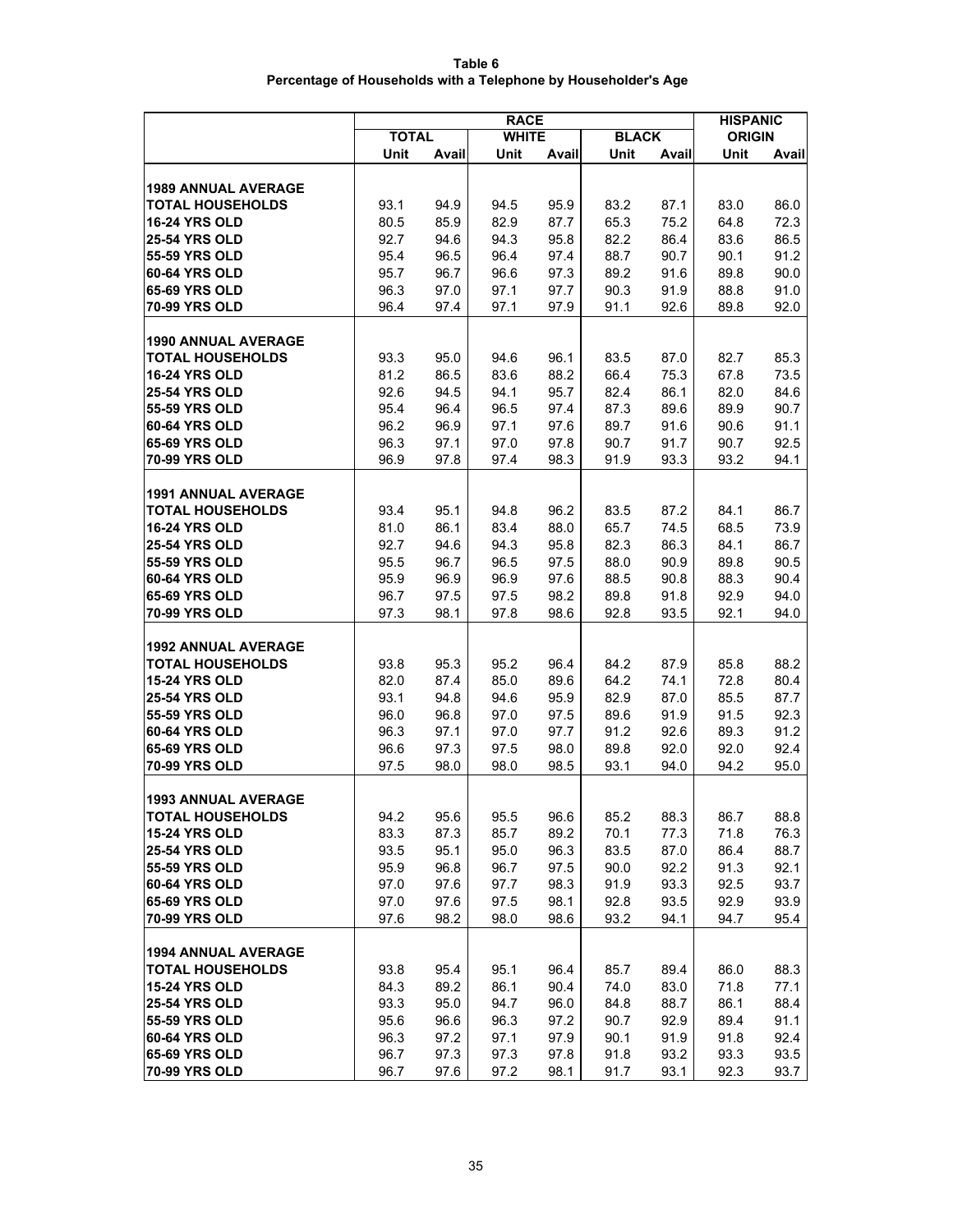**Table 6**
**Percentage of Households with a Telephone by Householder's Age**

| | RACE | | | | | | HISPANIC | |
|---|---|---|---|---|---|---|---|---|
| | TOTAL | | WHITE | | BLACK | | ORIGIN | |
| | Unit | Avail | Unit | Avail | Unit | Avail | Unit | Avail |
| **1989 ANNUAL AVERAGE** | | | | | | | | |
| **TOTAL HOUSEHOLDS** | 93.1 | 94.9 | 94.5 | 95.9 | 83.2 | 87.1 | 83.0 | 86.0 |
| **16-24 YRS OLD** | 80.5 | 85.9 | 82.9 | 87.7 | 65.3 | 75.2 | 64.8 | 72.3 |
| **25-54 YRS OLD** | 92.7 | 94.6 | 94.3 | 95.8 | 82.2 | 86.4 | 83.6 | 86.5 |
| **55-59 YRS OLD** | 95.4 | 96.5 | 96.4 | 97.4 | 88.7 | 90.7 | 90.1 | 91.2 |
| **60-64 YRS OLD** | 95.7 | 96.7 | 96.6 | 97.3 | 89.2 | 91.6 | 89.8 | 90.0 |
| **65-69 YRS OLD** | 96.3 | 97.0 | 97.1 | 97.7 | 90.3 | 91.9 | 88.8 | 91.0 |
| **70-99 YRS OLD** | 96.4 | 97.4 | 97.1 | 97.9 | 91.1 | 92.6 | 89.8 | 92.0 |
| **1990 ANNUAL AVERAGE** | | | | | | | | |
| **TOTAL HOUSEHOLDS** | 93.3 | 95.0 | 94.6 | 96.1 | 83.5 | 87.0 | 82.7 | 85.3 |
| **16-24 YRS OLD** | 81.2 | 86.5 | 83.6 | 88.2 | 66.4 | 75.3 | 67.8 | 73.5 |
| **25-54 YRS OLD** | 92.6 | 94.5 | 94.1 | 95.7 | 82.4 | 86.1 | 82.0 | 84.6 |
| **55-59 YRS OLD** | 95.4 | 96.4 | 96.5 | 97.4 | 87.3 | 89.6 | 89.9 | 90.7 |
| **60-64 YRS OLD** | 96.2 | 96.9 | 97.1 | 97.6 | 89.7 | 91.6 | 90.6 | 91.1 |
| **65-69 YRS OLD** | 96.3 | 97.1 | 97.0 | 97.8 | 90.7 | 91.7 | 90.7 | 92.5 |
| **70-99 YRS OLD** | 96.9 | 97.8 | 97.4 | 98.3 | 91.9 | 93.3 | 93.2 | 94.1 |
| **1991 ANNUAL AVERAGE** | | | | | | | | |
| **TOTAL HOUSEHOLDS** | 93.4 | 95.1 | 94.8 | 96.2 | 83.5 | 87.2 | 84.1 | 86.7 |
| **16-24 YRS OLD** | 81.0 | 86.1 | 83.4 | 88.0 | 65.7 | 74.5 | 68.5 | 73.9 |
| **25-54 YRS OLD** | 92.7 | 94.6 | 94.3 | 95.8 | 82.3 | 86.3 | 84.1 | 86.7 |
| **55-59 YRS OLD** | 95.5 | 96.7 | 96.5 | 97.5 | 88.0 | 90.9 | 89.8 | 90.5 |
| **60-64 YRS OLD** | 95.9 | 96.9 | 96.9 | 97.6 | 88.5 | 90.8 | 88.3 | 90.4 |
| **65-69 YRS OLD** | 96.7 | 97.5 | 97.5 | 98.2 | 89.8 | 91.8 | 92.9 | 94.0 |
| **70-99 YRS OLD** | 97.3 | 98.1 | 97.8 | 98.6 | 92.8 | 93.5 | 92.1 | 94.0 |
| **1992 ANNUAL AVERAGE** | | | | | | | | |
| **TOTAL HOUSEHOLDS** | 93.8 | 95.3 | 95.2 | 96.4 | 84.2 | 87.9 | 85.8 | 88.2 |
| **15-24 YRS OLD** | 82.0 | 87.4 | 85.0 | 89.6 | 64.2 | 74.1 | 72.8 | 80.4 |
| **25-54 YRS OLD** | 93.1 | 94.8 | 94.6 | 95.9 | 82.9 | 87.0 | 85.5 | 87.7 |
| **55-59 YRS OLD** | 96.0 | 96.8 | 97.0 | 97.5 | 89.6 | 91.9 | 91.5 | 92.3 |
| **60-64 YRS OLD** | 96.3 | 97.1 | 97.0 | 97.7 | 91.2 | 92.6 | 89.3 | 91.2 |
| **65-69 YRS OLD** | 96.6 | 97.3 | 97.5 | 98.0 | 89.8 | 92.0 | 92.0 | 92.4 |
| **70-99 YRS OLD** | 97.5 | 98.0 | 98.0 | 98.5 | 93.1 | 94.0 | 94.2 | 95.0 |
| **1993 ANNUAL AVERAGE** | | | | | | | | |
| **TOTAL HOUSEHOLDS** | 94.2 | 95.6 | 95.5 | 96.6 | 85.2 | 88.3 | 86.7 | 88.8 |
| **15-24 YRS OLD** | 83.3 | 87.3 | 85.7 | 89.2 | 70.1 | 77.3 | 71.8 | 76.3 |
| **25-54 YRS OLD** | 93.5 | 95.1 | 95.0 | 96.3 | 83.5 | 87.0 | 86.4 | 88.7 |
| **55-59 YRS OLD** | 95.9 | 96.8 | 96.7 | 97.5 | 90.0 | 92.2 | 91.3 | 92.1 |
| **60-64 YRS OLD** | 97.0 | 97.6 | 97.7 | 98.3 | 91.9 | 93.3 | 92.5 | 93.7 |
| **65-69 YRS OLD** | 97.0 | 97.6 | 97.5 | 98.1 | 92.8 | 93.5 | 92.9 | 93.9 |
| **70-99 YRS OLD** | 97.6 | 98.2 | 98.0 | 98.6 | 93.2 | 94.1 | 94.7 | 95.4 |
| **1994 ANNUAL AVERAGE** | | | | | | | | |
| **TOTAL HOUSEHOLDS** | 93.8 | 95.4 | 95.1 | 96.4 | 85.7 | 89.4 | 86.0 | 88.3 |
| **15-24 YRS OLD** | 84.3 | 89.2 | 86.1 | 90.4 | 74.0 | 83.0 | 71.8 | 77.1 |
| **25-54 YRS OLD** | 93.3 | 95.0 | 94.7 | 96.0 | 84.8 | 88.7 | 86.1 | 88.4 |
| **55-59 YRS OLD** | 95.6 | 96.6 | 96.3 | 97.2 | 90.7 | 92.9 | 89.4 | 91.1 |
| **60-64 YRS OLD** | 96.3 | 97.2 | 97.1 | 97.9 | 90.1 | 91.9 | 91.8 | 92.4 |
| **65-69 YRS OLD** | 96.7 | 97.3 | 97.3 | 97.8 | 91.8 | 93.2 | 93.3 | 93.5 |
| **70-99 YRS OLD** | 96.7 | 97.6 | 97.2 | 98.1 | 91.7 | 93.1 | 92.3 | 93.7 |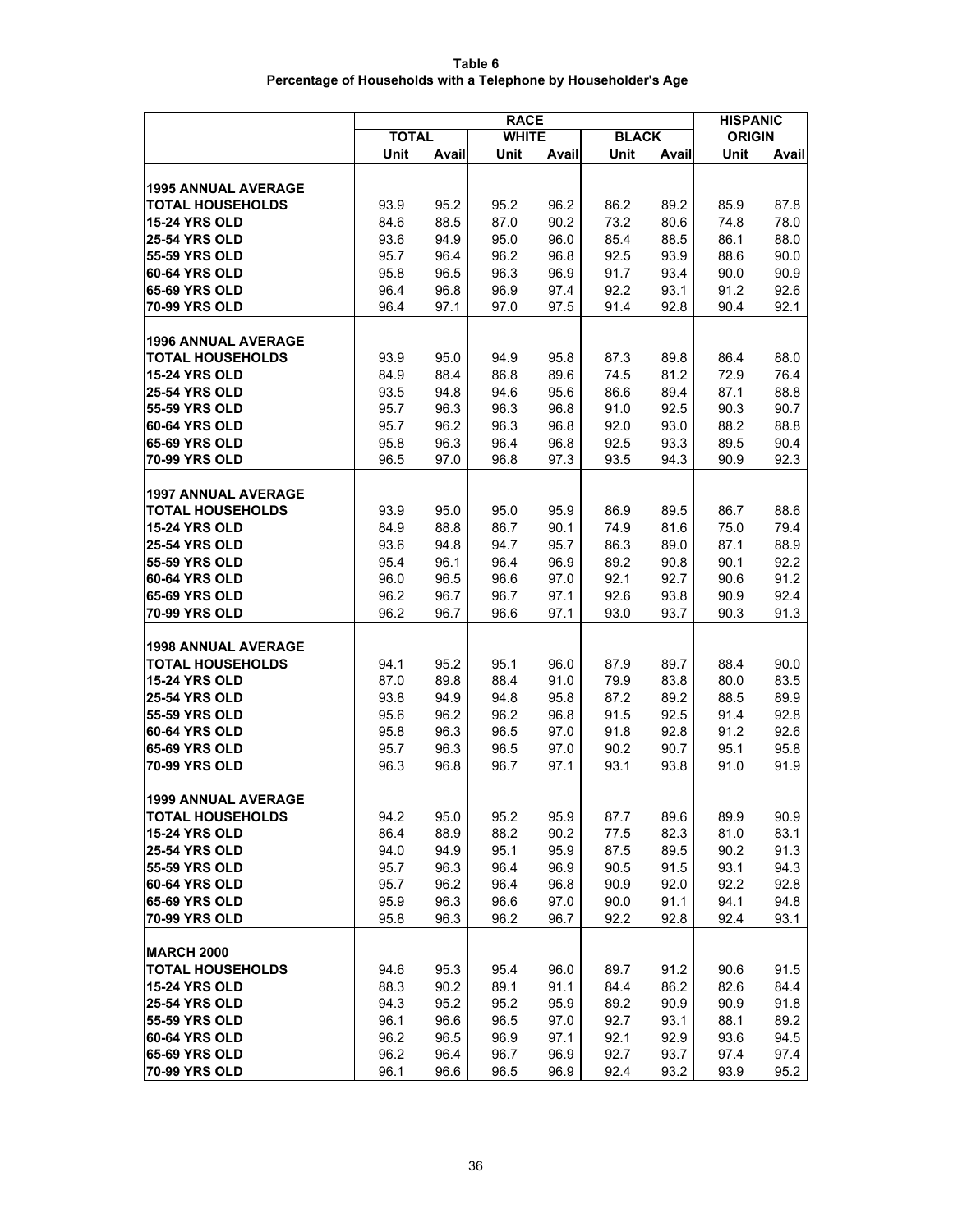**Table 6**
**Percentage of Households with a Telephone by Householder's Age**

| | RACE | | | | | | HISPANIC | |
|---|---|---|---|---|---|---|---|---|
| | TOTAL | | WHITE | | BLACK | | ORIGIN | |
| | Unit | Avail | Unit | Avail | Unit | Avail | Unit | Avail |
| **1995 ANNUAL AVERAGE** | | | | | | | | |
| **TOTAL HOUSEHOLDS** | 93.9 | 95.2 | 95.2 | 96.2 | 86.2 | 89.2 | 85.9 | 87.8 |
| **15-24 YRS OLD** | 84.6 | 88.5 | 87.0 | 90.2 | 73.2 | 80.6 | 74.8 | 78.0 |
| **25-54 YRS OLD** | 93.6 | 94.9 | 95.0 | 96.0 | 85.4 | 88.5 | 86.1 | 88.0 |
| **55-59 YRS OLD** | 95.7 | 96.4 | 96.2 | 96.8 | 92.5 | 93.9 | 88.6 | 90.0 |
| **60-64 YRS OLD** | 95.8 | 96.5 | 96.3 | 96.9 | 91.7 | 93.4 | 90.0 | 90.9 |
| **65-69 YRS OLD** | 96.4 | 96.8 | 96.9 | 97.4 | 92.2 | 93.1 | 91.2 | 92.6 |
| **70-99 YRS OLD** | 96.4 | 97.1 | 97.0 | 97.5 | 91.4 | 92.8 | 90.4 | 92.1 |
| **1996 ANNUAL AVERAGE** | | | | | | | | |
| **TOTAL HOUSEHOLDS** | 93.9 | 95.0 | 94.9 | 95.8 | 87.3 | 89.8 | 86.4 | 88.0 |
| **15-24 YRS OLD** | 84.9 | 88.4 | 86.8 | 89.6 | 74.5 | 81.2 | 72.9 | 76.4 |
| **25-54 YRS OLD** | 93.5 | 94.8 | 94.6 | 95.6 | 86.6 | 89.4 | 87.1 | 88.8 |
| **55-59 YRS OLD** | 95.7 | 96.3 | 96.3 | 96.8 | 91.0 | 92.5 | 90.3 | 90.7 |
| **60-64 YRS OLD** | 95.7 | 96.2 | 96.3 | 96.8 | 92.0 | 93.0 | 88.2 | 88.8 |
| **65-69 YRS OLD** | 95.8 | 96.3 | 96.4 | 96.8 | 92.5 | 93.3 | 89.5 | 90.4 |
| **70-99 YRS OLD** | 96.5 | 97.0 | 96.8 | 97.3 | 93.5 | 94.3 | 90.9 | 92.3 |
| **1997 ANNUAL AVERAGE** | | | | | | | | |
| **TOTAL HOUSEHOLDS** | 93.9 | 95.0 | 95.0 | 95.9 | 86.9 | 89.5 | 86.7 | 88.6 |
| **15-24 YRS OLD** | 84.9 | 88.8 | 86.7 | 90.1 | 74.9 | 81.6 | 75.0 | 79.4 |
| **25-54 YRS OLD** | 93.6 | 94.8 | 94.7 | 95.7 | 86.3 | 89.0 | 87.1 | 88.9 |
| **55-59 YRS OLD** | 95.4 | 96.1 | 96.4 | 96.9 | 89.2 | 90.8 | 90.1 | 92.2 |
| **60-64 YRS OLD** | 96.0 | 96.5 | 96.6 | 97.0 | 92.1 | 92.7 | 90.6 | 91.2 |
| **65-69 YRS OLD** | 96.2 | 96.7 | 96.7 | 97.1 | 92.6 | 93.8 | 90.9 | 92.4 |
| **70-99 YRS OLD** | 96.2 | 96.7 | 96.6 | 97.1 | 93.0 | 93.7 | 90.3 | 91.3 |
| **1998 ANNUAL AVERAGE** | | | | | | | | |
| **TOTAL HOUSEHOLDS** | 94.1 | 95.2 | 95.1 | 96.0 | 87.9 | 89.7 | 88.4 | 90.0 |
| **15-24 YRS OLD** | 87.0 | 89.8 | 88.4 | 91.0 | 79.9 | 83.8 | 80.0 | 83.5 |
| **25-54 YRS OLD** | 93.8 | 94.9 | 94.8 | 95.8 | 87.2 | 89.2 | 88.5 | 89.9 |
| **55-59 YRS OLD** | 95.6 | 96.2 | 96.2 | 96.8 | 91.5 | 92.5 | 91.4 | 92.8 |
| **60-64 YRS OLD** | 95.8 | 96.3 | 96.5 | 97.0 | 91.8 | 92.8 | 91.2 | 92.6 |
| **65-69 YRS OLD** | 95.7 | 96.3 | 96.5 | 97.0 | 90.2 | 90.7 | 95.1 | 95.8 |
| **70-99 YRS OLD** | 96.3 | 96.8 | 96.7 | 97.1 | 93.1 | 93.8 | 91.0 | 91.9 |
| **1999 ANNUAL AVERAGE** | | | | | | | | |
| **TOTAL HOUSEHOLDS** | 94.2 | 95.0 | 95.2 | 95.9 | 87.7 | 89.6 | 89.9 | 90.9 |
| **15-24 YRS OLD** | 86.4 | 88.9 | 88.2 | 90.2 | 77.5 | 82.3 | 81.0 | 83.1 |
| **25-54 YRS OLD** | 94.0 | 94.9 | 95.1 | 95.9 | 87.5 | 89.5 | 90.2 | 91.3 |
| **55-59 YRS OLD** | 95.7 | 96.3 | 96.4 | 96.9 | 90.5 | 91.5 | 93.1 | 94.3 |
| **60-64 YRS OLD** | 95.7 | 96.2 | 96.4 | 96.8 | 90.9 | 92.0 | 92.2 | 92.8 |
| **65-69 YRS OLD** | 95.9 | 96.3 | 96.6 | 97.0 | 90.0 | 91.1 | 94.1 | 94.8 |
| **70-99 YRS OLD** | 95.8 | 96.3 | 96.2 | 96.7 | 92.2 | 92.8 | 92.4 | 93.1 |
| **MARCH 2000** | | | | | | | | |
| **TOTAL HOUSEHOLDS** | 94.6 | 95.3 | 95.4 | 96.0 | 89.7 | 91.2 | 90.6 | 91.5 |
| **15-24 YRS OLD** | 88.3 | 90.2 | 89.1 | 91.1 | 84.4 | 86.2 | 82.6 | 84.4 |
| **25-54 YRS OLD** | 94.3 | 95.2 | 95.2 | 95.9 | 89.2 | 90.9 | 90.9 | 91.8 |
| **55-59 YRS OLD** | 96.1 | 96.6 | 96.5 | 97.0 | 92.7 | 93.1 | 88.1 | 89.2 |
| **60-64 YRS OLD** | 96.2 | 96.5 | 96.9 | 97.1 | 92.1 | 92.9 | 93.6 | 94.5 |
| **65-69 YRS OLD** | 96.2 | 96.4 | 96.7 | 96.9 | 92.7 | 93.7 | 97.4 | 97.4 |
| **70-99 YRS OLD** | 96.1 | 96.6 | 96.5 | 96.9 | 92.4 | 93.2 | 93.9 | 95.2 |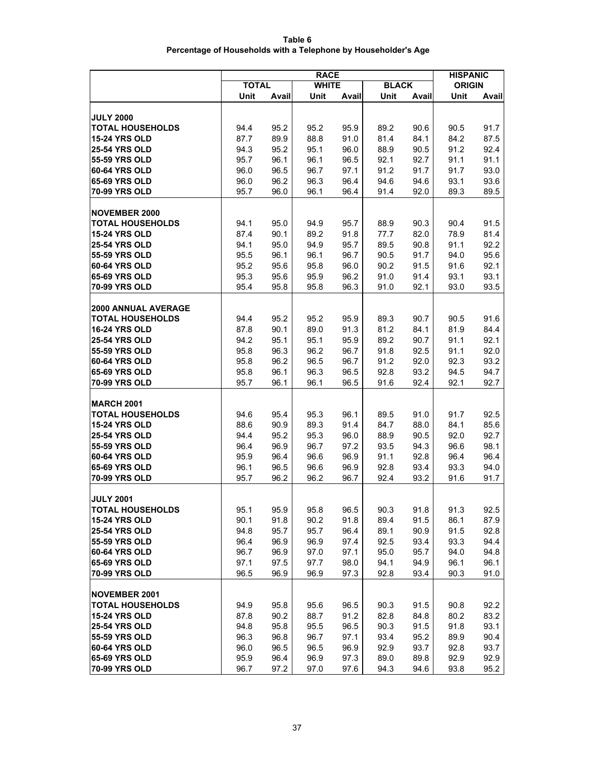**Table 6**
**Percentage of Households with a Telephone by Householder's Age**

| | RACE | | | | | | HISPANIC | |
|---|---|---|---|---|---|---|---|---|
| | TOTAL | | WHITE | | BLACK | | ORIGIN | |
| | Unit | Avail | Unit | Avail | Unit | Avail | Unit | Avail |
| **JULY 2000** | | | | | | | | |
| **TOTAL HOUSEHOLDS** | 94.4 | 95.2 | 95.2 | 95.9 | 89.2 | 90.6 | 90.5 | 91.7 |
| **15-24 YRS OLD** | 87.7 | 89.9 | 88.8 | 91.0 | 81.4 | 84.1 | 84.2 | 87.5 |
| **25-54 YRS OLD** | 94.3 | 95.2 | 95.1 | 96.0 | 88.9 | 90.5 | 91.2 | 92.4 |
| **55-59 YRS OLD** | 95.7 | 96.1 | 96.1 | 96.5 | 92.1 | 92.7 | 91.1 | 91.1 |
| **60-64 YRS OLD** | 96.0 | 96.5 | 96.7 | 97.1 | 91.2 | 91.7 | 91.7 | 93.0 |
| **65-69 YRS OLD** | 96.0 | 96.2 | 96.3 | 96.4 | 94.6 | 94.6 | 93.1 | 93.6 |
| **70-99 YRS OLD** | 95.7 | 96.0 | 96.1 | 96.4 | 91.4 | 92.0 | 89.3 | 89.5 |
| **NOVEMBER 2000** | | | | | | | | |
| **TOTAL HOUSEHOLDS** | 94.1 | 95.0 | 94.9 | 95.7 | 88.9 | 90.3 | 90.4 | 91.5 |
| **15-24 YRS OLD** | 87.4 | 90.1 | 89.2 | 91.8 | 77.7 | 82.0 | 78.9 | 81.4 |
| **25-54 YRS OLD** | 94.1 | 95.0 | 94.9 | 95.7 | 89.5 | 90.8 | 91.1 | 92.2 |
| **55-59 YRS OLD** | 95.5 | 96.1 | 96.1 | 96.7 | 90.5 | 91.7 | 94.0 | 95.6 |
| **60-64 YRS OLD** | 95.2 | 95.6 | 95.8 | 96.0 | 90.2 | 91.5 | 91.6 | 92.1 |
| **65-69 YRS OLD** | 95.3 | 95.6 | 95.9 | 96.2 | 91.0 | 91.4 | 93.1 | 93.1 |
| **70-99 YRS OLD** | 95.4 | 95.8 | 95.8 | 96.3 | 91.0 | 92.1 | 93.0 | 93.5 |
| **2000 ANNUAL AVERAGE** | | | | | | | | |
| **TOTAL HOUSEHOLDS** | 94.4 | 95.2 | 95.2 | 95.9 | 89.3 | 90.7 | 90.5 | 91.6 |
| **16-24 YRS OLD** | 87.8 | 90.1 | 89.0 | 91.3 | 81.2 | 84.1 | 81.9 | 84.4 |
| **25-54 YRS OLD** | 94.2 | 95.1 | 95.1 | 95.9 | 89.2 | 90.7 | 91.1 | 92.1 |
| **55-59 YRS OLD** | 95.8 | 96.3 | 96.2 | 96.7 | 91.8 | 92.5 | 91.1 | 92.0 |
| **60-64 YRS OLD** | 95.8 | 96.2 | 96.5 | 96.7 | 91.2 | 92.0 | 92.3 | 93.2 |
| **65-69 YRS OLD** | 95.8 | 96.1 | 96.3 | 96.5 | 92.8 | 93.2 | 94.5 | 94.7 |
| **70-99 YRS OLD** | 95.7 | 96.1 | 96.1 | 96.5 | 91.6 | 92.4 | 92.1 | 92.7 |
| **MARCH 2001** | | | | | | | | |
| **TOTAL HOUSEHOLDS** | 94.6 | 95.4 | 95.3 | 96.1 | 89.5 | 91.0 | 91.7 | 92.5 |
| **15-24 YRS OLD** | 88.6 | 90.9 | 89.3 | 91.4 | 84.7 | 88.0 | 84.1 | 85.6 |
| **25-54 YRS OLD** | 94.4 | 95.2 | 95.3 | 96.0 | 88.9 | 90.5 | 92.0 | 92.7 |
| **55-59 YRS OLD** | 96.4 | 96.9 | 96.7 | 97.2 | 93.5 | 94.3 | 96.6 | 98.1 |
| **60-64 YRS OLD** | 95.9 | 96.4 | 96.6 | 96.9 | 91.1 | 92.8 | 96.4 | 96.4 |
| **65-69 YRS OLD** | 96.1 | 96.5 | 96.6 | 96.9 | 92.8 | 93.4 | 93.3 | 94.0 |
| **70-99 YRS OLD** | 95.7 | 96.2 | 96.2 | 96.7 | 92.4 | 93.2 | 91.6 | 91.7 |
| **JULY 2001** | | | | | | | | |
| **TOTAL HOUSEHOLDS** | 95.1 | 95.9 | 95.8 | 96.5 | 90.3 | 91.8 | 91.3 | 92.5 |
| **15-24 YRS OLD** | 90.1 | 91.8 | 90.2 | 91.8 | 89.4 | 91.5 | 86.1 | 87.9 |
| **25-54 YRS OLD** | 94.8 | 95.7 | 95.7 | 96.4 | 89.1 | 90.9 | 91.5 | 92.8 |
| **55-59 YRS OLD** | 96.4 | 96.9 | 96.9 | 97.4 | 92.5 | 93.4 | 93.3 | 94.4 |
| **60-64 YRS OLD** | 96.7 | 96.9 | 97.0 | 97.1 | 95.0 | 95.7 | 94.0 | 94.8 |
| **65-69 YRS OLD** | 97.1 | 97.5 | 97.7 | 98.0 | 94.1 | 94.9 | 96.1 | 96.1 |
| **70-99 YRS OLD** | 96.5 | 96.9 | 96.9 | 97.3 | 92.8 | 93.4 | 90.3 | 91.0 |
| **NOVEMBER 2001** | | | | | | | | |
| **TOTAL HOUSEHOLDS** | 94.9 | 95.8 | 95.6 | 96.5 | 90.3 | 91.5 | 90.8 | 92.2 |
| **15-24 YRS OLD** | 87.8 | 90.2 | 88.7 | 91.2 | 82.8 | 84.8 | 80.2 | 83.2 |
| **25-54 YRS OLD** | 94.8 | 95.8 | 95.5 | 96.5 | 90.3 | 91.5 | 91.8 | 93.1 |
| **55-59 YRS OLD** | 96.3 | 96.8 | 96.7 | 97.1 | 93.4 | 95.2 | 89.9 | 90.4 |
| **60-64 YRS OLD** | 96.0 | 96.5 | 96.5 | 96.9 | 92.9 | 93.7 | 92.8 | 93.7 |
| **65-69 YRS OLD** | 95.9 | 96.4 | 96.9 | 97.3 | 89.0 | 89.8 | 92.9 | 92.9 |
| **70-99 YRS OLD** | 96.7 | 97.2 | 97.0 | 97.6 | 94.3 | 94.6 | 93.8 | 95.2 |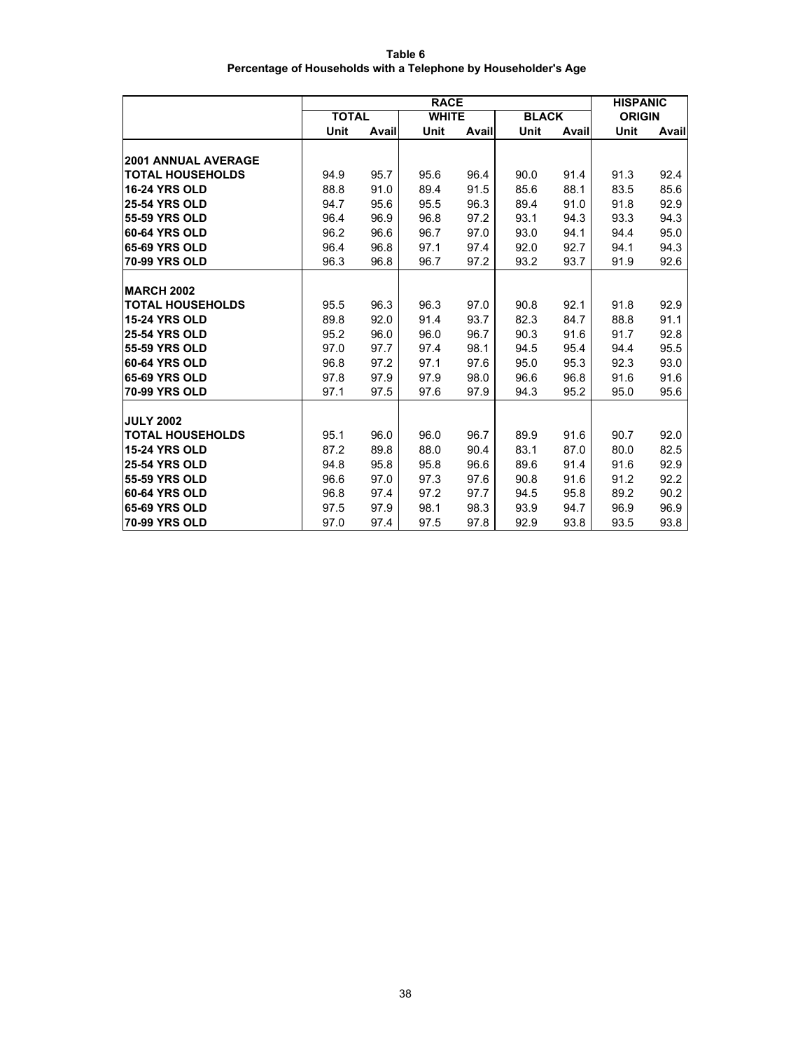**Table 6**
**Percentage of Households with a Telephone by Householder's Age**

| | RACE | | | | | | HISPANIC | |
|---|---|---|---|---|---|---|---|---|
| | TOTAL | | WHITE | | BLACK | | ORIGIN | |
| | Unit | Avail | Unit | Avail | Unit | Avail | Unit | Avail |
| **2001 ANNUAL AVERAGE** | | | | | | | | |
| **TOTAL HOUSEHOLDS** | 94.9 | 95.7 | 95.6 | 96.4 | 90.0 | 91.4 | 91.3 | 92.4 |
| **16-24 YRS OLD** | 88.8 | 91.0 | 89.4 | 91.5 | 85.6 | 88.1 | 83.5 | 85.6 |
| **25-54 YRS OLD** | 94.7 | 95.6 | 95.5 | 96.3 | 89.4 | 91.0 | 91.8 | 92.9 |
| **55-59 YRS OLD** | 96.4 | 96.9 | 96.8 | 97.2 | 93.1 | 94.3 | 93.3 | 94.3 |
| **60-64 YRS OLD** | 96.2 | 96.6 | 96.7 | 97.0 | 93.0 | 94.1 | 94.4 | 95.0 |
| **65-69 YRS OLD** | 96.4 | 96.8 | 97.1 | 97.4 | 92.0 | 92.7 | 94.1 | 94.3 |
| **70-99 YRS OLD** | 96.3 | 96.8 | 96.7 | 97.2 | 93.2 | 93.7 | 91.9 | 92.6 |
| **MARCH 2002** | | | | | | | | |
| **TOTAL HOUSEHOLDS** | 95.5 | 96.3 | 96.3 | 97.0 | 90.8 | 92.1 | 91.8 | 92.9 |
| **15-24 YRS OLD** | 89.8 | 92.0 | 91.4 | 93.7 | 82.3 | 84.7 | 88.8 | 91.1 |
| **25-54 YRS OLD** | 95.2 | 96.0 | 96.0 | 96.7 | 90.3 | 91.6 | 91.7 | 92.8 |
| **55-59 YRS OLD** | 97.0 | 97.7 | 97.4 | 98.1 | 94.5 | 95.4 | 94.4 | 95.5 |
| **60-64 YRS OLD** | 96.8 | 97.2 | 97.1 | 97.6 | 95.0 | 95.3 | 92.3 | 93.0 |
| **65-69 YRS OLD** | 97.8 | 97.9 | 97.9 | 98.0 | 96.6 | 96.8 | 91.6 | 91.6 |
| **70-99 YRS OLD** | 97.1 | 97.5 | 97.6 | 97.9 | 94.3 | 95.2 | 95.0 | 95.6 |
| **JULY 2002** | | | | | | | | |
| **TOTAL HOUSEHOLDS** | 95.1 | 96.0 | 96.0 | 96.7 | 89.9 | 91.6 | 90.7 | 92.0 |
| **15-24 YRS OLD** | 87.2 | 89.8 | 88.0 | 90.4 | 83.1 | 87.0 | 80.0 | 82.5 |
| **25-54 YRS OLD** | 94.8 | 95.8 | 95.8 | 96.6 | 89.6 | 91.4 | 91.6 | 92.9 |
| **55-59 YRS OLD** | 96.6 | 97.0 | 97.3 | 97.6 | 90.8 | 91.6 | 91.2 | 92.2 |
| **60-64 YRS OLD** | 96.8 | 97.4 | 97.2 | 97.7 | 94.5 | 95.8 | 89.2 | 90.2 |
| **65-69 YRS OLD** | 97.5 | 97.9 | 98.1 | 98.3 | 93.9 | 94.7 | 96.9 | 96.9 |
| **70-99 YRS OLD** | 97.0 | 97.4 | 97.5 | 97.8 | 92.9 | 93.8 | 93.5 | 93.8 |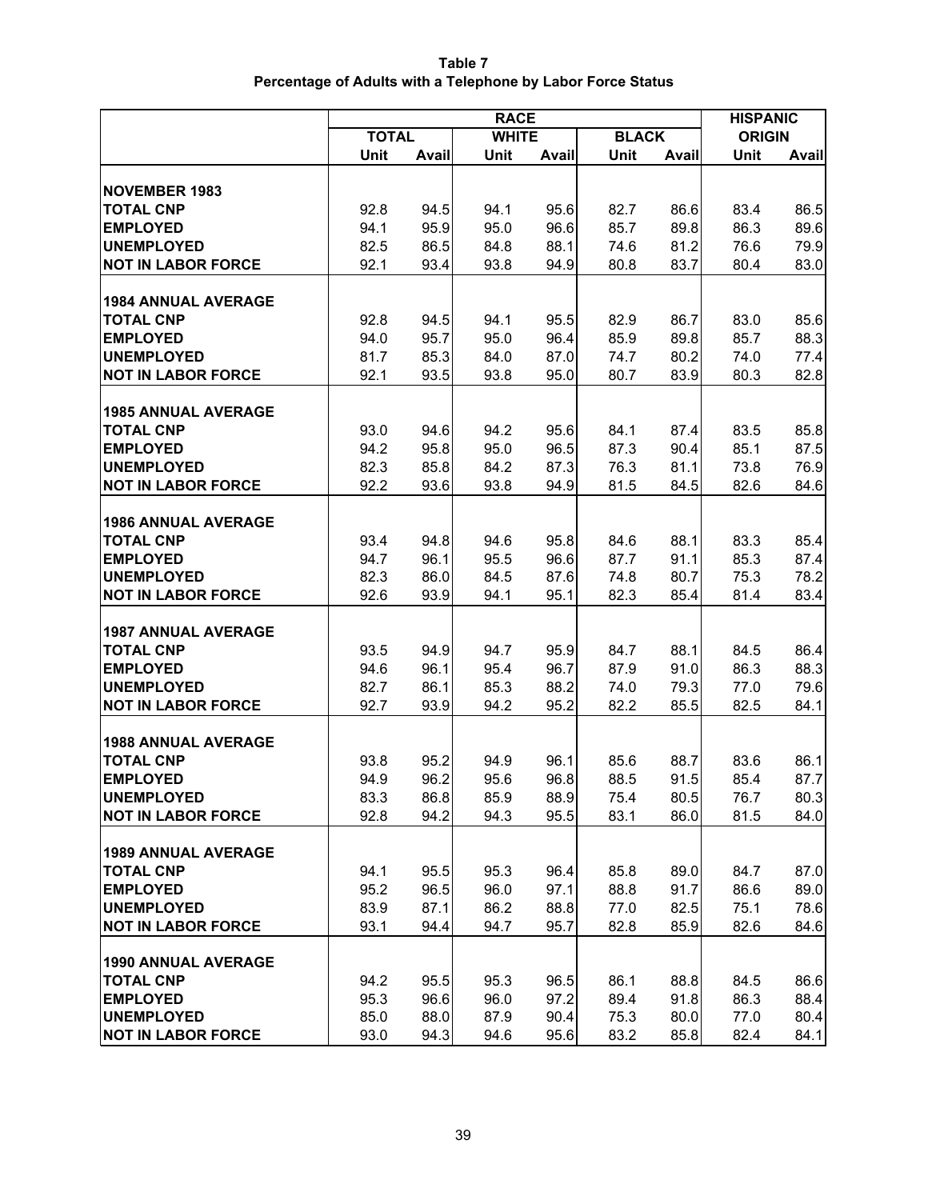**Table 7**
**Percentage of Adults with a Telephone by Labor Force Status**

| | RACE | | | | | | HISPANIC | |
|---|---|---|---|---|---|---|---|---|
| | TOTAL | | WHITE | | BLACK | | ORIGIN | |
| | Unit | Avail | Unit | Avail | Unit | Avail | Unit | Avail |
| **NOVEMBER 1983** | | | | | | | | |
| **TOTAL CNP** | 92.8 | 94.5 | 94.1 | 95.6 | 82.7 | 86.6 | 83.4 | 86.5 |
| **EMPLOYED** | 94.1 | 95.9 | 95.0 | 96.6 | 85.7 | 89.8 | 86.3 | 89.6 |
| **UNEMPLOYED** | 82.5 | 86.5 | 84.8 | 88.1 | 74.6 | 81.2 | 76.6 | 79.9 |
| **NOT IN LABOR FORCE** | 92.1 | 93.4 | 93.8 | 94.9 | 80.8 | 83.7 | 80.4 | 83.0 |
| **1984 ANNUAL AVERAGE** | | | | | | | | |
| **TOTAL CNP** | 92.8 | 94.5 | 94.1 | 95.5 | 82.9 | 86.7 | 83.0 | 85.6 |
| **EMPLOYED** | 94.0 | 95.7 | 95.0 | 96.4 | 85.9 | 89.8 | 85.7 | 88.3 |
| **UNEMPLOYED** | 81.7 | 85.3 | 84.0 | 87.0 | 74.7 | 80.2 | 74.0 | 77.4 |
| **NOT IN LABOR FORCE** | 92.1 | 93.5 | 93.8 | 95.0 | 80.7 | 83.9 | 80.3 | 82.8 |
| **1985 ANNUAL AVERAGE** | | | | | | | | |
| **TOTAL CNP** | 93.0 | 94.6 | 94.2 | 95.6 | 84.1 | 87.4 | 83.5 | 85.8 |
| **EMPLOYED** | 94.2 | 95.8 | 95.0 | 96.5 | 87.3 | 90.4 | 85.1 | 87.5 |
| **UNEMPLOYED** | 82.3 | 85.8 | 84.2 | 87.3 | 76.3 | 81.1 | 73.8 | 76.9 |
| **NOT IN LABOR FORCE** | 92.2 | 93.6 | 93.8 | 94.9 | 81.5 | 84.5 | 82.6 | 84.6 |
| **1986 ANNUAL AVERAGE** | | | | | | | | |
| **TOTAL CNP** | 93.4 | 94.8 | 94.6 | 95.8 | 84.6 | 88.1 | 83.3 | 85.4 |
| **EMPLOYED** | 94.7 | 96.1 | 95.5 | 96.6 | 87.7 | 91.1 | 85.3 | 87.4 |
| **UNEMPLOYED** | 82.3 | 86.0 | 84.5 | 87.6 | 74.8 | 80.7 | 75.3 | 78.2 |
| **NOT IN LABOR FORCE** | 92.6 | 93.9 | 94.1 | 95.1 | 82.3 | 85.4 | 81.4 | 83.4 |
| **1987 ANNUAL AVERAGE** | | | | | | | | |
| **TOTAL CNP** | 93.5 | 94.9 | 94.7 | 95.9 | 84.7 | 88.1 | 84.5 | 86.4 |
| **EMPLOYED** | 94.6 | 96.1 | 95.4 | 96.7 | 87.9 | 91.0 | 86.3 | 88.3 |
| **UNEMPLOYED** | 82.7 | 86.1 | 85.3 | 88.2 | 74.0 | 79.3 | 77.0 | 79.6 |
| **NOT IN LABOR FORCE** | 92.7 | 93.9 | 94.2 | 95.2 | 82.2 | 85.5 | 82.5 | 84.1 |
| **1988 ANNUAL AVERAGE** | | | | | | | | |
| **TOTAL CNP** | 93.8 | 95.2 | 94.9 | 96.1 | 85.6 | 88.7 | 83.6 | 86.1 |
| **EMPLOYED** | 94.9 | 96.2 | 95.6 | 96.8 | 88.5 | 91.5 | 85.4 | 87.7 |
| **UNEMPLOYED** | 83.3 | 86.8 | 85.9 | 88.9 | 75.4 | 80.5 | 76.7 | 80.3 |
| **NOT IN LABOR FORCE** | 92.8 | 94.2 | 94.3 | 95.5 | 83.1 | 86.0 | 81.5 | 84.0 |
| **1989 ANNUAL AVERAGE** | | | | | | | | |
| **TOTAL CNP** | 94.1 | 95.5 | 95.3 | 96.4 | 85.8 | 89.0 | 84.7 | 87.0 |
| **EMPLOYED** | 95.2 | 96.5 | 96.0 | 97.1 | 88.8 | 91.7 | 86.6 | 89.0 |
| **UNEMPLOYED** | 83.9 | 87.1 | 86.2 | 88.8 | 77.0 | 82.5 | 75.1 | 78.6 |
| **NOT IN LABOR FORCE** | 93.1 | 94.4 | 94.7 | 95.7 | 82.8 | 85.9 | 82.6 | 84.6 |
| **1990 ANNUAL AVERAGE** | | | | | | | | |
| **TOTAL CNP** | 94.2 | 95.5 | 95.3 | 96.5 | 86.1 | 88.8 | 84.5 | 86.6 |
| **EMPLOYED** | 95.3 | 96.6 | 96.0 | 97.2 | 89.4 | 91.8 | 86.3 | 88.4 |
| **UNEMPLOYED** | 85.0 | 88.0 | 87.9 | 90.4 | 75.3 | 80.0 | 77.0 | 80.4 |
| **NOT IN LABOR FORCE** | 93.0 | 94.3 | 94.6 | 95.6 | 83.2 | 85.8 | 82.4 | 84.1 |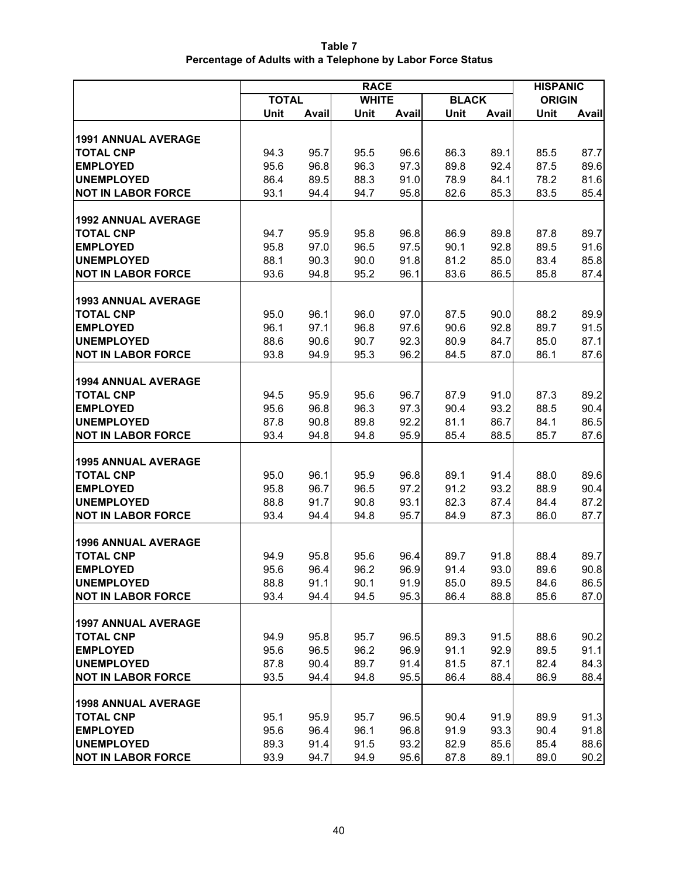**Table 7**
**Percentage of Adults with a Telephone by Labor Force Status**

| | RACE | | | | | | HISPANIC | |
|---|---|---|---|---|---|---|---|---|
| | TOTAL | | WHITE | | BLACK | | ORIGIN | |
| | Unit | Avail | Unit | Avail | Unit | Avail | Unit | Avail |
| **1991 ANNUAL AVERAGE** | | | | | | | | |
| **TOTAL CNP** | 94.3 | 95.7 | 95.5 | 96.6 | 86.3 | 89.1 | 85.5 | 87.7 |
| **EMPLOYED** | 95.6 | 96.8 | 96.3 | 97.3 | 89.8 | 92.4 | 87.5 | 89.6 |
| **UNEMPLOYED** | 86.4 | 89.5 | 88.3 | 91.0 | 78.9 | 84.1 | 78.2 | 81.6 |
| **NOT IN LABOR FORCE** | 93.1 | 94.4 | 94.7 | 95.8 | 82.6 | 85.3 | 83.5 | 85.4 |
| **1992 ANNUAL AVERAGE** | | | | | | | | |
| **TOTAL CNP** | 94.7 | 95.9 | 95.8 | 96.8 | 86.9 | 89.8 | 87.8 | 89.7 |
| **EMPLOYED** | 95.8 | 97.0 | 96.5 | 97.5 | 90.1 | 92.8 | 89.5 | 91.6 |
| **UNEMPLOYED** | 88.1 | 90.3 | 90.0 | 91.8 | 81.2 | 85.0 | 83.4 | 85.8 |
| **NOT IN LABOR FORCE** | 93.6 | 94.8 | 95.2 | 96.1 | 83.6 | 86.5 | 85.8 | 87.4 |
| **1993 ANNUAL AVERAGE** | | | | | | | | |
| **TOTAL CNP** | 95.0 | 96.1 | 96.0 | 97.0 | 87.5 | 90.0 | 88.2 | 89.9 |
| **EMPLOYED** | 96.1 | 97.1 | 96.8 | 97.6 | 90.6 | 92.8 | 89.7 | 91.5 |
| **UNEMPLOYED** | 88.6 | 90.6 | 90.7 | 92.3 | 80.9 | 84.7 | 85.0 | 87.1 |
| **NOT IN LABOR FORCE** | 93.8 | 94.9 | 95.3 | 96.2 | 84.5 | 87.0 | 86.1 | 87.6 |
| **1994 ANNUAL AVERAGE** | | | | | | | | |
| **TOTAL CNP** | 94.5 | 95.9 | 95.6 | 96.7 | 87.9 | 91.0 | 87.3 | 89.2 |
| **EMPLOYED** | 95.6 | 96.8 | 96.3 | 97.3 | 90.4 | 93.2 | 88.5 | 90.4 |
| **UNEMPLOYED** | 87.8 | 90.8 | 89.8 | 92.2 | 81.1 | 86.7 | 84.1 | 86.5 |
| **NOT IN LABOR FORCE** | 93.4 | 94.8 | 94.8 | 95.9 | 85.4 | 88.5 | 85.7 | 87.6 |
| **1995 ANNUAL AVERAGE** | | | | | | | | |
| **TOTAL CNP** | 95.0 | 96.1 | 95.9 | 96.8 | 89.1 | 91.4 | 88.0 | 89.6 |
| **EMPLOYED** | 95.8 | 96.7 | 96.5 | 97.2 | 91.2 | 93.2 | 88.9 | 90.4 |
| **UNEMPLOYED** | 88.8 | 91.7 | 90.8 | 93.1 | 82.3 | 87.4 | 84.4 | 87.2 |
| **NOT IN LABOR FORCE** | 93.4 | 94.4 | 94.8 | 95.7 | 84.9 | 87.3 | 86.0 | 87.7 |
| **1996 ANNUAL AVERAGE** | | | | | | | | |
| **TOTAL CNP** | 94.9 | 95.8 | 95.6 | 96.4 | 89.7 | 91.8 | 88.4 | 89.7 |
| **EMPLOYED** | 95.6 | 96.4 | 96.2 | 96.9 | 91.4 | 93.0 | 89.6 | 90.8 |
| **UNEMPLOYED** | 88.8 | 91.1 | 90.1 | 91.9 | 85.0 | 89.5 | 84.6 | 86.5 |
| **NOT IN LABOR FORCE** | 93.4 | 94.4 | 94.5 | 95.3 | 86.4 | 88.8 | 85.6 | 87.0 |
| **1997 ANNUAL AVERAGE** | | | | | | | | |
| **TOTAL CNP** | 94.9 | 95.8 | 95.7 | 96.5 | 89.3 | 91.5 | 88.6 | 90.2 |
| **EMPLOYED** | 95.6 | 96.5 | 96.2 | 96.9 | 91.1 | 92.9 | 89.5 | 91.1 |
| **UNEMPLOYED** | 87.8 | 90.4 | 89.7 | 91.4 | 81.5 | 87.1 | 82.4 | 84.3 |
| **NOT IN LABOR FORCE** | 93.5 | 94.4 | 94.8 | 95.5 | 86.4 | 88.4 | 86.9 | 88.4 |
| **1998 ANNUAL AVERAGE** | | | | | | | | |
| **TOTAL CNP** | 95.1 | 95.9 | 95.7 | 96.5 | 90.4 | 91.9 | 89.9 | 91.3 |
| **EMPLOYED** | 95.6 | 96.4 | 96.1 | 96.8 | 91.9 | 93.3 | 90.4 | 91.8 |
| **UNEMPLOYED** | 89.3 | 91.4 | 91.5 | 93.2 | 82.9 | 85.6 | 85.4 | 88.6 |
| **NOT IN LABOR FORCE** | 93.9 | 94.7 | 94.9 | 95.6 | 87.8 | 89.1 | 89.0 | 90.2 |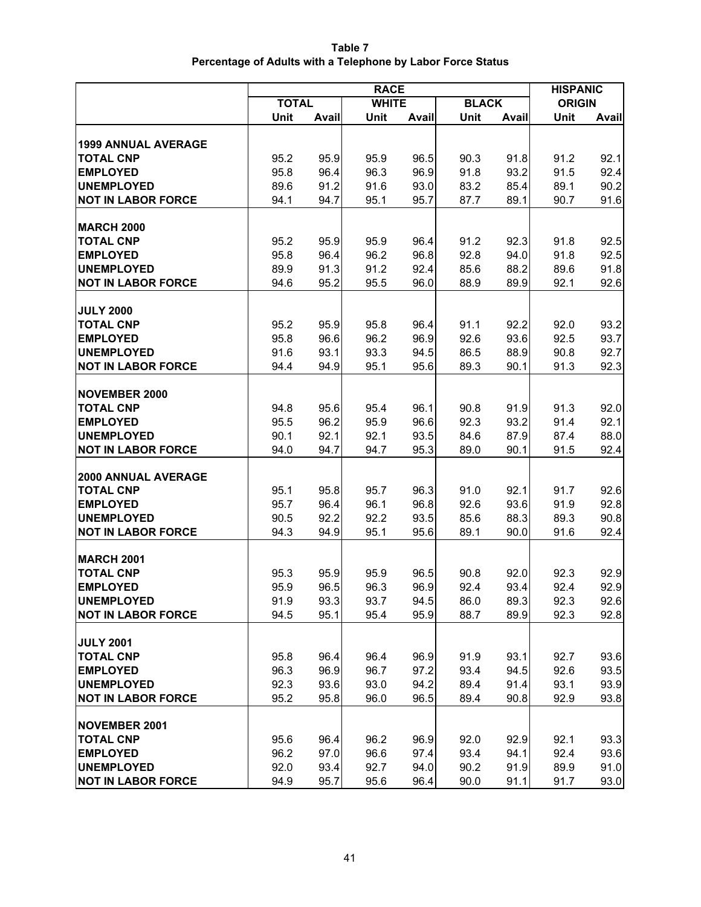**Table 7**
**Percentage of Adults with a Telephone by Labor Force Status**

| | RACE | | | | | | HISPANIC ORIGIN | |
|---|---|---|---|---|---|---|---|---|
| | TOTAL | | WHITE | | BLACK | | | |
| | Unit | Avail | Unit | Avail | Unit | Avail | Unit | Avail |
| **1999 ANNUAL AVERAGE** | | | | | | | | |
| **TOTAL CNP** | 95.2 | 95.9 | 95.9 | 96.5 | 90.3 | 91.8 | 91.2 | 92.1 |
| **EMPLOYED** | 95.8 | 96.4 | 96.3 | 96.9 | 91.8 | 93.2 | 91.5 | 92.4 |
| **UNEMPLOYED** | 89.6 | 91.2 | 91.6 | 93.0 | 83.2 | 85.4 | 89.1 | 90.2 |
| **NOT IN LABOR FORCE** | 94.1 | 94.7 | 95.1 | 95.7 | 87.7 | 89.1 | 90.7 | 91.6 |
| **MARCH 2000** | | | | | | | | |
| **TOTAL CNP** | 95.2 | 95.9 | 95.9 | 96.4 | 91.2 | 92.3 | 91.8 | 92.5 |
| **EMPLOYED** | 95.8 | 96.4 | 96.2 | 96.8 | 92.8 | 94.0 | 91.8 | 92.5 |
| **UNEMPLOYED** | 89.9 | 91.3 | 91.2 | 92.4 | 85.6 | 88.2 | 89.6 | 91.8 |
| **NOT IN LABOR FORCE** | 94.6 | 95.2 | 95.5 | 96.0 | 88.9 | 89.9 | 92.1 | 92.6 |
| **JULY 2000** | | | | | | | | |
| **TOTAL CNP** | 95.2 | 95.9 | 95.8 | 96.4 | 91.1 | 92.2 | 92.0 | 93.2 |
| **EMPLOYED** | 95.8 | 96.6 | 96.2 | 96.9 | 92.6 | 93.6 | 92.5 | 93.7 |
| **UNEMPLOYED** | 91.6 | 93.1 | 93.3 | 94.5 | 86.5 | 88.9 | 90.8 | 92.7 |
| **NOT IN LABOR FORCE** | 94.4 | 94.9 | 95.1 | 95.6 | 89.3 | 90.1 | 91.3 | 92.3 |
| **NOVEMBER 2000** | | | | | | | | |
| **TOTAL CNP** | 94.8 | 95.6 | 95.4 | 96.1 | 90.8 | 91.9 | 91.3 | 92.0 |
| **EMPLOYED** | 95.5 | 96.2 | 95.9 | 96.6 | 92.3 | 93.2 | 91.4 | 92.1 |
| **UNEMPLOYED** | 90.1 | 92.1 | 92.1 | 93.5 | 84.6 | 87.9 | 87.4 | 88.0 |
| **NOT IN LABOR FORCE** | 94.0 | 94.7 | 94.7 | 95.3 | 89.0 | 90.1 | 91.5 | 92.4 |
| **2000 ANNUAL AVERAGE** | | | | | | | | |
| **TOTAL CNP** | 95.1 | 95.8 | 95.7 | 96.3 | 91.0 | 92.1 | 91.7 | 92.6 |
| **EMPLOYED** | 95.7 | 96.4 | 96.1 | 96.8 | 92.6 | 93.6 | 91.9 | 92.8 |
| **UNEMPLOYED** | 90.5 | 92.2 | 92.2 | 93.5 | 85.6 | 88.3 | 89.3 | 90.8 |
| **NOT IN LABOR FORCE** | 94.3 | 94.9 | 95.1 | 95.6 | 89.1 | 90.0 | 91.6 | 92.4 |
| **MARCH 2001** | | | | | | | | |
| **TOTAL CNP** | 95.3 | 95.9 | 95.9 | 96.5 | 90.8 | 92.0 | 92.3 | 92.9 |
| **EMPLOYED** | 95.9 | 96.5 | 96.3 | 96.9 | 92.4 | 93.4 | 92.4 | 92.9 |
| **UNEMPLOYED** | 91.9 | 93.3 | 93.7 | 94.5 | 86.0 | 89.3 | 92.3 | 92.6 |
| **NOT IN LABOR FORCE** | 94.5 | 95.1 | 95.4 | 95.9 | 88.7 | 89.9 | 92.3 | 92.8 |
| **JULY 2001** | | | | | | | | |
| **TOTAL CNP** | 95.8 | 96.4 | 96.4 | 96.9 | 91.9 | 93.1 | 92.7 | 93.6 |
| **EMPLOYED** | 96.3 | 96.9 | 96.7 | 97.2 | 93.4 | 94.5 | 92.6 | 93.5 |
| **UNEMPLOYED** | 92.3 | 93.6 | 93.0 | 94.2 | 89.4 | 91.4 | 93.1 | 93.9 |
| **NOT IN LABOR FORCE** | 95.2 | 95.8 | 96.0 | 96.5 | 89.4 | 90.8 | 92.9 | 93.8 |
| **NOVEMBER 2001** | | | | | | | | |
| **TOTAL CNP** | 95.6 | 96.4 | 96.2 | 96.9 | 92.0 | 92.9 | 92.1 | 93.3 |
| **EMPLOYED** | 96.2 | 97.0 | 96.6 | 97.4 | 93.4 | 94.1 | 92.4 | 93.6 |
| **UNEMPLOYED** | 92.0 | 93.4 | 92.7 | 94.0 | 90.2 | 91.9 | 89.9 | 91.0 |
| **NOT IN LABOR FORCE** | 94.9 | 95.7 | 95.6 | 96.4 | 90.0 | 91.1 | 91.7 | 93.0 |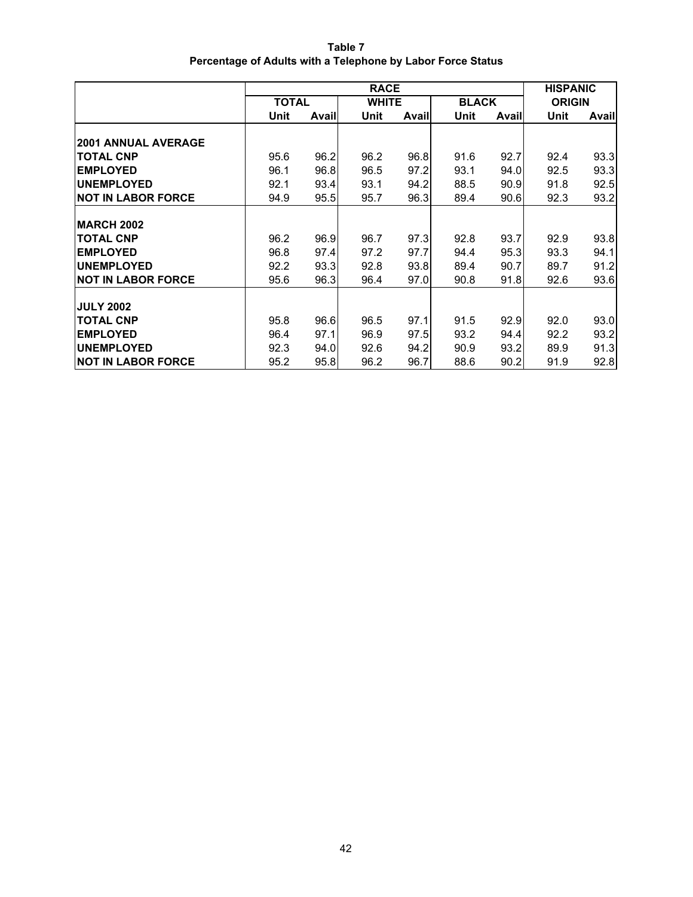**Table 7**
**Percentage of Adults with a Telephone by Labor Force Status**

| | RACE | | | | | | HISPANIC ORIGIN | |
|---|---|---|---|---|---|---|---|---|
| | TOTAL | | WHITE | | BLACK | | | |
| | Unit | Avail | Unit | Avail | Unit | Avail | Unit | Avail |
| **2001 ANNUAL AVERAGE** | | | | | | | | |
| **TOTAL CNP** | 95.6 | 96.2 | 96.2 | 96.8 | 91.6 | 92.7 | 92.4 | 93.3 |
| **EMPLOYED** | 96.1 | 96.8 | 96.5 | 97.2 | 93.1 | 94.0 | 92.5 | 93.3 |
| **UNEMPLOYED** | 92.1 | 93.4 | 93.1 | 94.2 | 88.5 | 90.9 | 91.8 | 92.5 |
| **NOT IN LABOR FORCE** | 94.9 | 95.5 | 95.7 | 96.3 | 89.4 | 90.6 | 92.3 | 93.2 |
| **MARCH 2002** | | | | | | | | |
| **TOTAL CNP** | 96.2 | 96.9 | 96.7 | 97.3 | 92.8 | 93.7 | 92.9 | 93.8 |
| **EMPLOYED** | 96.8 | 97.4 | 97.2 | 97.7 | 94.4 | 95.3 | 93.3 | 94.1 |
| **UNEMPLOYED** | 92.2 | 93.3 | 92.8 | 93.8 | 89.4 | 90.7 | 89.7 | 91.2 |
| **NOT IN LABOR FORCE** | 95.6 | 96.3 | 96.4 | 97.0 | 90.8 | 91.8 | 92.6 | 93.6 |
| **JULY 2002** | | | | | | | | |
| **TOTAL CNP** | 95.8 | 96.6 | 96.5 | 97.1 | 91.5 | 92.9 | 92.0 | 93.0 |
| **EMPLOYED** | 96.4 | 97.1 | 96.9 | 97.5 | 93.2 | 94.4 | 92.2 | 93.2 |
| **UNEMPLOYED** | 92.3 | 94.0 | 92.6 | 94.2 | 90.9 | 93.2 | 89.9 | 91.3 |
| **NOT IN LABOR FORCE** | 95.2 | 95.8 | 96.2 | 96.7 | 88.6 | 90.2 | 91.9 | 92.8 |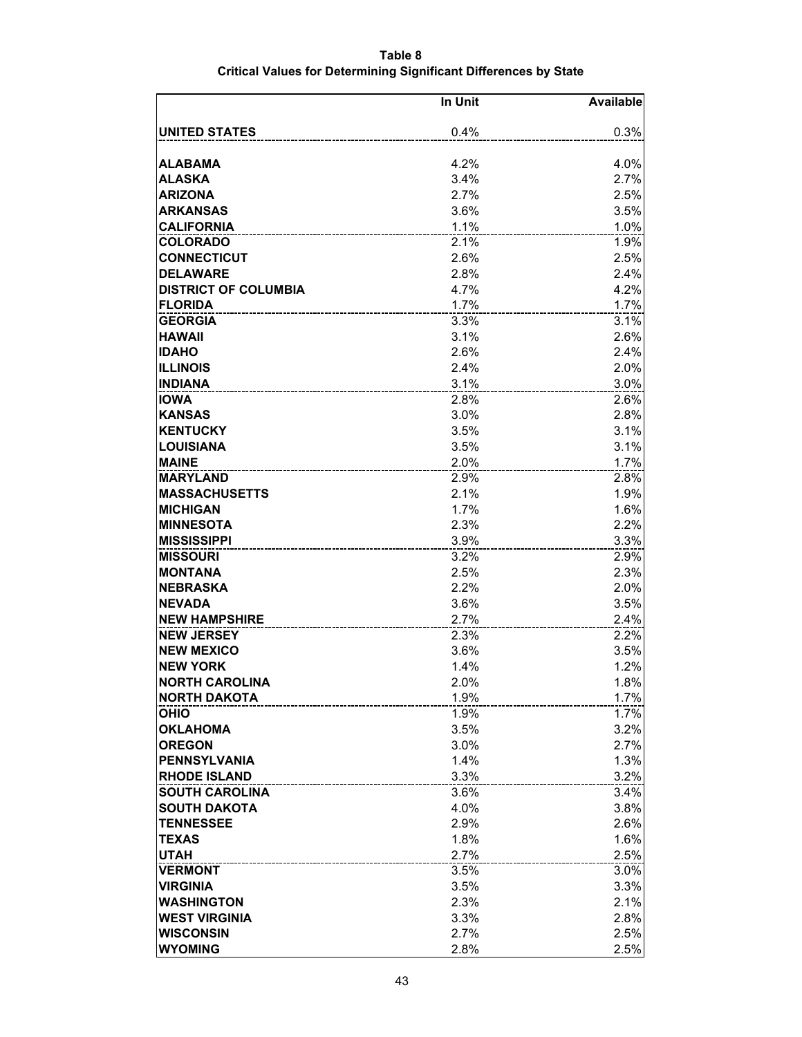**Table 8**
**Critical Values for Determining Significant Differences by State**

| | In Unit | Available |
|---|---|---|
| **UNITED STATES** | 0.4% | 0.3% |
| **ALABAMA** | 4.2% | 4.0% |
| **ALASKA** | 3.4% | 2.7% |
| **ARIZONA** | 2.7% | 2.5% |
| **ARKANSAS** | 3.6% | 3.5% |
| **CALIFORNIA** | 1.1% | 1.0% |
| **COLORADO** | 2.1% | 1.9% |
| **CONNECTICUT** | 2.6% | 2.5% |
| **DELAWARE** | 2.8% | 2.4% |
| **DISTRICT OF COLUMBIA** | 4.7% | 4.2% |
| **FLORIDA** | 1.7% | 1.7% |
| **GEORGIA** | 3.3% | 3.1% |
| **HAWAII** | 3.1% | 2.6% |
| **IDAHO** | 2.6% | 2.4% |
| **ILLINOIS** | 2.4% | 2.0% |
| **INDIANA** | 3.1% | 3.0% |
| **IOWA** | 2.8% | 2.6% |
| **KANSAS** | 3.0% | 2.8% |
| **KENTUCKY** | 3.5% | 3.1% |
| **LOUISIANA** | 3.5% | 3.1% |
| **MAINE** | 2.0% | 1.7% |
| **MARYLAND** | 2.9% | 2.8% |
| **MASSACHUSETTS** | 2.1% | 1.9% |
| **MICHIGAN** | 1.7% | 1.6% |
| **MINNESOTA** | 2.3% | 2.2% |
| **MISSISSIPPI** | 3.9% | 3.3% |
| **MISSOURI** | 3.2% | 2.9% |
| **MONTANA** | 2.5% | 2.3% |
| **NEBRASKA** | 2.2% | 2.0% |
| **NEVADA** | 3.6% | 3.5% |
| **NEW HAMPSHIRE** | 2.7% | 2.4% |
| **NEW JERSEY** | 2.3% | 2.2% |
| **NEW MEXICO** | 3.6% | 3.5% |
| **NEW YORK** | 1.4% | 1.2% |
| **NORTH CAROLINA** | 2.0% | 1.8% |
| **NORTH DAKOTA** | 1.9% | 1.7% |
| **OHIO** | 1.9% | 1.7% |
| **OKLAHOMA** | 3.5% | 3.2% |
| **OREGON** | 3.0% | 2.7% |
| **PENNSYLVANIA** | 1.4% | 1.3% |
| **RHODE ISLAND** | 3.3% | 3.2% |
| **SOUTH CAROLINA** | 3.6% | 3.4% |
| **SOUTH DAKOTA** | 4.0% | 3.8% |
| **TENNESSEE** | 2.9% | 2.6% |
| **TEXAS** | 1.8% | 1.6% |
| **UTAH** | 2.7% | 2.5% |
| **VERMONT** | 3.5% | 3.0% |
| **VIRGINIA** | 3.5% | 3.3% |
| **WASHINGTON** | 2.3% | 2.1% |
| **WEST VIRGINIA** | 3.3% | 2.8% |
| **WISCONSIN** | 2.7% | 2.5% |
| **WYOMING** | 2.8% | 2.5% |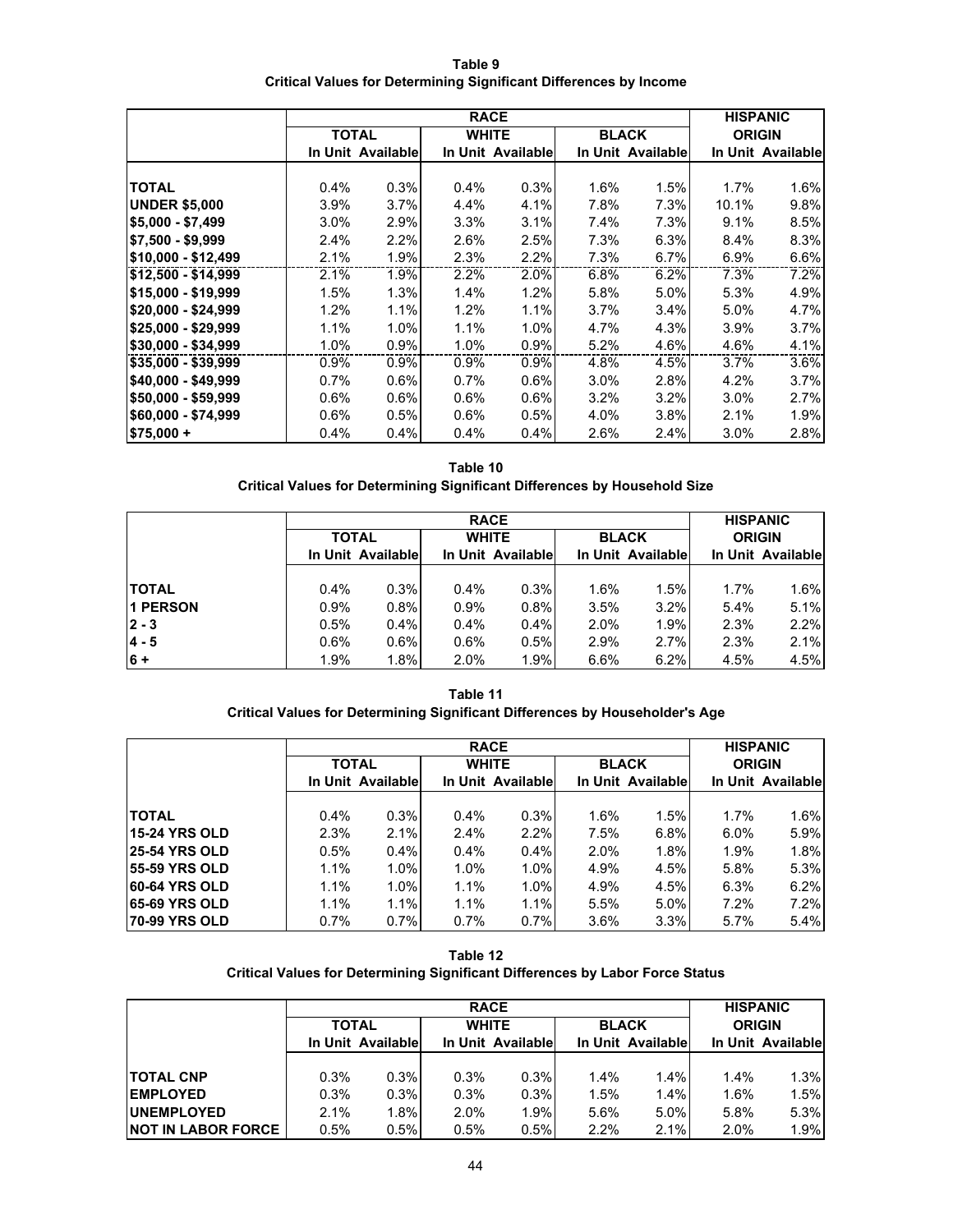**Table 9**
**Critical Values for Determining Significant Differences by Income**

| | RACE | | | | | | HISPANIC | |
|---|---|---|---|---|---|---|---|---|
| | TOTAL | | WHITE | | BLACK | | ORIGIN | |
| | In Unit | Available | In Unit | Available | In Unit | Available | In Unit | Available |
| **TOTAL** | 0.4% | 0.3% | 0.4% | 0.3% | 1.6% | 1.5% | 1.7% | 1.6% |
| **UNDER $5,000** | 3.9% | 3.7% | 4.4% | 4.1% | 7.8% | 7.3% | 10.1% | 9.8% |
| **$5,000 - $7,499** | 3.0% | 2.9% | 3.3% | 3.1% | 7.4% | 7.3% | 9.1% | 8.5% |
| **$7,500 - $9,999** | 2.4% | 2.2% | 2.6% | 2.5% | 7.3% | 6.3% | 8.4% | 8.3% |
| **$10,000 - $12,499** | 2.1% | 1.9% | 2.3% | 2.2% | 7.3% | 6.7% | 6.9% | 6.6% |
| **$12,500 - $14,999** | 2.1% | 1.9% | 2.2% | 2.0% | 6.8% | 6.2% | 7.3% | 7.2% |
| **$15,000 - $19,999** | 1.5% | 1.3% | 1.4% | 1.2% | 5.8% | 5.0% | 5.3% | 4.9% |
| **$20,000 - $24,999** | 1.2% | 1.1% | 1.2% | 1.1% | 3.7% | 3.4% | 5.0% | 4.7% |
| **$25,000 - $29,999** | 1.1% | 1.0% | 1.1% | 1.0% | 4.7% | 4.3% | 3.9% | 3.7% |
| **$30,000 - $34,999** | 1.0% | 0.9% | 1.0% | 0.9% | 5.2% | 4.6% | 4.6% | 4.1% |
| **$35,000 - $39,999** | 0.9% | 0.9% | 0.9% | 0.9% | 4.8% | 4.5% | 3.7% | 3.6% |
| **$40,000 - $49,999** | 0.7% | 0.6% | 0.7% | 0.6% | 3.0% | 2.8% | 4.2% | 3.7% |
| **$50,000 - $59,999** | 0.6% | 0.6% | 0.6% | 0.6% | 3.2% | 3.2% | 3.0% | 2.7% |
| **$60,000 - $74,999** | 0.6% | 0.5% | 0.6% | 0.5% | 4.0% | 3.8% | 2.1% | 1.9% |
| **$75,000 +** | 0.4% | 0.4% | 0.4% | 0.4% | 2.6% | 2.4% | 3.0% | 2.8% |

**Table 10**
**Critical Values for Determining Significant Differences by Household Size**

| | RACE | | | | | | HISPANIC | |
|---|---|---|---|---|---|---|---|---|
| | TOTAL | | WHITE | | BLACK | | ORIGIN | |
| | In Unit | Available | In Unit | Available | In Unit | Available | In Unit | Available |
| **TOTAL** | 0.4% | 0.3% | 0.4% | 0.3% | 1.6% | 1.5% | 1.7% | 1.6% |
| **1 PERSON** | 0.9% | 0.8% | 0.9% | 0.8% | 3.5% | 3.2% | 5.4% | 5.1% |
| **2 - 3** | 0.5% | 0.4% | 0.4% | 0.4% | 2.0% | 1.9% | 2.3% | 2.2% |
| **4 - 5** | 0.6% | 0.6% | 0.6% | 0.5% | 2.9% | 2.7% | 2.3% | 2.1% |
| **6 +** | 1.9% | 1.8% | 2.0% | 1.9% | 6.6% | 6.2% | 4.5% | 4.5% |

**Table 11**
**Critical Values for Determining Significant Differences by Householder's Age**

| | RACE | | | | | | HISPANIC | |
|---|---|---|---|---|---|---|---|---|
| | TOTAL | | WHITE | | BLACK | | ORIGIN | |
| | In Unit | Available | In Unit | Available | In Unit | Available | In Unit | Available |
| **TOTAL** | 0.4% | 0.3% | 0.4% | 0.3% | 1.6% | 1.5% | 1.7% | 1.6% |
| **15-24 YRS OLD** | 2.3% | 2.1% | 2.4% | 2.2% | 7.5% | 6.8% | 6.0% | 5.9% |
| **25-54 YRS OLD** | 0.5% | 0.4% | 0.4% | 0.4% | 2.0% | 1.8% | 1.9% | 1.8% |
| **55-59 YRS OLD** | 1.1% | 1.0% | 1.0% | 1.0% | 4.9% | 4.5% | 5.8% | 5.3% |
| **60-64 YRS OLD** | 1.1% | 1.0% | 1.1% | 1.0% | 4.9% | 4.5% | 6.3% | 6.2% |
| **65-69 YRS OLD** | 1.1% | 1.1% | 1.1% | 1.1% | 5.5% | 5.0% | 7.2% | 7.2% |
| **70-99 YRS OLD** | 0.7% | 0.7% | 0.7% | 0.7% | 3.6% | 3.3% | 5.7% | 5.4% |

**Table 12**
**Critical Values for Determining Significant Differences by Labor Force Status**

| | RACE | | | | | | HISPANIC | |
|---|---|---|---|---|---|---|---|---|
| | TOTAL | | WHITE | | BLACK | | ORIGIN | |
| | In Unit | Available | In Unit | Available | In Unit | Available | In Unit | Available |
| **TOTAL CNP** | 0.3% | 0.3% | 0.3% | 0.3% | 1.4% | 1.4% | 1.4% | 1.3% |
| **EMPLOYED** | 0.3% | 0.3% | 0.3% | 0.3% | 1.5% | 1.4% | 1.6% | 1.5% |
| **UNEMPLOYED** | 2.1% | 1.8% | 2.0% | 1.9% | 5.6% | 5.0% | 5.8% | 5.3% |
| **NOT IN LABOR FORCE** | 0.5% | 0.5% | 0.5% | 0.5% | 2.2% | 2.1% | 2.0% | 1.9% |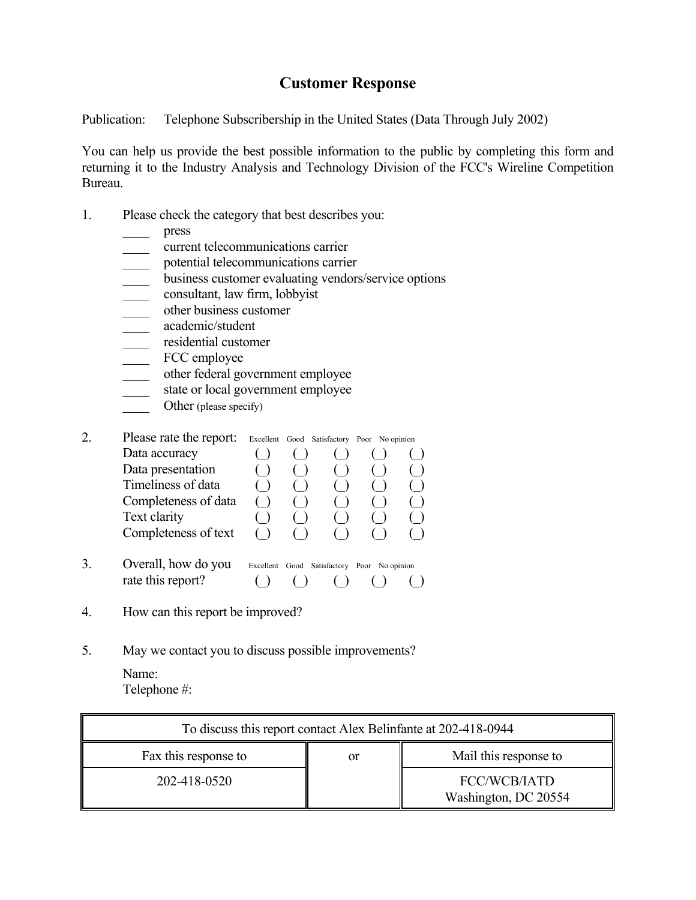# Customer Response

Publication: Telephone Subscribership in the United States (Data Through July 2002)

You can help us provide the best possible information to the public by completing this form and returning it to the Industry Analysis and Technology Division of the FCC's Wireline Competition Bureau.

1. Please check the category that best describes you:
   - ____ press
   - ____ current telecommunications carrier
   - ____ potential telecommunications carrier
   - ____ business customer evaluating vendors/service options
   - ____ consultant, law firm, lobbyist
   - ____ other business customer
   - ____ academic/student
   - ____ residential customer
   - ____ FCC employee
   - ____ other federal government employee
   - ____ state or local government employee
   - ____ Other (please specify)

2. Please rate the report:

| | Excellent | Good | Satisfactory | Poor | No opinion |
|---|---|---|---|---|---|
| Data accuracy | (_) | (_) | (_) | (_) | (_) |
| Data presentation | (_) | (_) | (_) | (_) | (_) |
| Timeliness of data | (_) | (_) | (_) | (_) | (_) |
| Completeness of data | (_) | (_) | (_) | (_) | (_) |
| Text clarity | (_) | (_) | (_) | (_) | (_) |
| Completeness of text | (_) | (_) | (_) | (_) | (_) |

3. Overall, how do you rate this report?

| | Excellent | Good | Satisfactory | Poor | No opinion |
|---|---|---|---|---|---|
| Overall, how do you rate this report? | (_) | (_) | (_) | (_) | (_) |

4. How can this report be improved?

5. May we contact you to discuss possible improvements?

   Name:
   Telephone #:

| To discuss this report contact Alex Belinfante at 202-418-0944 | | |
|---|---|---|
| Fax this response to | or | Mail this response to |
| 202-418-0520 | | FCC/WCB/IATD<br>Washington, DC 20554 |